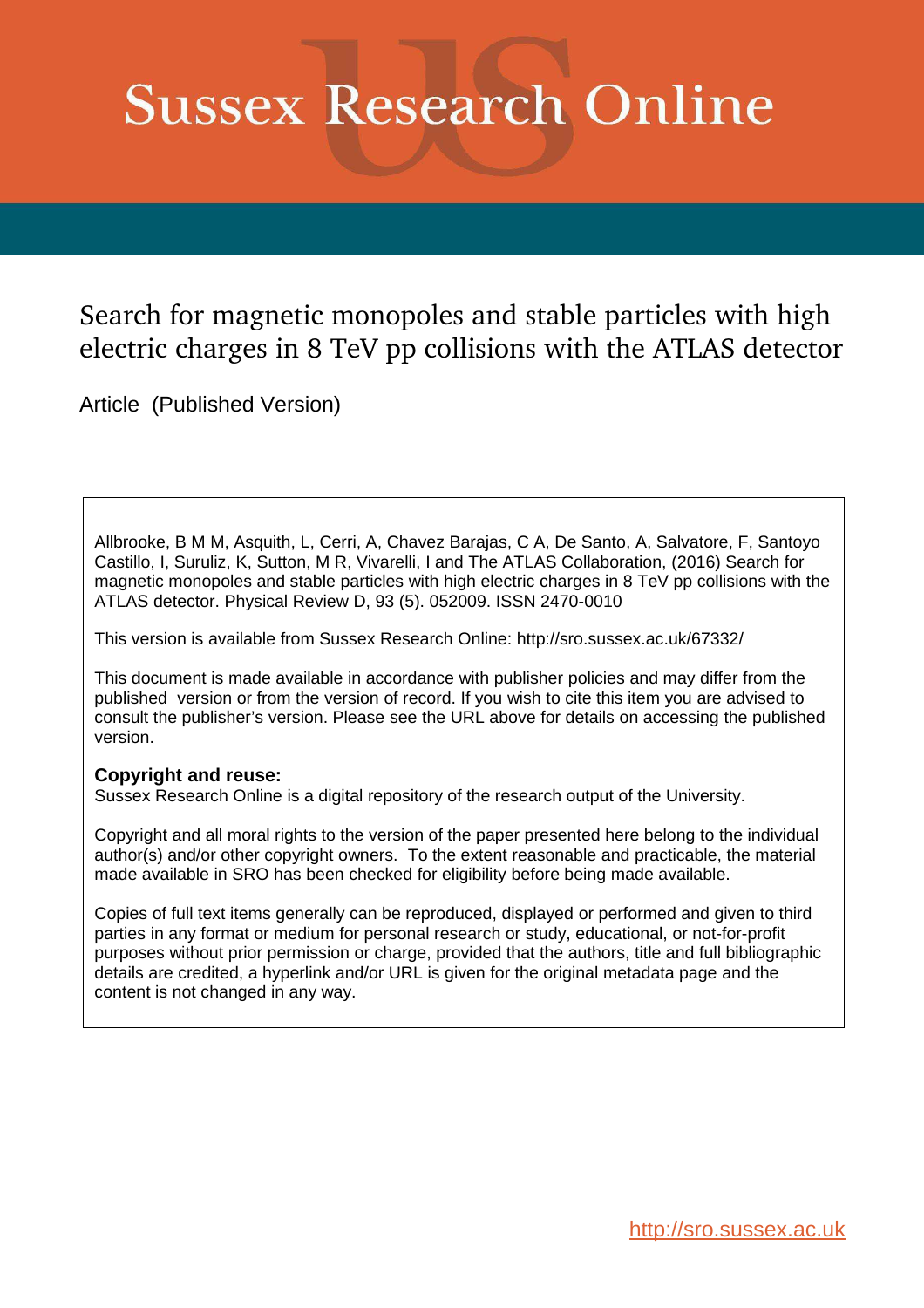# Sussex Research Online

## Search for magnetic monopoles and stable particles with high electric charges in 8 TeV pp collisions with the ATLAS detector

Article (Published Version)

Allbrooke, B M M, Asquith, L, Cerri, A, Chavez Barajas, C A, De Santo, A, Salvatore, F, Santoyo Castillo, I, Suruliz, K, Sutton, M R, Vivarelli, I and The ATLAS Collaboration, (2016) Search for magnetic monopoles and stable particles with high electric charges in 8 TeV pp collisions with the ATLAS detector. Physical Review D, 93 (5). 052009. ISSN 2470-0010

This version is available from Sussex Research Online: http://sro.sussex.ac.uk/67332/

This document is made available in accordance with publisher policies and may differ from the published version or from the version of record. If you wish to cite this item you are advised to consult the publisher's version. Please see the URL above for details on accessing the published version.

**Copyright and reuse:**
Sussex Research Online is a digital repository of the research output of the University.

Copyright and all moral rights to the version of the paper presented here belong to the individual author(s) and/or other copyright owners. To the extent reasonable and practicable, the material made available in SRO has been checked for eligibility before being made available.

Copies of full text items generally can be reproduced, displayed or performed and given to third parties in any format or medium for personal research or study, educational, or not-for-profit purposes without prior permission or charge, provided that the authors, title and full bibliographic details are credited, a hyperlink and/or URL is given for the original metadata page and the content is not changed in any way.

http://sro.sussex.ac.uk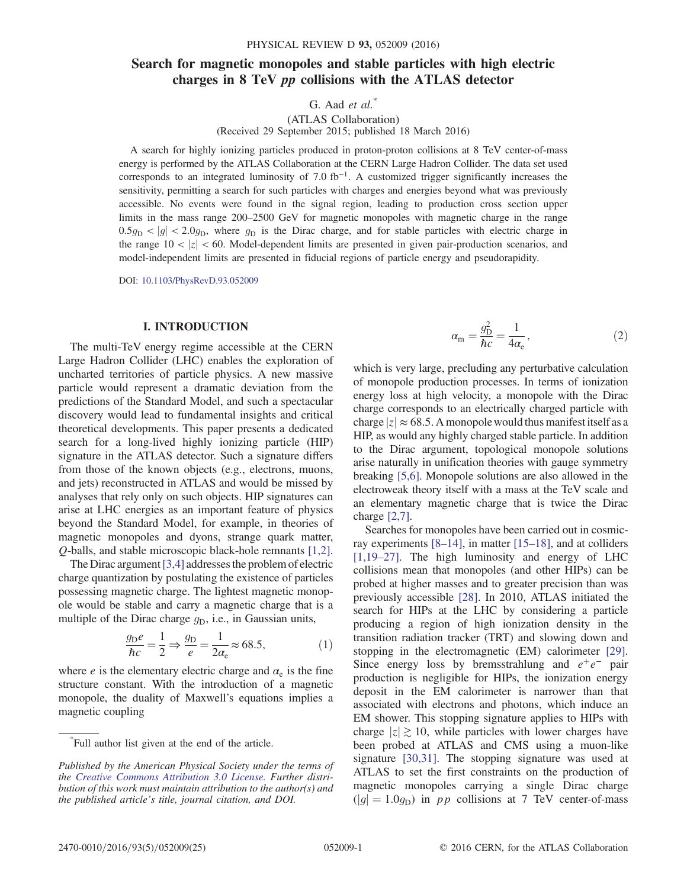# Search for magnetic monopoles and stable particles with high electric charges in 8 TeV *pp* collisions with the ATLAS detector

G. Aad *et al.*\*

(ATLAS Collaboration)

(Received 29 September 2015; published 18 March 2016)

A search for highly ionizing particles produced in proton-proton collisions at 8 TeV center-of-mass energy is performed by the ATLAS Collaboration at the CERN Large Hadron Collider. The data set used corresponds to an integrated luminosity of 7.0 $\text{fb}^{-1}$. A customized trigger significantly increases the sensitivity, permitting a search for such particles with charges and energies beyond what was previously accessible. No events were found in the signal region, leading to production cross section upper limits in the mass range 200–2500 GeV for magnetic monopoles with magnetic charge in the range $0.5g_\text{D} < |g| < 2.0g_\text{D}$, where $g_\text{D}$ is the Dirac charge, and for stable particles with electric charge in the range $10 < |z| < 60$. Model-dependent limits are presented in given pair-production scenarios, and model-independent limits are presented in fiducial regions of particle energy and pseudorapidity.

DOI: 10.1103/PhysRevD.93.052009

## I. INTRODUCTION

The multi-TeV energy regime accessible at the CERN Large Hadron Collider (LHC) enables the exploration of uncharted territories of particle physics. A new massive particle would represent a dramatic deviation from the predictions of the Standard Model, and such a spectacular discovery would lead to fundamental insights and critical theoretical developments. This paper presents a dedicated search for a long-lived highly ionizing particle (HIP) signature in the ATLAS detector. Such a signature differs from those of the known objects (e.g., electrons, muons, and jets) reconstructed in ATLAS and would be missed by analyses that rely only on such objects. HIP signatures can arise at LHC energies as an important feature of physics beyond the Standard Model, for example, in theories of magnetic monopoles and dyons, strange quark matter, $Q$-balls, and stable microscopic black-hole remnants [1,2].

The Dirac argument [3,4] addresses the problem of electric charge quantization by postulating the existence of particles possessing magnetic charge. The lightest magnetic monopole would be stable and carry a magnetic charge that is a multiple of the Dirac charge $g_\text{D}$, i.e., in Gaussian units,

$$\frac{g_\text{D} e}{\hbar c} = \frac{1}{2} \Rightarrow \frac{g_\text{D}}{e} = \frac{1}{2\alpha_\text{e}} \approx 68.5, \tag{1}$$

where $e$ is the elementary electric charge and $\alpha_\text{e}$ is the fine structure constant. With the introduction of a magnetic monopole, the duality of Maxwell's equations implies a magnetic coupling

$$\alpha_\text{m} = \frac{g_\text{D}^2}{\hbar c} = \frac{1}{4\alpha_\text{e}}, \tag{2}$$

which is very large, precluding any perturbative calculation of monopole production processes. In terms of ionization energy loss at high velocity, a monopole with the Dirac charge corresponds to an electrically charged particle with charge $|z| \approx 68.5$. A monopole would thus manifest itself as a HIP, as would any highly charged stable particle. In addition to the Dirac argument, topological monopole solutions arise naturally in unification theories with gauge symmetry breaking [5,6]. Monopole solutions are also allowed in the electroweak theory itself with a mass at the TeV scale and an elementary magnetic charge that is twice the Dirac charge [2,7].

Searches for monopoles have been carried out in cosmic-ray experiments [8–14], in matter [15–18], and at colliders [1,19–27]. The high luminosity and energy of LHC collisions mean that monopoles (and other HIPs) can be probed at higher masses and to greater precision than was previously accessible [28]. In 2010, ATLAS initiated the search for HIPs at the LHC by considering a particle producing a region of high ionization density in the transition radiation tracker (TRT) and slowing down and stopping in the electromagnetic (EM) calorimeter [29]. Since energy loss by bremsstrahlung and $e^+e^-$ pair production is negligible for HIPs, the ionization energy deposit in the EM calorimeter is narrower than that associated with electrons and photons, which induce an EM shower. This stopping signature applies to HIPs with charge $|z| \gtrsim 10$, while particles with lower charges have been probed at ATLAS and CMS using a muon-like signature [30,31]. The stopping signature was used at ATLAS to set the first constraints on the production of magnetic monopoles carrying a single Dirac charge ($|g| = 1.0g_\text{D}$) in $pp$ collisions at 7 TeV center-of-mass

\*Full author list given at the end of the article.

*Published by the American Physical Society under the terms of the Creative Commons Attribution 3.0 License. Further distribution of this work must maintain attribution to the author(s) and the published article's title, journal citation, and DOI.*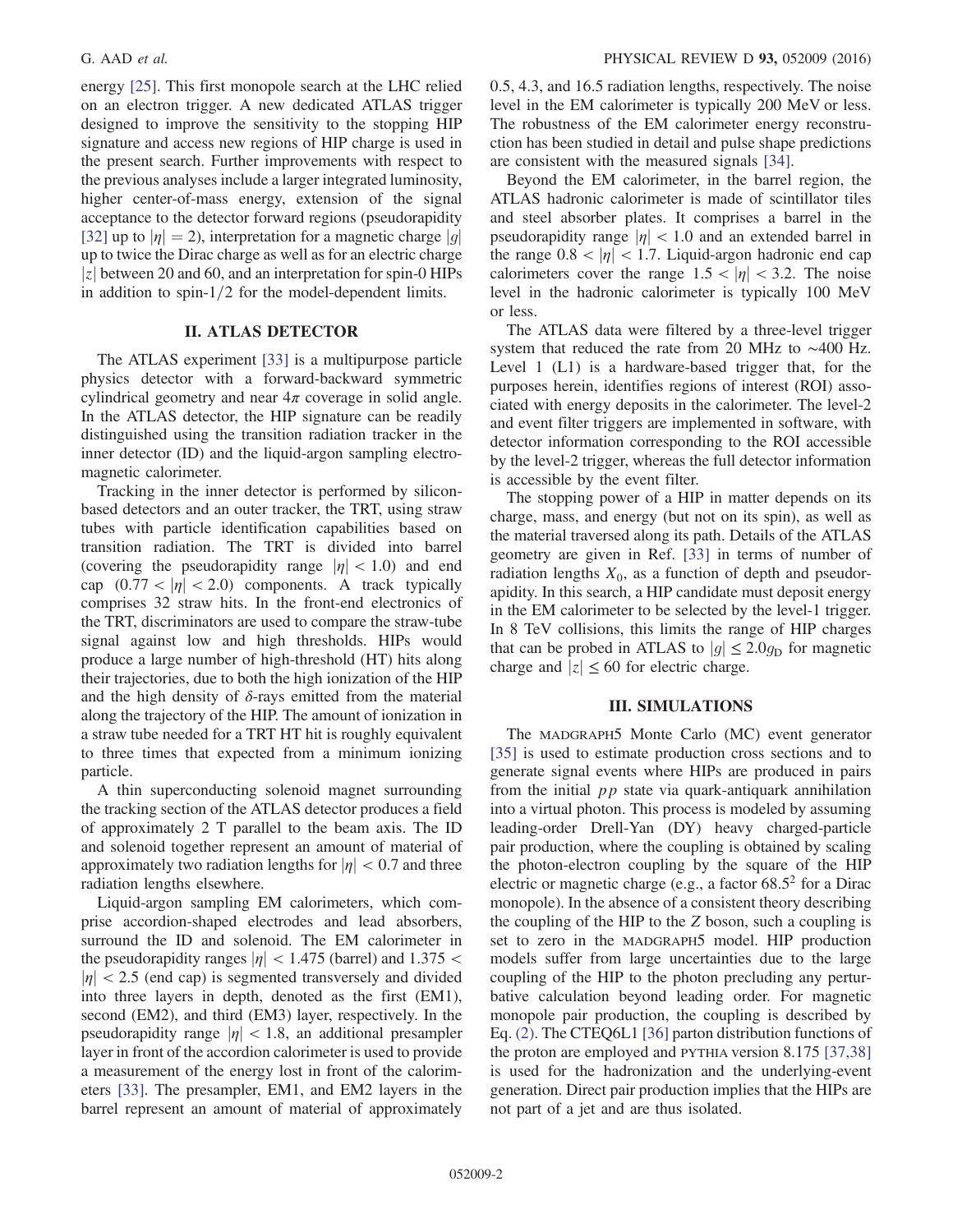energy [25]. This first monopole search at the LHC relied on an electron trigger. A new dedicated ATLAS trigger designed to improve the sensitivity to the stopping HIP signature and access new regions of HIP charge is used in the present search. Further improvements with respect to the previous analyses include a larger integrated luminosity, higher center-of-mass energy, extension of the signal acceptance to the detector forward regions (pseudorapidity [32] up to $|\eta| = 2$), interpretation for a magnetic charge $|g|$ up to twice the Dirac charge as well as for an electric charge $|z|$ between 20 and 60, and an interpretation for spin-0 HIPs in addition to spin-1/2 for the model-dependent limits.

## II. ATLAS DETECTOR

The ATLAS experiment [33] is a multipurpose particle physics detector with a forward-backward symmetric cylindrical geometry and near $4\pi$ coverage in solid angle. In the ATLAS detector, the HIP signature can be readily distinguished using the transition radiation tracker in the inner detector (ID) and the liquid-argon sampling electromagnetic calorimeter.

Tracking in the inner detector is performed by silicon-based detectors and an outer tracker, the TRT, using straw tubes with particle identification capabilities based on transition radiation. The TRT is divided into barrel (covering the pseudorapidity range $|\eta| < 1.0$) and end cap $(0.77 < |\eta| < 2.0)$ components. A track typically comprises 32 straw hits. In the front-end electronics of the TRT, discriminators are used to compare the straw-tube signal against low and high thresholds. HIPs would produce a large number of high-threshold (HT) hits along their trajectories, due to both the high ionization of the HIP and the high density of $\delta$-rays emitted from the material along the trajectory of the HIP. The amount of ionization in a straw tube needed for a TRT HT hit is roughly equivalent to three times that expected from a minimum ionizing particle.

A thin superconducting solenoid magnet surrounding the tracking section of the ATLAS detector produces a field of approximately 2 T parallel to the beam axis. The ID and solenoid together represent an amount of material of approximately two radiation lengths for $|\eta| < 0.7$ and three radiation lengths elsewhere.

Liquid-argon sampling EM calorimeters, which comprise accordion-shaped electrodes and lead absorbers, surround the ID and solenoid. The EM calorimeter in the pseudorapidity ranges $|\eta| < 1.475$ (barrel) and $1.375 < |\eta| < 2.5$ (end cap) is segmented transversely and divided into three layers in depth, denoted as the first (EM1), second (EM2), and third (EM3) layer, respectively. In the pseudorapidity range $|\eta| < 1.8$, an additional presampler layer in front of the accordion calorimeter is used to provide a measurement of the energy lost in front of the calorimeters [33]. The presampler, EM1, and EM2 layers in the barrel represent an amount of material of approximately 0.5, 4.3, and 16.5 radiation lengths, respectively. The noise level in the EM calorimeter is typically 200 MeV or less. The robustness of the EM calorimeter energy reconstruction has been studied in detail and pulse shape predictions are consistent with the measured signals [34].

Beyond the EM calorimeter, in the barrel region, the ATLAS hadronic calorimeter is made of scintillator tiles and steel absorber plates. It comprises a barrel in the pseudorapidity range $|\eta| < 1.0$ and an extended barrel in the range $0.8 < |\eta| < 1.7$. Liquid-argon hadronic end cap calorimeters cover the range $1.5 < |\eta| < 3.2$. The noise level in the hadronic calorimeter is typically 100 MeV or less.

The ATLAS data were filtered by a three-level trigger system that reduced the rate from 20 MHz to ~400 Hz. Level 1 (L1) is a hardware-based trigger that, for the purposes herein, identifies regions of interest (ROI) associated with energy deposits in the calorimeter. The level-2 and event filter triggers are implemented in software, with detector information corresponding to the ROI accessible by the level-2 trigger, whereas the full detector information is accessible by the event filter.

The stopping power of a HIP in matter depends on its charge, mass, and energy (but not on its spin), as well as the material traversed along its path. Details of the ATLAS geometry are given in Ref. [33] in terms of number of radiation lengths $X_0$, as a function of depth and pseudorapidity. In this search, a HIP candidate must deposit energy in the EM calorimeter to be selected by the level-1 trigger. In 8 TeV collisions, this limits the range of HIP charges that can be probed in ATLAS to $|g| \leq 2.0 g_{\mathrm{D}}$ for magnetic charge and $|z| \leq 60$ for electric charge.

## III. SIMULATIONS

The MADGRAPH5 Monte Carlo (MC) event generator [35] is used to estimate production cross sections and to generate signal events where HIPs are produced in pairs from the initial $pp$ state via quark-antiquark annihilation into a virtual photon. This process is modeled by assuming leading-order Drell-Yan (DY) heavy charged-particle pair production, where the coupling is obtained by scaling the photon-electron coupling by the square of the HIP electric or magnetic charge (e.g., a factor $68.5^2$ for a Dirac monopole). In the absence of a consistent theory describing the coupling of the HIP to the $Z$ boson, such a coupling is set to zero in the MADGRAPH5 model. HIP production models suffer from large uncertainties due to the large coupling of the HIP to the photon precluding any perturbative calculation beyond leading order. For magnetic monopole pair production, the coupling is described by Eq. (2). The CTEQ6L1 [36] parton distribution functions of the proton are employed and PYTHIA version 8.175 [37,38] is used for the hadronization and the underlying-event generation. Direct pair production implies that the HIPs are not part of a jet and are thus isolated.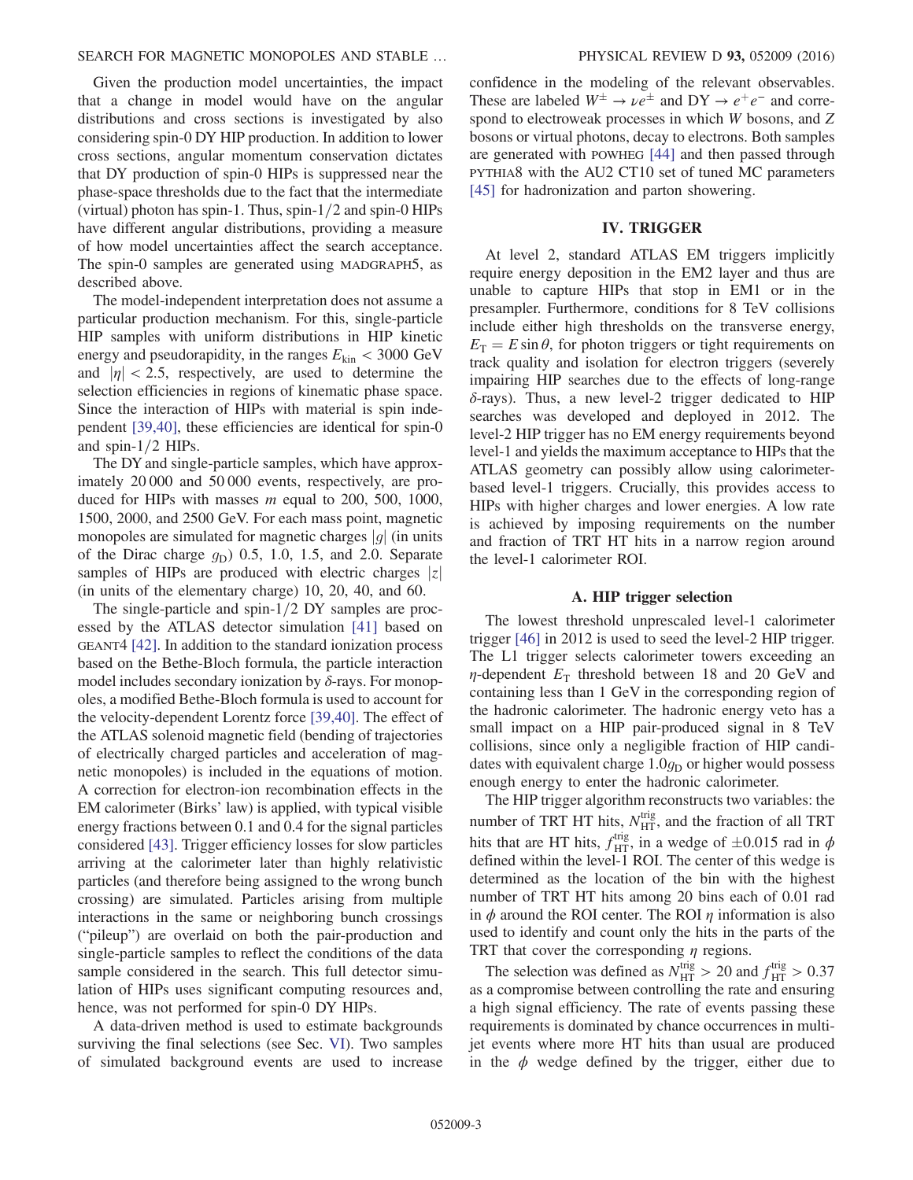Given the production model uncertainties, the impact that a change in model would have on the angular distributions and cross sections is investigated by also considering spin-0 DY HIP production. In addition to lower cross sections, angular momentum conservation dictates that DY production of spin-0 HIPs is suppressed near the phase-space thresholds due to the fact that the intermediate (virtual) photon has spin-1. Thus, spin-1/2 and spin-0 HIPs have different angular distributions, providing a measure of how model uncertainties affect the search acceptance. The spin-0 samples are generated using MADGRAPH5, as described above.

The model-independent interpretation does not assume a particular production mechanism. For this, single-particle HIP samples with uniform distributions in HIP kinetic energy and pseudorapidity, in the ranges $E_{\mathrm{kin}} < 3000$ GeV and $|\eta| < 2.5$, respectively, are used to determine the selection efficiencies in regions of kinematic phase space. Since the interaction of HIPs with material is spin independent [39,40], these efficiencies are identical for spin-0 and spin-1/2 HIPs.

The DY and single-particle samples, which have approximately 20 000 and 50 000 events, respectively, are produced for HIPs with masses $m$ equal to 200, 500, 1000, 1500, 2000, and 2500 GeV. For each mass point, magnetic monopoles are simulated for magnetic charges $|g|$ (in units of the Dirac charge $g_{\mathrm{D}}$) 0.5, 1.0, 1.5, and 2.0. Separate samples of HIPs are produced with electric charges $|z|$ (in units of the elementary charge) 10, 20, 40, and 60.

The single-particle and spin-1/2 DY samples are processed by the ATLAS detector simulation [41] based on GEANT4 [42]. In addition to the standard ionization process based on the Bethe-Bloch formula, the particle interaction model includes secondary ionization by $\delta$-rays. For monopoles, a modified Bethe-Bloch formula is used to account for the velocity-dependent Lorentz force [39,40]. The effect of the ATLAS solenoid magnetic field (bending of trajectories of electrically charged particles and acceleration of magnetic monopoles) is included in the equations of motion. A correction for electron-ion recombination effects in the EM calorimeter (Birks' law) is applied, with typical visible energy fractions between 0.1 and 0.4 for the signal particles considered [43]. Trigger efficiency losses for slow particles arriving at the calorimeter later than highly relativistic particles (and therefore being assigned to the wrong bunch crossing) are simulated. Particles arising from multiple interactions in the same or neighboring bunch crossings ("pileup") are overlaid on both the pair-production and single-particle samples to reflect the conditions of the data sample considered in the search. This full detector simulation of HIPs uses significant computing resources and, hence, was not performed for spin-0 DY HIPs.

A data-driven method is used to estimate backgrounds surviving the final selections (see Sec. VI). Two samples of simulated background events are used to increase confidence in the modeling of the relevant observables. These are labeled $W^{\pm} \to \nu e^{\pm}$ and $\mathrm{DY} \to e^{+}e^{-}$ and correspond to electroweak processes in which $W$ bosons, and $Z$ bosons or virtual photons, decay to electrons. Both samples are generated with POWHEG [44] and then passed through PYTHIA8 with the AU2 CT10 set of tuned MC parameters [45] for hadronization and parton showering.

## IV. TRIGGER

At level 2, standard ATLAS EM triggers implicitly require energy deposition in the EM2 layer and thus are unable to capture HIPs that stop in EM1 or in the presampler. Furthermore, conditions for 8 TeV collisions include either high thresholds on the transverse energy, $E_{\mathrm{T}} = E \sin\theta$, for photon triggers or tight requirements on track quality and isolation for electron triggers (severely impairing HIP searches due to the effects of long-range $\delta$-rays). Thus, a new level-2 trigger dedicated to HIP searches was developed and deployed in 2012. The level-2 HIP trigger has no EM energy requirements beyond level-1 and yields the maximum acceptance to HIPs that the ATLAS geometry can possibly allow using calorimeter-based level-1 triggers. Crucially, this provides access to HIPs with higher charges and lower energies. A low rate is achieved by imposing requirements on the number and fraction of TRT HT hits in a narrow region around the level-1 calorimeter ROI.

### A. HIP trigger selection

The lowest threshold unprescaled level-1 calorimeter trigger [46] in 2012 is used to seed the level-2 HIP trigger. The L1 trigger selects calorimeter towers exceeding an $\eta$-dependent $E_{\mathrm{T}}$ threshold between 18 and 20 GeV and containing less than 1 GeV in the corresponding region of the hadronic calorimeter. The hadronic energy veto has a small impact on a HIP pair-produced signal in 8 TeV collisions, since only a negligible fraction of HIP candidates with equivalent charge $1.0 g_{\mathrm{D}}$ or higher would possess enough energy to enter the hadronic calorimeter.

The HIP trigger algorithm reconstructs two variables: the number of TRT HT hits, $N_{\mathrm{HT}}^{\mathrm{trig}}$, and the fraction of all TRT hits that are HT hits, $f_{\mathrm{HT}}^{\mathrm{trig}}$, in a wedge of $\pm 0.015$ rad in $\phi$ defined within the level-1 ROI. The center of this wedge is determined as the location of the bin with the highest number of TRT HT hits among 20 bins each of 0.01 rad in $\phi$ around the ROI center. The ROI $\eta$ information is also used to identify and count only the hits in the parts of the TRT that cover the corresponding $\eta$ regions.

The selection was defined as $N_{\mathrm{HT}}^{\mathrm{trig}} > 20$ and $f_{\mathrm{HT}}^{\mathrm{trig}} > 0.37$ as a compromise between controlling the rate and ensuring a high signal efficiency. The rate of events passing these requirements is dominated by chance occurrences in multijet events where more HT hits than usual are produced in the $\phi$ wedge defined by the trigger, either due to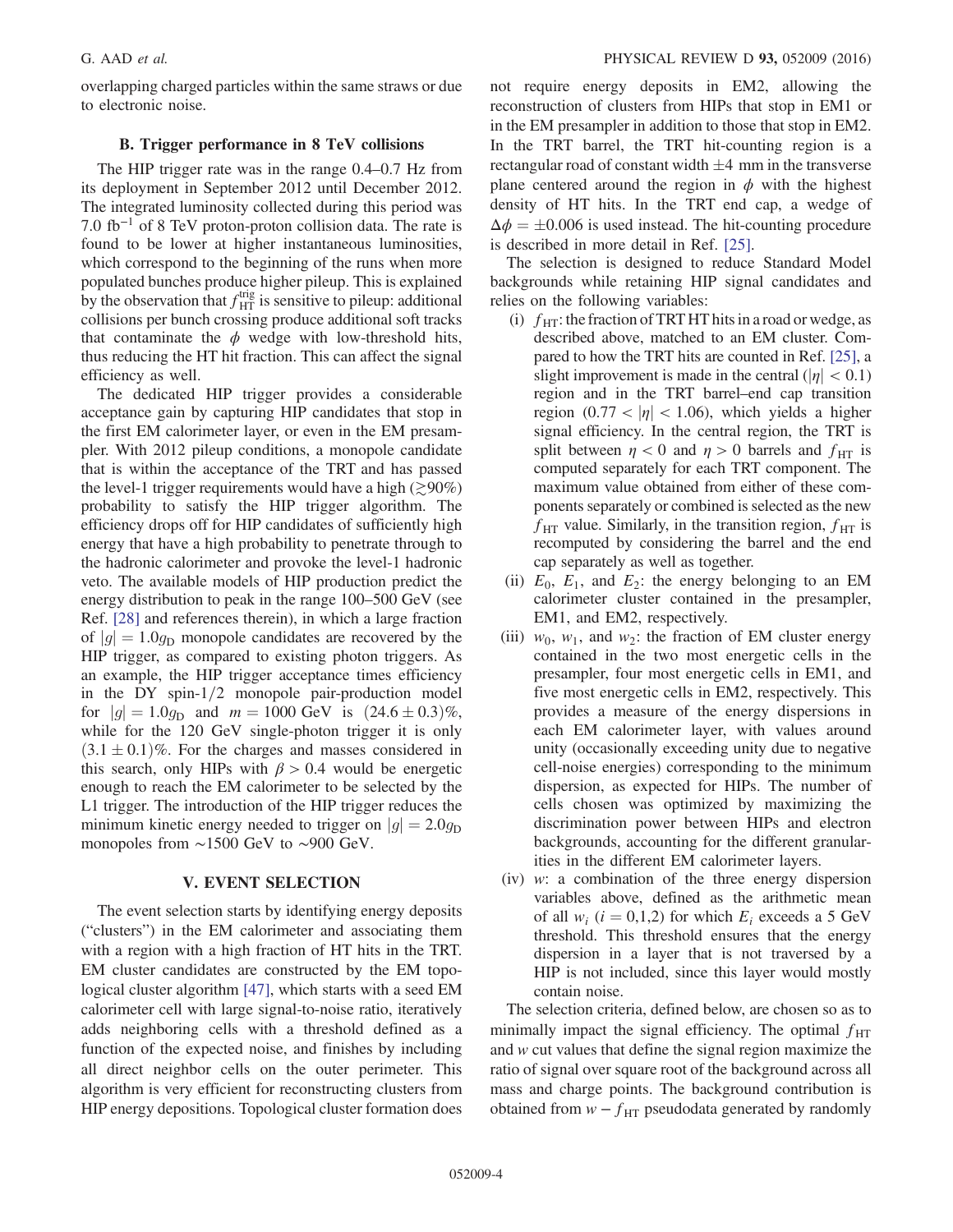overlapping charged particles within the same straws or due to electronic noise.

### B. Trigger performance in 8 TeV collisions

The HIP trigger rate was in the range 0.4–0.7 Hz from its deployment in September 2012 until December 2012. The integrated luminosity collected during this period was 7.0 fb$^{-1}$ of 8 TeV proton-proton collision data. The rate is found to be lower at higher instantaneous luminosities, which correspond to the beginning of the runs when more populated bunches produce higher pileup. This is explained by the observation that $f_{\mathrm{HT}}^{\mathrm{trig}}$ is sensitive to pileup: additional collisions per bunch crossing produce additional soft tracks that contaminate the $\phi$ wedge with low-threshold hits, thus reducing the HT hit fraction. This can affect the signal efficiency as well.

The dedicated HIP trigger provides a considerable acceptance gain by capturing HIP candidates that stop in the first EM calorimeter layer, or even in the EM presampler. With 2012 pileup conditions, a monopole candidate that is within the acceptance of the TRT and has passed the level-1 trigger requirements would have a high ($\gtrsim 90\%$) probability to satisfy the HIP trigger algorithm. The efficiency drops off for HIP candidates of sufficiently high energy that have a high probability to penetrate through to the hadronic calorimeter and provoke the level-1 hadronic veto. The available models of HIP production predict the energy distribution to peak in the range 100–500 GeV (see Ref. [28] and references therein), in which a large fraction of $|g| = 1.0 g_{\mathrm{D}}$ monopole candidates are recovered by the HIP trigger, as compared to existing photon triggers. As an example, the HIP trigger acceptance times efficiency in the DY spin-1/2 monopole pair-production model for $|g| = 1.0 g_{\mathrm{D}}$ and $m = 1000$ GeV is $(24.6 \pm 0.3)\%$, while for the 120 GeV single-photon trigger it is only $(3.1 \pm 0.1)\%$. For the charges and masses considered in this search, only HIPs with $\beta > 0.4$ would be energetic enough to reach the EM calorimeter to be selected by the L1 trigger. The introduction of the HIP trigger reduces the minimum kinetic energy needed to trigger on $|g| = 2.0 g_{\mathrm{D}}$ monopoles from $\sim$1500 GeV to $\sim$900 GeV.

## V. EVENT SELECTION

The event selection starts by identifying energy deposits ("clusters") in the EM calorimeter and associating them with a region with a high fraction of HT hits in the TRT. EM cluster candidates are constructed by the EM topological cluster algorithm [47], which starts with a seed EM calorimeter cell with large signal-to-noise ratio, iteratively adds neighboring cells with a threshold defined as a function of the expected noise, and finishes by including all direct neighbor cells on the outer perimeter. This algorithm is very efficient for reconstructing clusters from HIP energy depositions. Topological cluster formation does not require energy deposits in EM2, allowing the reconstruction of clusters from HIPs that stop in EM1 or in the EM presampler in addition to those that stop in EM2. In the TRT barrel, the TRT hit-counting region is a rectangular road of constant width $\pm 4$ mm in the transverse plane centered around the region in $\phi$ with the highest density of HT hits. In the TRT end cap, a wedge of $\Delta\phi = \pm 0.006$ is used instead. The hit-counting procedure is described in more detail in Ref. [25].

The selection is designed to reduce Standard Model backgrounds while retaining HIP signal candidates and relies on the following variables:

(i) $f_{\mathrm{HT}}$: the fraction of TRT HT hits in a road or wedge, as described above, matched to an EM cluster. Compared to how the TRT hits are counted in Ref. [25], a slight improvement is made in the central ($|\eta| < 0.1$) region and in the TRT barrel–end cap transition region ($0.77 < |\eta| < 1.06$), which yields a higher signal efficiency. In the central region, the TRT is split between $\eta < 0$ and $\eta > 0$ barrels and $f_{\mathrm{HT}}$ is computed separately for each TRT component. The maximum value obtained from either of these components separately or combined is selected as the new $f_{\mathrm{HT}}$ value. Similarly, in the transition region, $f_{\mathrm{HT}}$ is recomputed by considering the barrel and the end cap separately as well as together.

(ii) $E_0$, $E_1$, and $E_2$: the energy belonging to an EM calorimeter cluster contained in the presampler, EM1, and EM2, respectively.

(iii) $w_0$, $w_1$, and $w_2$: the fraction of EM cluster energy contained in the two most energetic cells in the presampler, four most energetic cells in EM1, and five most energetic cells in EM2, respectively. This provides a measure of the energy dispersions in each EM calorimeter layer, with values around unity (occasionally exceeding unity due to negative cell-noise energies) corresponding to the minimum dispersion, as expected for HIPs. The number of cells chosen was optimized by maximizing the discrimination power between HIPs and electron backgrounds, accounting for the different granularities in the different EM calorimeter layers.

(iv) $w$: a combination of the three energy dispersion variables above, defined as the arithmetic mean of all $w_i$ ($i = 0,1,2$) for which $E_i$ exceeds a 5 GeV threshold. This threshold ensures that the energy dispersion in a layer that is not traversed by a HIP is not included, since this layer would mostly contain noise.

The selection criteria, defined below, are chosen so as to minimally impact the signal efficiency. The optimal $f_{\mathrm{HT}}$ and $w$ cut values that define the signal region maximize the ratio of signal over square root of the background across all mass and charge points. The background contribution is obtained from $w - f_{\mathrm{HT}}$ pseudodata generated by randomly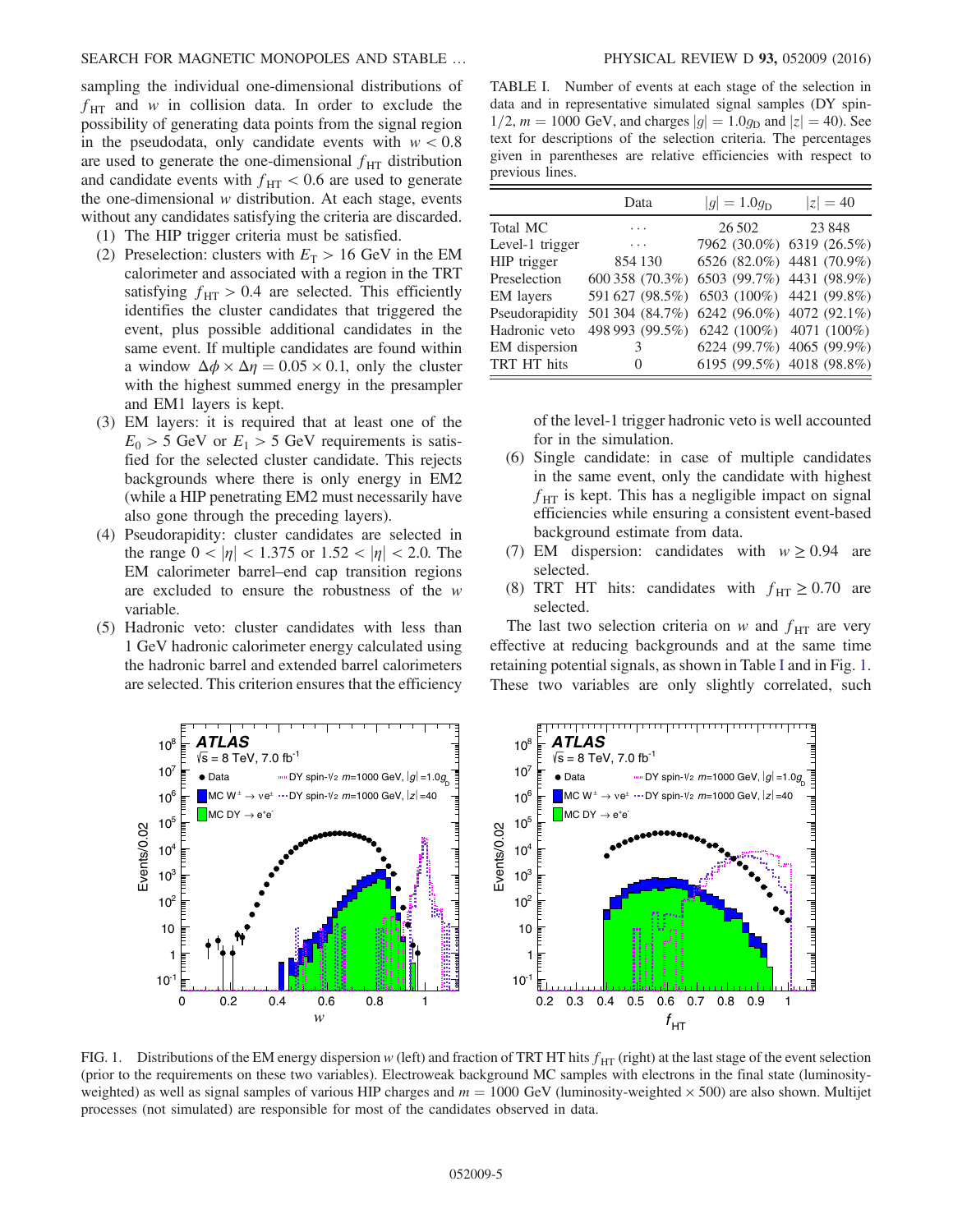sampling the individual one-dimensional distributions of $f_{\mathrm{HT}}$ and $w$ in collision data. In order to exclude the possibility of generating data points from the signal region in the pseudodata, only candidate events with $w < 0.8$ are used to generate the one-dimensional $f_{\mathrm{HT}}$ distribution and candidate events with $f_{\mathrm{HT}} < 0.6$ are used to generate the one-dimensional $w$ distribution. At each stage, events without any candidates satisfying the criteria are discarded.

1. The HIP trigger criteria must be satisfied.
2. Preselection: clusters with $E_{\mathrm{T}} > 16$ GeV in the EM calorimeter and associated with a region in the TRT satisfying $f_{\mathrm{HT}} > 0.4$ are selected. This efficiently identifies the cluster candidates that triggered the event, plus possible additional candidates in the same event. If multiple candidates are found within a window $\Delta\phi \times \Delta\eta = 0.05 \times 0.1$, only the cluster with the highest summed energy in the presampler and EM1 layers is kept.
3. EM layers: it is required that at least one of the $E_0 > 5$ GeV or $E_1 > 5$ GeV requirements is satisfied for the selected cluster candidate. This rejects backgrounds where there is only energy in EM2 (while a HIP penetrating EM2 must necessarily have also gone through the preceding layers).
4. Pseudorapidity: cluster candidates are selected in the range $0 < |\eta| < 1.375$ or $1.52 < |\eta| < 2.0$. The EM calorimeter barrel–end cap transition regions are excluded to ensure the robustness of the $w$ variable.
5. Hadronic veto: cluster candidates with less than 1 GeV hadronic calorimeter energy calculated using the hadronic barrel and extended barrel calorimeters are selected. This criterion ensures that the efficiency of the level-1 trigger hadronic veto is well accounted for in the simulation.
6. Single candidate: in case of multiple candidates in the same event, only the candidate with highest $f_{\mathrm{HT}}$ is kept. This has a negligible impact on signal efficiencies while ensuring a consistent event-based background estimate from data.
7. EM dispersion: candidates with $w \geq 0.94$ are selected.
8. TRT HT hits: candidates with $f_{\mathrm{HT}} \geq 0.70$ are selected.

The last two selection criteria on $w$ and $f_{\mathrm{HT}}$ are very effective at reducing backgrounds and at the same time retaining potential signals, as shown in Table I and in Fig. 1. These two variables are only slightly correlated, such

TABLE I. Number of events at each stage of the selection in data and in representative simulated signal samples (DY spin-1/2, $m = 1000$ GeV, and charges $|g| = 1.0g_{\mathrm{D}}$ and $|z| = 40$). See text for descriptions of the selection criteria. The percentages given in parentheses are relative efficiencies with respect to previous lines.

| | Data | $\lvert g\rvert = 1.0g_{\mathrm{D}}$ | $\lvert z\rvert = 40$ |
|---|---|---|---|
| Total MC | ... | 26 502 | 23 848 |
| Level-1 trigger | ... | 7962 (30.0%) | 6319 (26.5%) |
| HIP trigger | 854 130 | 6526 (82.0%) | 4481 (70.9%) |
| Preselection | 600 358 (70.3%) | 6503 (99.7%) | 4431 (98.9%) |
| EM layers | 591 627 (98.5%) | 6503 (100%) | 4421 (99.8%) |
| Pseudorapidity | 501 304 (84.7%) | 6242 (96.0%) | 4072 (92.1%) |
| Hadronic veto | 498 993 (99.5%) | 6242 (100%) | 4071 (100%) |
| EM dispersion | 3 | 6224 (99.7%) | 4065 (99.9%) |
| TRT HT hits | 0 | 6195 (99.5%) | 4018 (98.8%) |

FIG. 1. Distributions of the EM energy dispersion $w$ (left) and fraction of TRT HT hits $f_{\mathrm{HT}}$ (right) at the last stage of the event selection (prior to the requirements on these two variables). Electroweak background MC samples with electrons in the final state (luminosity-weighted) as well as signal samples of various HIP charges and $m = 1000$ GeV (luminosity-weighted × 500) are also shown. Multijet processes (not simulated) are responsible for most of the candidates observed in data.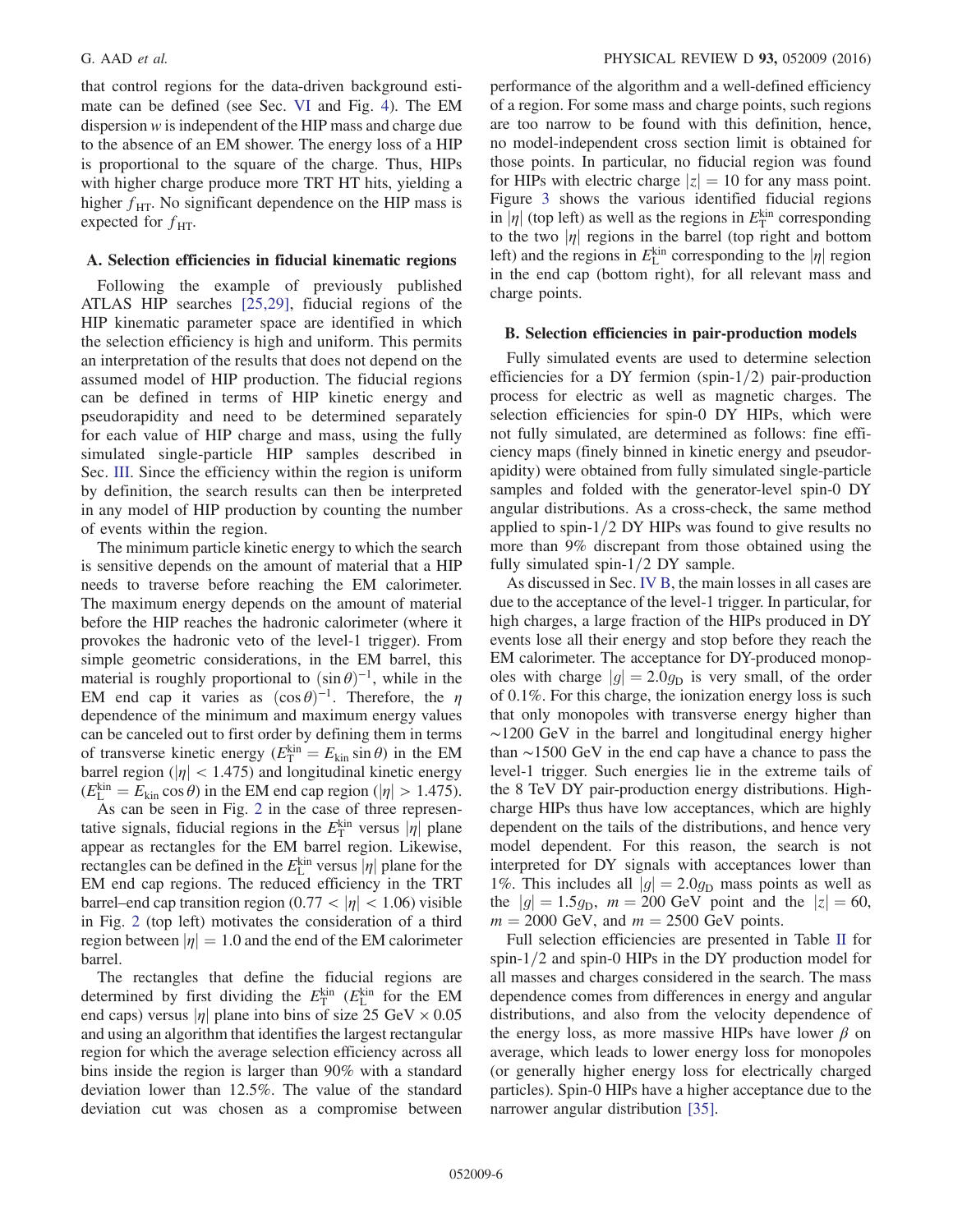that control regions for the data-driven background estimate can be defined (see Sec. VI and Fig. 4). The EM dispersion $w$ is independent of the HIP mass and charge due to the absence of an EM shower. The energy loss of a HIP is proportional to the square of the charge. Thus, HIPs with higher charge produce more TRT HT hits, yielding a higher $f_{\mathrm{HT}}$. No significant dependence on the HIP mass is expected for $f_{\mathrm{HT}}$.

### A. Selection efficiencies in fiducial kinematic regions

Following the example of previously published ATLAS HIP searches [25,29], fiducial regions of the HIP kinematic parameter space are identified in which the selection efficiency is high and uniform. This permits an interpretation of the results that does not depend on the assumed model of HIP production. The fiducial regions can be defined in terms of HIP kinetic energy and pseudorapidity and need to be determined separately for each value of HIP charge and mass, using the fully simulated single-particle HIP samples described in Sec. III. Since the efficiency within the region is uniform by definition, the search results can then be interpreted in any model of HIP production by counting the number of events within the region.

The minimum particle kinetic energy to which the search is sensitive depends on the amount of material that a HIP needs to traverse before reaching the EM calorimeter. The maximum energy depends on the amount of material before the HIP reaches the hadronic calorimeter (where it provokes the hadronic veto of the level-1 trigger). From simple geometric considerations, in the EM barrel, this material is roughly proportional to $(\sin\theta)^{-1}$, while in the EM end cap it varies as $(\cos\theta)^{-1}$. Therefore, the $\eta$ dependence of the minimum and maximum energy values can be canceled out to first order by defining them in terms of transverse kinetic energy ($E_{\mathrm{T}}^{\mathrm{kin}} = E_{\mathrm{kin}}\sin\theta$) in the EM barrel region ($|\eta| < 1.475$) and longitudinal kinetic energy ($E_{\mathrm{L}}^{\mathrm{kin}} = E_{\mathrm{kin}}\cos\theta$) in the EM end cap region ($|\eta| > 1.475$).

As can be seen in Fig. 2 in the case of three representative signals, fiducial regions in the $E_{\mathrm{T}}^{\mathrm{kin}}$ versus $|\eta|$ plane appear as rectangles for the EM barrel region. Likewise, rectangles can be defined in the $E_{\mathrm{L}}^{\mathrm{kin}}$ versus $|\eta|$ plane for the EM end cap regions. The reduced efficiency in the TRT barrel–end cap transition region ($0.77 < |\eta| < 1.06$) visible in Fig. 2 (top left) motivates the consideration of a third region between $|\eta| = 1.0$ and the end of the EM calorimeter barrel.

The rectangles that define the fiducial regions are determined by first dividing the $E_{\mathrm{T}}^{\mathrm{kin}}$ ($E_{\mathrm{L}}^{\mathrm{kin}}$ for the EM end caps) versus $|\eta|$ plane into bins of size 25 GeV $\times$ 0.05 and using an algorithm that identifies the largest rectangular region for which the average selection efficiency across all bins inside the region is larger than 90% with a standard deviation lower than 12.5%. The value of the standard deviation cut was chosen as a compromise between performance of the algorithm and a well-defined efficiency of a region. For some mass and charge points, such regions are too narrow to be found with this definition, hence, no model-independent cross section limit is obtained for those points. In particular, no fiducial region was found for HIPs with electric charge $|z| = 10$ for any mass point. Figure 3 shows the various identified fiducial regions in $|\eta|$ (top left) as well as the regions in $E_{\mathrm{T}}^{\mathrm{kin}}$ corresponding to the two $|\eta|$ regions in the barrel (top right and bottom left) and the regions in $E_{\mathrm{L}}^{\mathrm{kin}}$ corresponding to the $|\eta|$ region in the end cap (bottom right), for all relevant mass and charge points.

### B. Selection efficiencies in pair-production models

Fully simulated events are used to determine selection efficiencies for a DY fermion (spin-1/2) pair-production process for electric as well as magnetic charges. The selection efficiencies for spin-0 DY HIPs, which were not fully simulated, are determined as follows: fine efficiency maps (finely binned in kinetic energy and pseudorapidity) were obtained from fully simulated single-particle samples and folded with the generator-level spin-0 DY angular distributions. As a cross-check, the same method applied to spin-1/2 DY HIPs was found to give results no more than 9% discrepant from those obtained using the fully simulated spin-1/2 DY sample.

As discussed in Sec. IV B, the main losses in all cases are due to the acceptance of the level-1 trigger. In particular, for high charges, a large fraction of the HIPs produced in DY events lose all their energy and stop before they reach the EM calorimeter. The acceptance for DY-produced monopoles with charge $|g| = 2.0g_{\mathrm{D}}$ is very small, of the order of 0.1%. For this charge, the ionization energy loss is such that only monopoles with transverse energy higher than $\sim$1200 GeV in the barrel and longitudinal energy higher than $\sim$1500 GeV in the end cap have a chance to pass the level-1 trigger. Such energies lie in the extreme tails of the 8 TeV DY pair-production energy distributions. High-charge HIPs thus have low acceptances, which are highly dependent on the tails of the distributions, and hence very model dependent. For this reason, the search is not interpreted for DY signals with acceptances lower than 1%. This includes all $|g| = 2.0g_{\mathrm{D}}$ mass points as well as the $|g| = 1.5g_{\mathrm{D}}$, $m = 200$ GeV point and the $|z| = 60$, $m = 2000$ GeV, and $m = 2500$ GeV points.

Full selection efficiencies are presented in Table II for spin-1/2 and spin-0 HIPs in the DY production model for all masses and charges considered in the search. The mass dependence comes from differences in energy and angular distributions, and also from the velocity dependence of the energy loss, as more massive HIPs have lower $\beta$ on average, which leads to lower energy loss for monopoles (or generally higher energy loss for electrically charged particles). Spin-0 HIPs have a higher acceptance due to the narrower angular distribution [35].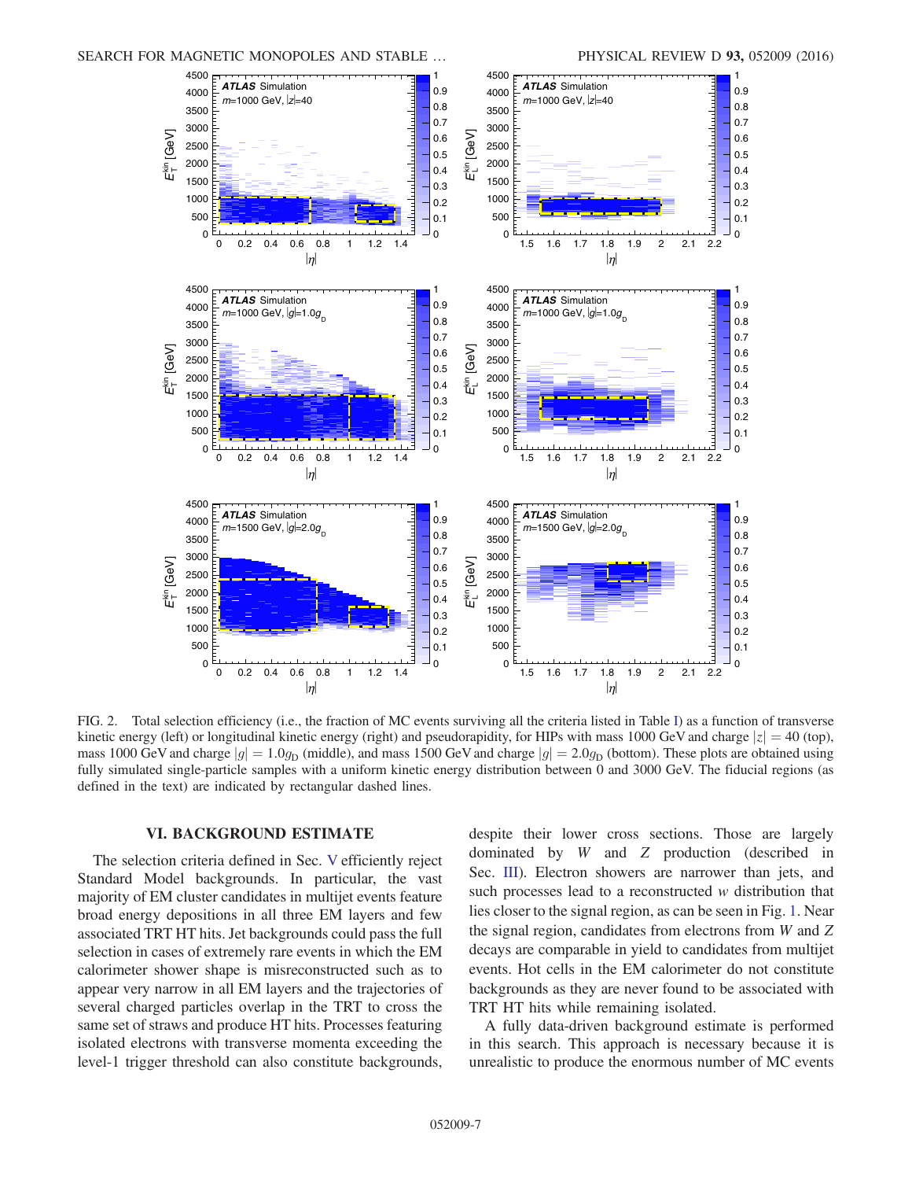FIG. 2. Total selection efficiency (i.e., the fraction of MC events surviving all the criteria listed in Table I) as a function of transverse kinetic energy (left) or longitudinal kinetic energy (right) and pseudorapidity, for HIPs with mass 1000 GeV and charge $|z| = 40$ (top), mass 1000 GeV and charge $|g| = 1.0g_{\mathrm{D}}$ (middle), and mass 1500 GeV and charge $|g| = 2.0g_{\mathrm{D}}$ (bottom). These plots are obtained using fully simulated single-particle samples with a uniform kinetic energy distribution between 0 and 3000 GeV. The fiducial regions (as defined in the text) are indicated by rectangular dashed lines.

## VI. BACKGROUND ESTIMATE

The selection criteria defined in Sec. V efficiently reject Standard Model backgrounds. In particular, the vast majority of EM cluster candidates in multijet events feature broad energy depositions in all three EM layers and few associated TRT HT hits. Jet backgrounds could pass the full selection in cases of extremely rare events in which the EM calorimeter shower shape is misreconstructed such as to appear very narrow in all EM layers and the trajectories of several charged particles overlap in the TRT to cross the same set of straws and produce HT hits. Processes featuring isolated electrons with transverse momenta exceeding the level-1 trigger threshold can also constitute backgrounds, despite their lower cross sections. Those are largely dominated by $W$ and $Z$ production (described in Sec. III). Electron showers are narrower than jets, and such processes lead to a reconstructed $w$ distribution that lies closer to the signal region, as can be seen in Fig. 1. Near the signal region, candidates from electrons from $W$ and $Z$ decays are comparable in yield to candidates from multijet events. Hot cells in the EM calorimeter do not constitute backgrounds as they are never found to be associated with TRT HT hits while remaining isolated.

A fully data-driven background estimate is performed in this search. This approach is necessary because it is unrealistic to produce the enormous number of MC events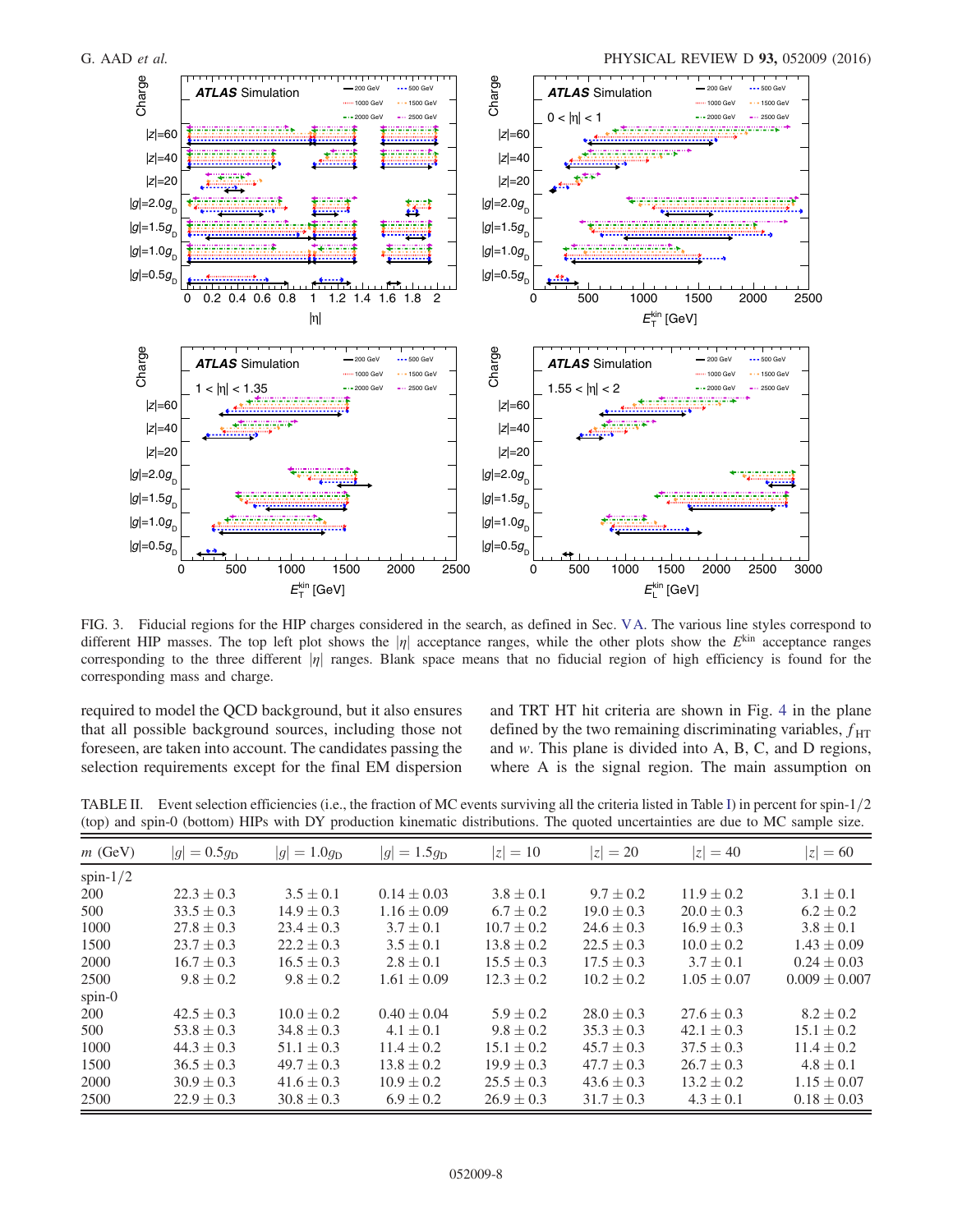FIG. 3. Fiducial regions for the HIP charges considered in the search, as defined in Sec. V A. The various line styles correspond to different HIP masses. The top left plot shows the $|\eta|$ acceptance ranges, while the other plots show the $E^{\text{kin}}$ acceptance ranges corresponding to the three different $|\eta|$ ranges. Blank space means that no fiducial region of high efficiency is found for the corresponding mass and charge.

required to model the QCD background, but it also ensures that all possible background sources, including those not foreseen, are taken into account. The candidates passing the selection requirements except for the final EM dispersion and TRT HT hit criteria are shown in Fig. 4 in the plane defined by the two remaining discriminating variables, $f_{\text{HT}}$ and $w$. This plane is divided into A, B, C, and D regions, where A is the signal region. The main assumption on

TABLE II. Event selection efficiencies (i.e., the fraction of MC events surviving all the criteria listed in Table I) in percent for spin-1/2 (top) and spin-0 (bottom) HIPs with DY production kinematic distributions. The quoted uncertainties are due to MC sample size.

| $m$ (GeV) | $\lvert g\rvert = 0.5g_{\text{D}}$ | $\lvert g\rvert = 1.0g_{\text{D}}$ | $\lvert g\rvert = 1.5g_{\text{D}}$ | $\lvert z\rvert = 10$ | $\lvert z\rvert = 20$ | $\lvert z\rvert = 40$ | $\lvert z\rvert = 60$ |
|---|---|---|---|---|---|---|---|
| spin-1/2 | | | | | | | |
| 200 | $22.3 \pm 0.3$ | $3.5 \pm 0.1$ | $0.14 \pm 0.03$ | $3.8 \pm 0.1$ | $9.7 \pm 0.2$ | $11.9 \pm 0.2$ | $3.1 \pm 0.1$ |
| 500 | $33.5 \pm 0.3$ | $14.9 \pm 0.3$ | $1.16 \pm 0.09$ | $6.7 \pm 0.2$ | $19.0 \pm 0.3$ | $20.0 \pm 0.3$ | $6.2 \pm 0.2$ |
| 1000 | $27.8 \pm 0.3$ | $23.4 \pm 0.3$ | $3.7 \pm 0.1$ | $10.7 \pm 0.2$ | $24.6 \pm 0.3$ | $16.9 \pm 0.3$ | $3.8 \pm 0.1$ |
| 1500 | $23.7 \pm 0.3$ | $22.2 \pm 0.3$ | $3.5 \pm 0.1$ | $13.8 \pm 0.2$ | $22.5 \pm 0.3$ | $10.0 \pm 0.2$ | $1.43 \pm 0.09$ |
| 2000 | $16.7 \pm 0.3$ | $16.5 \pm 0.3$ | $2.8 \pm 0.1$ | $15.5 \pm 0.3$ | $17.5 \pm 0.3$ | $3.7 \pm 0.1$ | $0.24 \pm 0.03$ |
| 2500 | $9.8 \pm 0.2$ | $9.8 \pm 0.2$ | $1.61 \pm 0.09$ | $12.3 \pm 0.2$ | $10.2 \pm 0.2$ | $1.05 \pm 0.07$ | $0.009 \pm 0.007$ |
| spin-0 | | | | | | | |
| 200 | $42.5 \pm 0.3$ | $10.0 \pm 0.2$ | $0.40 \pm 0.04$ | $5.9 \pm 0.2$ | $28.0 \pm 0.3$ | $27.6 \pm 0.3$ | $8.2 \pm 0.2$ |
| 500 | $53.8 \pm 0.3$ | $34.8 \pm 0.3$ | $4.1 \pm 0.1$ | $9.8 \pm 0.2$ | $35.3 \pm 0.3$ | $42.1 \pm 0.3$ | $15.1 \pm 0.2$ |
| 1000 | $44.3 \pm 0.3$ | $51.1 \pm 0.3$ | $11.4 \pm 0.2$ | $15.1 \pm 0.2$ | $45.7 \pm 0.3$ | $37.5 \pm 0.3$ | $11.4 \pm 0.2$ |
| 1500 | $36.5 \pm 0.3$ | $49.7 \pm 0.3$ | $13.8 \pm 0.2$ | $19.9 \pm 0.3$ | $47.7 \pm 0.3$ | $26.7 \pm 0.3$ | $4.8 \pm 0.1$ |
| 2000 | $30.9 \pm 0.3$ | $41.6 \pm 0.3$ | $10.9 \pm 0.2$ | $25.5 \pm 0.3$ | $43.6 \pm 0.3$ | $13.2 \pm 0.2$ | $1.15 \pm 0.07$ |
| 2500 | $22.9 \pm 0.3$ | $30.8 \pm 0.3$ | $6.9 \pm 0.2$ | $26.9 \pm 0.3$ | $31.7 \pm 0.3$ | $4.3 \pm 0.1$ | $0.18 \pm 0.03$ |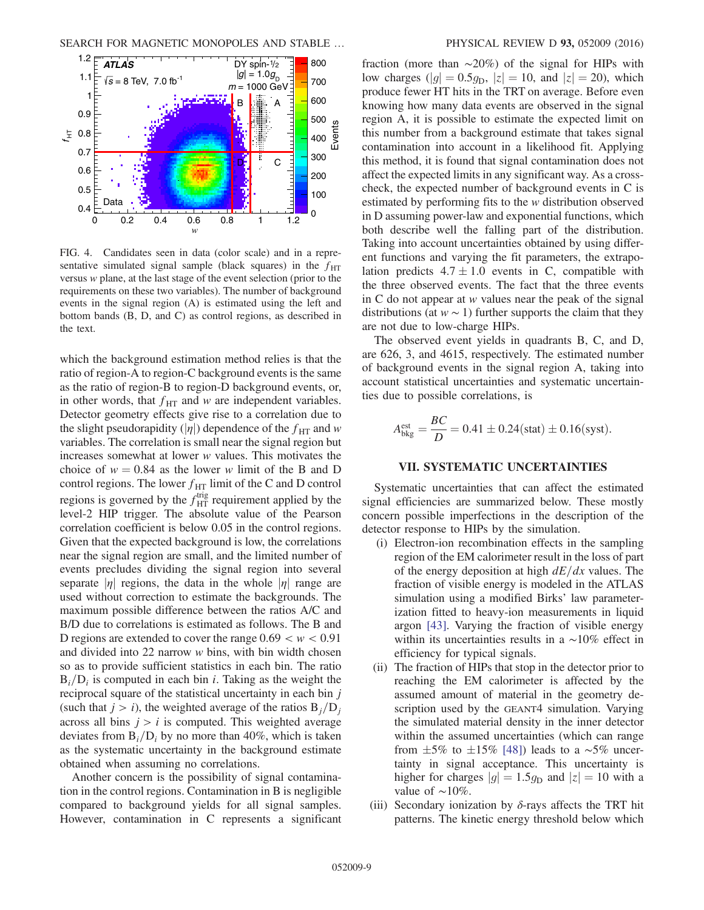FIG. 4. Candidates seen in data (color scale) and in a representative simulated signal sample (black squares) in the $f_{\mathrm{HT}}$ versus $w$ plane, at the last stage of the event selection (prior to the requirements on these two variables). The number of background events in the signal region (A) is estimated using the left and bottom bands (B, D, and C) as control regions, as described in the text.

which the background estimation method relies is that the ratio of region-A to region-C background events is the same as the ratio of region-B to region-D background events, or, in other words, that $f_{\mathrm{HT}}$ and $w$ are independent variables. Detector geometry effects give rise to a correlation due to the slight pseudorapidity ($|\eta|$) dependence of the $f_{\mathrm{HT}}$ and $w$ variables. The correlation is small near the signal region but increases somewhat at lower $w$ values. This motivates the choice of $w = 0.84$ as the lower $w$ limit of the B and D control regions. The lower $f_{\mathrm{HT}}$ limit of the C and D control regions is governed by the $f_{\mathrm{HT}}^{\mathrm{trig}}$ requirement applied by the level-2 HIP trigger. The absolute value of the Pearson correlation coefficient is below 0.05 in the control regions. Given that the expected background is low, the correlations near the signal region are small, and the limited number of events precludes dividing the signal region into several separate $|\eta|$ regions, the data in the whole $|\eta|$ range are used without correction to estimate the backgrounds. The maximum possible difference between the ratios A/C and B/D due to correlations is estimated as follows. The B and D regions are extended to cover the range $0.69 < w < 0.91$ and divided into 22 narrow $w$ bins, with bin width chosen so as to provide sufficient statistics in each bin. The ratio $\mathrm{B}_i/\mathrm{D}_i$ is computed in each bin $i$. Taking as the weight the reciprocal square of the statistical uncertainty in each bin $j$ (such that $j > i$), the weighted average of the ratios $\mathrm{B}_j/\mathrm{D}_j$ across all bins $j > i$ is computed. This weighted average deviates from $\mathrm{B}_i/\mathrm{D}_i$ by no more than 40%, which is taken as the systematic uncertainty in the background estimate obtained when assuming no correlations.

Another concern is the possibility of signal contamination in the control regions. Contamination in B is negligible compared to background yields for all signal samples. However, contamination in C represents a significant fraction (more than ~20%) of the signal for HIPs with low charges ($|g| = 0.5g_{\mathrm{D}}$, $|z| = 10$, and $|z| = 20$), which produce fewer HT hits in the TRT on average. Before even knowing how many data events are observed in the signal region A, it is possible to estimate the expected limit on this number from a background estimate that takes signal contamination into account in a likelihood fit. Applying this method, it is found that signal contamination does not affect the expected limits in any significant way. As a cross-check, the expected number of background events in C is estimated by performing fits to the $w$ distribution observed in D assuming power-law and exponential functions, which both describe well the falling part of the distribution. Taking into account uncertainties obtained by using different functions and varying the fit parameters, the extrapolation predicts $4.7 \pm 1.0$ events in C, compatible with the three observed events. The fact that the three events in C do not appear at $w$ values near the peak of the signal distributions (at $w \sim 1$) further supports the claim that they are not due to low-charge HIPs.

The observed event yields in quadrants B, C, and D, are 626, 3, and 4615, respectively. The estimated number of background events in the signal region A, taking into account statistical uncertainties and systematic uncertainties due to possible correlations, is

$$A_{\mathrm{bkg}}^{\mathrm{est}} = \frac{BC}{D} = 0.41 \pm 0.24(\mathrm{stat}) \pm 0.16(\mathrm{syst}).$$

## VII. SYSTEMATIC UNCERTAINTIES

Systematic uncertainties that can affect the estimated signal efficiencies are summarized below. These mostly concern possible imperfections in the description of the detector response to HIPs by the simulation.

(i) Electron-ion recombination effects in the sampling region of the EM calorimeter result in the loss of part of the energy deposition at high $dE/dx$ values. The fraction of visible energy is modeled in the ATLAS simulation using a modified Birks' law parameterization fitted to heavy-ion measurements in liquid argon [43]. Varying the fraction of visible energy within its uncertainties results in a ~10% effect in efficiency for typical signals.

(ii) The fraction of HIPs that stop in the detector prior to reaching the EM calorimeter is affected by the assumed amount of material in the geometry description used by the GEANT4 simulation. Varying the simulated material density in the inner detector within the assumed uncertainties (which can range from ±5% to ±15% [48]) leads to a ~5% uncertainty in signal acceptance. This uncertainty is higher for charges $|g| = 1.5g_{\mathrm{D}}$ and $|z| = 10$ with a value of ~10%.

(iii) Secondary ionization by $\delta$-rays affects the TRT hit patterns. The kinetic energy threshold below which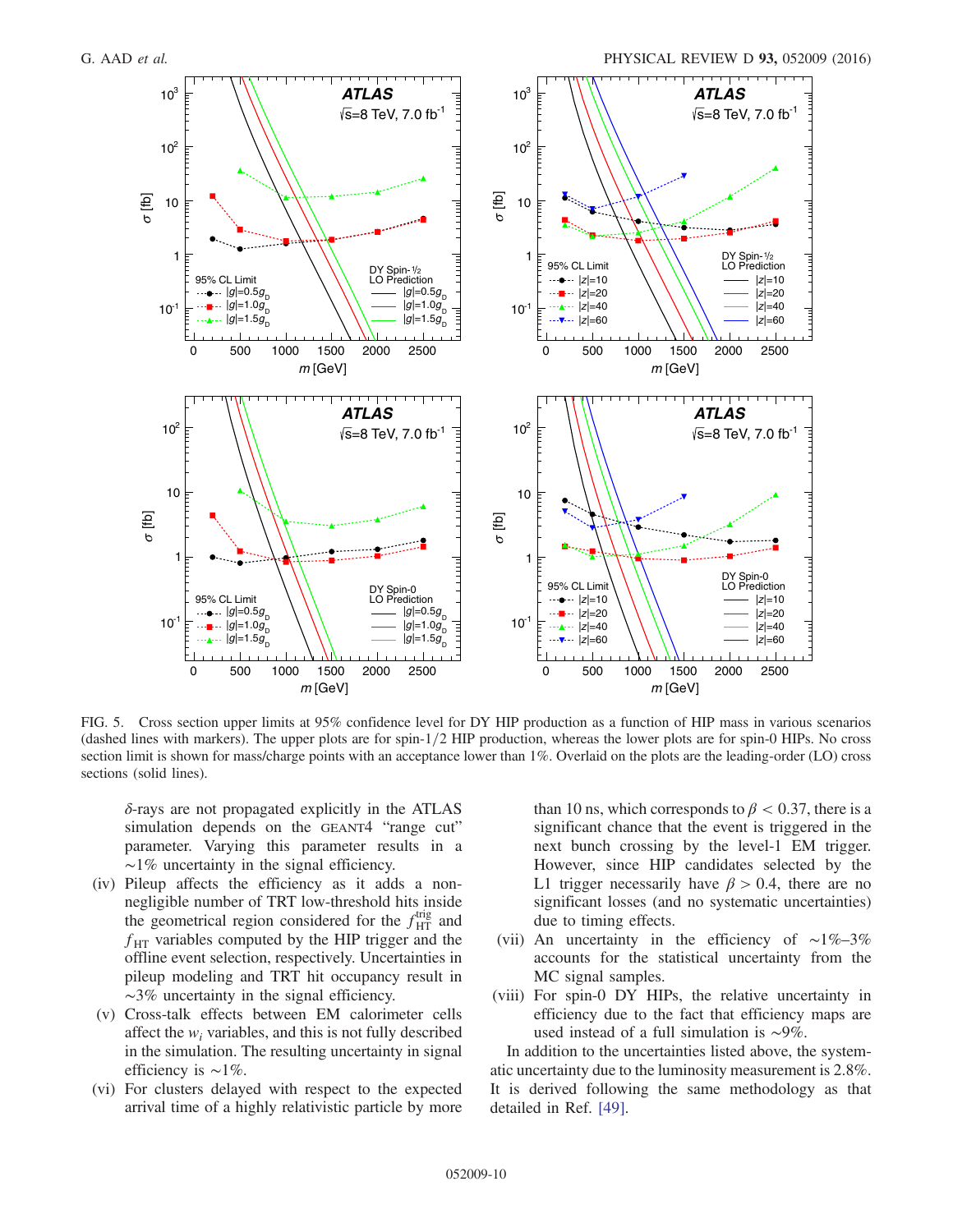FIG. 5. Cross section upper limits at 95% confidence level for DY HIP production as a function of HIP mass in various scenarios (dashed lines with markers). The upper plots are for spin-1/2 HIP production, whereas the lower plots are for spin-0 HIPs. No cross section limit is shown for mass/charge points with an acceptance lower than 1%. Overlaid on the plots are the leading-order (LO) cross sections (solid lines).

$\delta$-rays are not propagated explicitly in the ATLAS simulation depends on the GEANT4 "range cut" parameter. Varying this parameter results in a $\sim$1% uncertainty in the signal efficiency.

(iv) Pileup affects the efficiency as it adds a non-negligible number of TRT low-threshold hits inside the geometrical region considered for the $f_{\mathrm{HT}}^{\mathrm{trig}}$ and $f_{\mathrm{HT}}$ variables computed by the HIP trigger and the offline event selection, respectively. Uncertainties in pileup modeling and TRT hit occupancy result in $\sim$3% uncertainty in the signal efficiency.

(v) Cross-talk effects between EM calorimeter cells affect the $w_i$ variables, and this is not fully described in the simulation. The resulting uncertainty in signal efficiency is $\sim$1%.

(vi) For clusters delayed with respect to the expected arrival time of a highly relativistic particle by more than 10 ns, which corresponds to $\beta < 0.37$, there is a significant chance that the event is triggered in the next bunch crossing by the level-1 EM trigger. However, since HIP candidates selected by the L1 trigger necessarily have $\beta > 0.4$, there are no significant losses (and no systematic uncertainties) due to timing effects.

(vii) An uncertainty in the efficiency of $\sim$1%–3% accounts for the statistical uncertainty from the MC signal samples.

(viii) For spin-0 DY HIPs, the relative uncertainty in efficiency due to the fact that efficiency maps are used instead of a full simulation is $\sim$9%.

In addition to the uncertainties listed above, the systematic uncertainty due to the luminosity measurement is 2.8%. It is derived following the same methodology as that detailed in Ref. [49].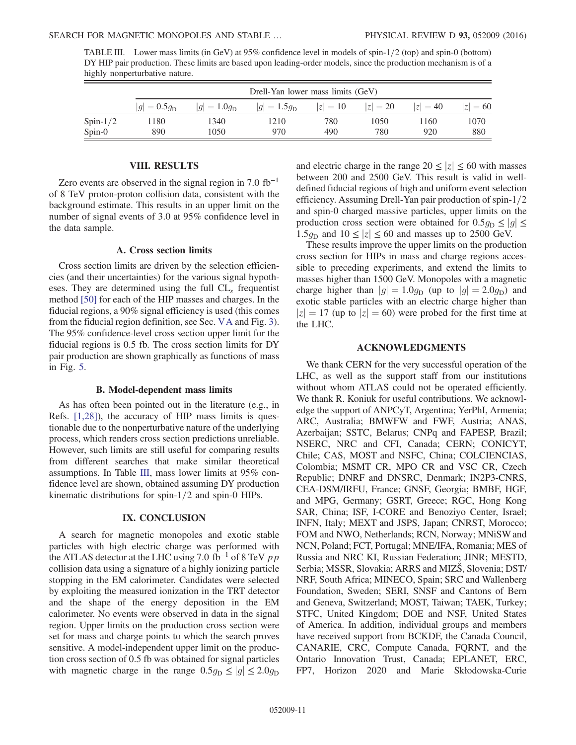TABLE III. Lower mass limits (in GeV) at 95% confidence level in models of spin-1/2 (top) and spin-0 (bottom) DY HIP pair production. These limits are based upon leading-order models, since the production mechanism is of a highly nonperturbative nature.

| | Drell-Yan lower mass limits (GeV) | | | | | | |
|---|---|---|---|---|---|---|---|
| | $\lvert g\rvert = 0.5g_D$ | $\lvert g\rvert = 1.0g_D$ | $\lvert g\rvert = 1.5g_D$ | $\lvert z\rvert = 10$ | $\lvert z\rvert = 20$ | $\lvert z\rvert = 40$ | $\lvert z\rvert = 60$ |
| Spin-1/2 | 1180 | 1340 | 1210 | 780 | 1050 | 1160 | 1070 |
| Spin-0 | 890 | 1050 | 970 | 490 | 780 | 920 | 880 |

## VIII. RESULTS

Zero events are observed in the signal region in 7.0 fb$^{-1}$ of 8 TeV proton-proton collision data, consistent with the background estimate. This results in an upper limit on the number of signal events of 3.0 at 95% confidence level in the data sample.

### A. Cross section limits

Cross section limits are driven by the selection efficiencies (and their uncertainties) for the various signal hypotheses. They are determined using the full CL$_s$ frequentist method [50] for each of the HIP masses and charges. In the fiducial regions, a 90% signal efficiency is used (this comes from the fiducial region definition, see Sec. V A and Fig. 3). The 95% confidence-level cross section upper limit for the fiducial regions is 0.5 fb. The cross section limits for DY pair production are shown graphically as functions of mass in Fig. 5.

### B. Model-dependent mass limits

As has often been pointed out in the literature (e.g., in Refs. [1,28]), the accuracy of HIP mass limits is questionable due to the nonperturbative nature of the underlying process, which renders cross section predictions unreliable. However, such limits are still useful for comparing results from different searches that make similar theoretical assumptions. In Table III, mass lower limits at 95% confidence level are shown, obtained assuming DY production kinematic distributions for spin-1/2 and spin-0 HIPs.

## IX. CONCLUSION

A search for magnetic monopoles and exotic stable particles with high electric charge was performed with the ATLAS detector at the LHC using 7.0 fb$^{-1}$ of 8 TeV $pp$ collision data using a signature of a highly ionizing particle stopping in the EM calorimeter. Candidates were selected by exploiting the measured ionization in the TRT detector and the shape of the energy deposition in the EM calorimeter. No events were observed in data in the signal region. Upper limits on the production cross section were set for mass and charge points to which the search proves sensitive. A model-independent upper limit on the production cross section of 0.5 fb was obtained for signal particles with magnetic charge in the range $0.5g_D \leq |g| \leq 2.0g_D$ and electric charge in the range $20 \leq |z| \leq 60$ with masses between 200 and 2500 GeV. This result is valid in well-defined fiducial regions of high and uniform event selection efficiency. Assuming Drell-Yan pair production of spin-1/2 and spin-0 charged massive particles, upper limits on the production cross section were obtained for $0.5g_D \leq |g| \leq 1.5g_D$ and $10 \leq |z| \leq 60$ and masses up to 2500 GeV.

These results improve the upper limits on the production cross section for HIPs in mass and charge regions accessible to preceding experiments, and extend the limits to masses higher than 1500 GeV. Monopoles with a magnetic charge higher than $|g| = 1.0g_D$ (up to $|g| = 2.0g_D$) and exotic stable particles with an electric charge higher than $|z| = 17$ (up to $|z| = 60$) were probed for the first time at the LHC.

## ACKNOWLEDGMENTS

We thank CERN for the very successful operation of the LHC, as well as the support staff from our institutions without whom ATLAS could not be operated efficiently. We thank R. Koniuk for useful contributions. We acknowledge the support of ANPCyT, Argentina; YerPhI, Armenia; ARC, Australia; BMWFW and FWF, Austria; ANAS, Azerbaijan; SSTC, Belarus; CNPq and FAPESP, Brazil; NSERC, NRC and CFI, Canada; CERN; CONICYT, Chile; CAS, MOST and NSFC, China; COLCIENCIAS, Colombia; MSMT CR, MPO CR and VSC CR, Czech Republic; DNRF and DNSRC, Denmark; IN2P3-CNRS, CEA-DSM/IRFU, France; GNSF, Georgia; BMBF, HGF, and MPG, Germany; GSRT, Greece; RGC, Hong Kong SAR, China; ISF, I-CORE and Benoziyo Center, Israel; INFN, Italy; MEXT and JSPS, Japan; CNRST, Morocco; FOM and NWO, Netherlands; RCN, Norway; MNiSW and NCN, Poland; FCT, Portugal; MNE/IFA, Romania; MES of Russia and NRC KI, Russian Federation; JINR; MESTD, Serbia; MSSR, Slovakia; ARRS and MIZŠ, Slovenia; DST/NRF, South Africa; MINECO, Spain; SRC and Wallenberg Foundation, Sweden; SERI, SNSF and Cantons of Bern and Geneva, Switzerland; MOST, Taiwan; TAEK, Turkey; STFC, United Kingdom; DOE and NSF, United States of America. In addition, individual groups and members have received support from BCKDF, the Canada Council, CANARIE, CRC, Compute Canada, FQRNT, and the Ontario Innovation Trust, Canada; EPLANET, ERC, FP7, Horizon 2020 and Marie Skłodowska-Curie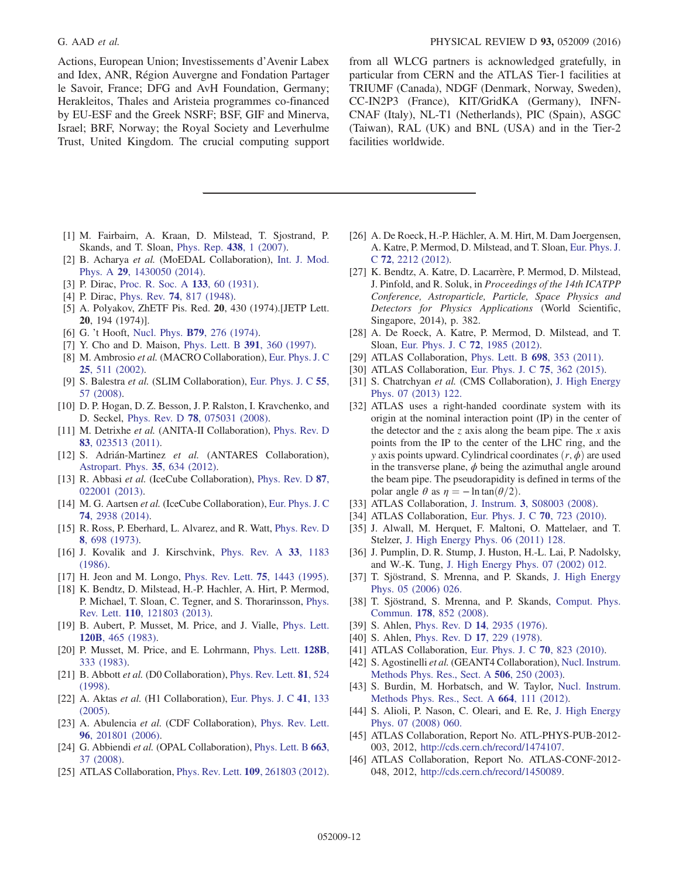Actions, European Union; Investissements d'Avenir Labex and Idex, ANR, Région Auvergne and Fondation Partager le Savoir, France; DFG and AvH Foundation, Germany; Herakleitos, Thales and Aristeia programmes co-financed by EU-ESF and the Greek NSRF; BSF, GIF and Minerva, Israel; BRF, Norway; the Royal Society and Leverhulme Trust, United Kingdom. The crucial computing support from all WLCG partners is acknowledged gratefully, in particular from CERN and the ATLAS Tier-1 facilities at TRIUMF (Canada), NDGF (Denmark, Norway, Sweden), CC-IN2P3 (France), KIT/GridKA (Germany), INFN-CNAF (Italy), NL-T1 (Netherlands), PIC (Spain), ASGC (Taiwan), RAL (UK) and BNL (USA) and in the Tier-2 facilities worldwide.

---

[1] M. Fairbairn, A. Kraan, D. Milstead, T. Sjostrand, P. Skands, and T. Sloan, Phys. Rep. **438**, 1 (2007).

[2] B. Acharya *et al.* (MoEDAL Collaboration), Int. J. Mod. Phys. A **29**, 1430050 (2014).

[3] P. Dirac, Proc. R. Soc. A **133**, 60 (1931).

[4] P. Dirac, Phys. Rev. **74**, 817 (1948).

[5] A. Polyakov, ZhETF Pis. Red. **20**, 430 (1974).[JETP Lett. **20**, 194 (1974)].

[6] G. 't Hooft, Nucl. Phys. **B79**, 276 (1974).

[7] Y. Cho and D. Maison, Phys. Lett. B **391**, 360 (1997).

[8] M. Ambrosio *et al.* (MACRO Collaboration), Eur. Phys. J. C **25**, 511 (2002).

[9] S. Balestra *et al.* (SLIM Collaboration), Eur. Phys. J. C **55**, 57 (2008).

[10] D. P. Hogan, D. Z. Besson, J. P. Ralston, I. Kravchenko, and D. Seckel, Phys. Rev. D **78**, 075031 (2008).

[11] M. Detrixhe *et al.* (ANITA-II Collaboration), Phys. Rev. D **83**, 023513 (2011).

[12] S. Adrián-Martinez *et al.* (ANTARES Collaboration), Astropart. Phys. **35**, 634 (2012).

[13] R. Abbasi *et al.* (IceCube Collaboration), Phys. Rev. D **87**, 022001 (2013).

[14] M. G. Aartsen *et al.* (IceCube Collaboration), Eur. Phys. J. C **74**, 2938 (2014).

[15] R. Ross, P. Eberhard, L. Alvarez, and R. Watt, Phys. Rev. D **8**, 698 (1973).

[16] J. Kovalik and J. Kirschvink, Phys. Rev. A **33**, 1183 (1986).

[17] H. Jeon and M. Longo, Phys. Rev. Lett. **75**, 1443 (1995).

[18] K. Bendtz, D. Milstead, H.-P. Hachler, A. Hirt, P. Mermod, P. Michael, T. Sloan, C. Tegner, and S. Thorarinsson, Phys. Rev. Lett. **110**, 121803 (2013).

[19] B. Aubert, P. Musset, M. Price, and J. Vialle, Phys. Lett. **120B**, 465 (1983).

[20] P. Musset, M. Price, and E. Lohrmann, Phys. Lett. **128B**, 333 (1983).

[21] B. Abbott *et al.* (D0 Collaboration), Phys. Rev. Lett. **81**, 524 (1998).

[22] A. Aktas *et al.* (H1 Collaboration), Eur. Phys. J. C **41**, 133 (2005).

[23] A. Abulencia *et al.* (CDF Collaboration), Phys. Rev. Lett. **96**, 201801 (2006).

[24] G. Abbiendi *et al.* (OPAL Collaboration), Phys. Lett. B **663**, 37 (2008).

[25] ATLAS Collaboration, Phys. Rev. Lett. **109**, 261803 (2012).

[26] A. De Roeck, H.-P. Hächler, A. M. Hirt, M. Dam Joergensen, A. Katre, P. Mermod, D. Milstead, and T. Sloan, Eur. Phys. J. C **72**, 2212 (2012).

[27] K. Bendtz, A. Katre, D. Lacarrère, P. Mermod, D. Milstead, J. Pinfold, and R. Soluk, in *Proceedings of the 14th ICATPP Conference, Astroparticle, Particle, Space Physics and Detectors for Physics Applications* (World Scientific, Singapore, 2014), p. 382.

[28] A. De Roeck, A. Katre, P. Mermod, D. Milstead, and T. Sloan, Eur. Phys. J. C **72**, 1985 (2012).

[29] ATLAS Collaboration, Phys. Lett. B **698**, 353 (2011).

[30] ATLAS Collaboration, Eur. Phys. J. C **75**, 362 (2015).

[31] S. Chatrchyan *et al.* (CMS Collaboration), J. High Energy Phys. 07 (2013) 122.

[32] ATLAS uses a right-handed coordinate system with its origin at the nominal interaction point (IP) in the center of the detector and the $z$ axis along the beam pipe. The $x$ axis points from the IP to the center of the LHC ring, and the $y$ axis points upward. Cylindrical coordinates $(r, \phi)$ are used in the transverse plane, $\phi$ being the azimuthal angle around the beam pipe. The pseudorapidity is defined in terms of the polar angle $\theta$ as $\eta = -\ln \tan(\theta/2)$.

[33] ATLAS Collaboration, J. Instrum. **3**, S08003 (2008).

[34] ATLAS Collaboration, Eur. Phys. J. C **70**, 723 (2010).

[35] J. Alwall, M. Herquet, F. Maltoni, O. Mattelaer, and T. Stelzer, J. High Energy Phys. 06 (2011) 128.

[36] J. Pumplin, D. R. Stump, J. Huston, H.-L. Lai, P. Nadolsky, and W.-K. Tung, J. High Energy Phys. 07 (2002) 012.

[37] T. Sjöstrand, S. Mrenna, and P. Skands, J. High Energy Phys. 05 (2006) 026.

[38] T. Sjöstrand, S. Mrenna, and P. Skands, Comput. Phys. Commun. **178**, 852 (2008).

[39] S. Ahlen, Phys. Rev. D **14**, 2935 (1976).

[40] S. Ahlen, Phys. Rev. D **17**, 229 (1978).

[41] ATLAS Collaboration, Eur. Phys. J. C **70**, 823 (2010).

[42] S. Agostinelli *et al.* (GEANT4 Collaboration), Nucl. Instrum. Methods Phys. Res., Sect. A **506**, 250 (2003).

[43] S. Burdin, M. Horbatsch, and W. Taylor, Nucl. Instrum. Methods Phys. Res., Sect. A **664**, 111 (2012).

[44] S. Alioli, P. Nason, C. Oleari, and E. Re, J. High Energy Phys. 07 (2008) 060.

[45] ATLAS Collaboration, Report No. ATL-PHYS-PUB-2012-003, 2012, http://cds.cern.ch/record/1474107.

[46] ATLAS Collaboration, Report No. ATLAS-CONF-2012-048, 2012, http://cds.cern.ch/record/1450089.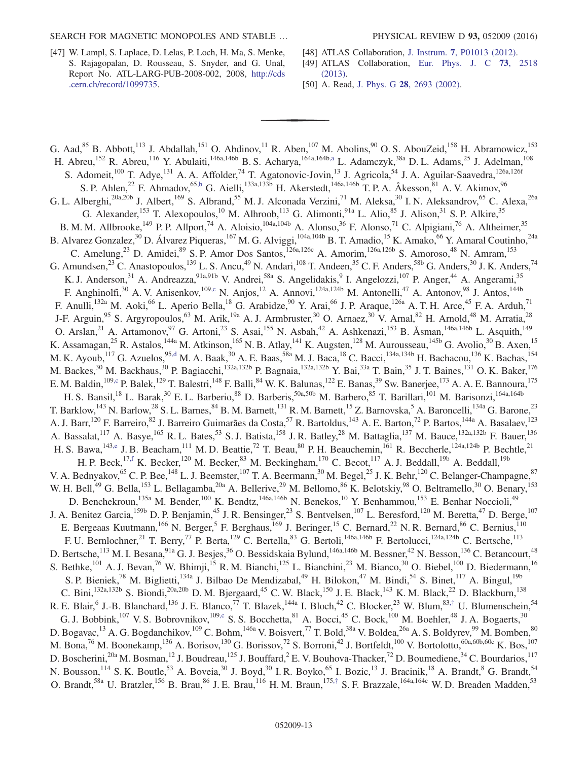[47] W. Lampl, S. Laplace, D. Lelas, P. Loch, H. Ma, S. Menke, S. Rajagopalan, D. Rousseau, S. Snyder, and G. Unal, Report No. ATL-LARG-PUB-2008-002, 2008, http://cds.cern.ch/record/1099735.

[48] ATLAS Collaboration, J. Instrum. 7, P01013 (2012).

[49] ATLAS Collaboration, Eur. Phys. J. C 73, 2518 (2013).

[50] A. Read, J. Phys. G 28, 2693 (2002).

---

G. Aad,[85] B. Abbott,[113] J. Abdallah,[151] O. Abdinov,[11] R. Aben,[107] M. Abolins,[90] O. S. AbouZeid,[158] H. Abramowicz,[153] H. Abreu,[152] R. Abreu,[116] Y. Abulaiti,[146a,146b] B. S. Acharya,[164a,164b,a] L. Adamczyk,[38a] D. L. Adams,[25] J. Adelman,[108] S. Adomeit,[100] T. Adye,[131] A. A. Affolder,[74] T. Agatonovic-Jovin,[13] J. Agricola,[54] J. A. Aguilar-Saavedra,[126a,126f] S. P. Ahlen,[22] F. Ahmadov,[65,b] G. Aielli,[133a,133b] H. Akerstedt,[146a,146b] T. P. A. Åkesson,[81] A. V. Akimov,[96] G. L. Alberghi,[20a,20b] J. Albert,[169] S. Albrand,[55] M. J. Alconada Verzini,[71] M. Aleksa,[30] I. N. Aleksandrov,[65] C. Alexa,[26a] G. Alexander,[153] T. Alexopoulos,[10] M. Alhroob,[113] G. Alimonti,[91a] L. Alio,[85] J. Alison,[31] S. P. Alkire,[35] B. M. M. Allbrooke,[149] P. P. Allport,[74] A. Aloisio,[104a,104b] A. Alonso,[36] F. Alonso,[71] C. Alpigiani,[76] A. Altheimer,[35] B. Alvarez Gonzalez,[30] D. Álvarez Piqueras,[167] M. G. Alviggi,[104a,104b] B. T. Amadio,[15] K. Amako,[66] Y. Amaral Coutinho,[24a] C. Amelung,[23] D. Amidei,[89] S. P. Amor Dos Santos,[126a,126c] A. Amorim,[126a,126b] S. Amoroso,[48] N. Amram,[153] G. Amundsen,[23] C. Anastopoulos,[139] L. S. Ancu,[49] N. Andari,[108] T. Andeen,[35] C. F. Anders,[58b] G. Anders,[30] J. K. Anders,[74] K. J. Anderson,[31] A. Andreazza,[91a,91b] V. Andrei,[58a] S. Angelidakis,[9] I. Angelozzi,[107] P. Anger,[44] A. Angerami,[35] F. Anghinolfi,[30] A. V. Anisenkov,[109,c] N. Anjos,[12] A. Annovi,[124a,124b] M. Antonelli,[47] A. Antonov,[98] J. Antos,[144b] F. Anulli,[132a] M. Aoki,[66] L. Aperio Bella,[18] G. Arabidze,[90] Y. Arai,[66] J. P. Araque,[126a] A. T. H. Arce,[45] F. A. Arduh,[71] J-F. Arguin,[95] S. Argyropoulos,[63] M. Arik,[19a] A. J. Armbruster,[30] O. Arnaez,[30] V. Arnal,[82] H. Arnold,[48] M. Arratia,[28] O. Arslan,[21] A. Artamonov,[97] G. Artoni,[23] S. Asai,[155] N. Asbah,[42] A. Ashkenazi,[153] B. Åsman,[146a,146b] L. Asquith,[149] K. Assamagan,[25] R. Astalos,[144a] M. Atkinson,[165] N. B. Atlay,[141] K. Augsten,[128] M. Aurousseau,[145b] G. Avolio,[30] B. Axen,[15] M. K. Ayoub,[117] G. Azuelos,[95,d] M. A. Baak,[30] A. E. Baas,[58a] M. J. Baca,[18] C. Bacci,[134a,134b] H. Bachacou,[136] K. Bachas,[154] M. Backes,[30] M. Backhaus,[30] P. Bagiacchi,[132a,132b] P. Bagnaia,[132a,132b] Y. Bai,[33a] T. Bain,[35] J. T. Baines,[131] O. K. Baker,[176] E. M. Baldin,[109,c] P. Balek,[129] T. Balestri,[148] F. Balli,[84] W. K. Balunas,[122] E. Banas,[39] Sw. Banerjee,[173] A. A. E. Bannoura,[175] H. S. Bansil,[18] L. Barak,[30] E. L. Barberio,[88] D. Barberis,[50a,50b] M. Barbero,[85] T. Barillari,[101] M. Barisonzi,[164a,164b] T. Barklow,[143] N. Barlow,[28] S. L. Barnes,[84] B. M. Barnett,[131] R. M. Barnett,[15] Z. Barnovska,[5] A. Baroncelli,[134a] G. Barone,[23] A. J. Barr,[120] F. Barreiro,[82] J. Barreiro Guimarães da Costa,[57] R. Bartoldus,[143] A. E. Barton,[72] P. Bartos,[144a] A. Basalaev,[123] A. Bassalat,[117] A. Basye,[165] R. L. Bates,[53] S. J. Batista,[158] J. R. Batley,[28] M. Battaglia,[137] M. Bauce,[132a,132b] F. Bauer,[136] H. S. Bawa,[143,e] J. B. Beacham,[111] M. D. Beattie,[72] T. Beau,[80] P. H. Beauchemin,[161] R. Beccherle,[124a,124b] P. Bechtle,[21] H. P. Beck,[17,f] K. Becker,[120] M. Becker,[83] M. Beckingham,[170] C. Becot,[117] A. J. Beddall,[19b] A. Beddall,[19b] V. A. Bednyakov,[65] C. P. Bee,[148] L. J. Beemster,[107] T. A. Beermann,[30] M. Begel,[25] J. K. Behr,[120] C. Belanger-Champagne,[87] W. H. Bell,[49] G. Bella,[153] L. Bellagamba,[20a] A. Bellerive,[29] M. Bellomo,[86] K. Belotskiy,[98] O. Beltramello,[30] O. Benary,[153] D. Benchekroun,[135a] M. Bender,[100] K. Bendtz,[146a,146b] N. Benekos,[10] Y. Benhammou,[153] E. Benhar Noccioli,[49] J. A. Benitez Garcia,[159b] D. P. Benjamin,[45] J. R. Bensinger,[23] S. Bentvelsen,[107] L. Beresford,[120] M. Beretta,[47] D. Berge,[107] E. Bergeaas Kuutmann,[166] N. Berger,[5] F. Berghaus,[169] J. Beringer,[15] C. Bernard,[22] N. R. Bernard,[86] C. Bernius,[110] F. U. Bernlochner,[21] T. Berry,[77] P. Berta,[129] C. Bertella,[83] G. Bertoli,[146a,146b] F. Bertolucci,[124a,124b] C. Bertsche,[113] D. Bertsche,[113] M. I. Besana,[91a] G. J. Besjes,[36] O. Bessidskaia Bylund,[146a,146b] M. Bessner,[42] N. Besson,[136] C. Betancourt,[48] S. Bethke,[101] A. J. Bevan,[76] W. Bhimji,[15] R. M. Bianchi,[125] L. Bianchini,[23] M. Bianco,[30] O. Biebel,[100] D. Biedermann,[16] S. P. Bieniek,[78] M. Biglietti,[134a] J. Bilbao De Mendizabal,[49] H. Bilokon,[47] M. Bindi,[54] S. Binet,[117] A. Bingul,[19b] C. Bini,[132a,132b] S. Biondi,[20a,20b] D. M. Bjergaard,[45] C. W. Black,[150] J. E. Black,[143] K. M. Black,[22] D. Blackburn,[138] R. E. Blair,[6] J.-B. Blanchard,[136] J. E. Blanco,[77] T. Blazek,[144a] I. Bloch,[42] C. Blocker,[23] W. Blum,[83,†] U. Blumenschein,[54] G. J. Bobbink,[107] V. S. Bobrovnikov,[109,c] S. S. Bocchetta,[81] A. Bocci,[45] C. Bock,[100] M. Boehler,[48] J. A. Bogaerts,[30] D. Bogavac,[13] A. G. Bogdanchikov,[109] C. Bohm,[146a] V. Boisvert,[77] T. Bold,[38a] V. Boldea,[26a] A. S. Boldyrev,[99] M. Bomben,[80] M. Bona,[76] M. Boonekamp,[136] A. Borisov,[130] G. Borissov,[72] S. Borroni,[42] J. Bortfeldt,[100] V. Bortolotto,[60a,60b,60c] K. Bos,[107] D. Boscherini,[20a] M. Bosman,[12] J. Boudreau,[125] J. Bouffard,[2] E. V. Bouhova-Thacker,[72] D. Boumediene,[34] C. Bourdarios,[117] N. Bousson,[114] S. K. Boutle,[53] A. Boveia,[30] J. Boyd,[30] I. R. Boyko,[65] I. Bozic,[13] J. Bracinik,[18] A. Brandt,[8] G. Brandt,[54] O. Brandt,[58a] U. Bratzler,[156] B. Brau,[86] J. E. Brau,[116] H. M. Braun,[175,†] S. F. Brazzale,[164a,164c] W. D. Breaden Madden,[53]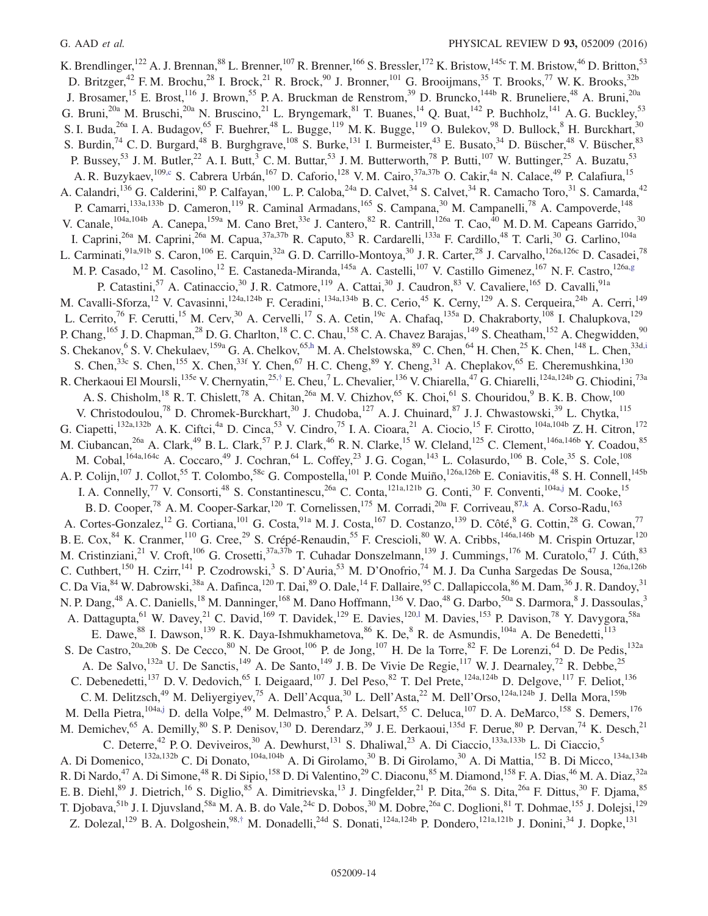K. Brendlinger,[122] A. J. Brennan,[88] L. Brenner,[107] R. Brenner,[166] S. Bressler,[172] K. Bristow,[145c] T. M. Bristow,[46] D. Britton,[53] D. Britzger,[42] F. M. Brochu,[28] I. Brock,[21] R. Brock,[90] J. Bronner,[101] G. Brooijmans,[35] T. Brooks,[77] W. K. Brooks,[32b] J. Brosamer,[15] E. Brost,[116] J. Brown,[55] P. A. Bruckman de Renstrom,[39] D. Bruncko,[144b] R. Bruneliere,[48] A. Bruni,[20a] G. Bruni,[20a] M. Bruschi,[20a] N. Bruscino,[21] L. Bryngemark,[81] T. Buanes,[14] Q. Buat,[142] P. Buchholz,[141] A. G. Buckley,[53] S. I. Buda,[26a] I. A. Budagov,[65] F. Buehrer,[48] L. Bugge,[119] M. K. Bugge,[119] O. Bulekov,[98] D. Bullock,[8] H. Burckhart,[30] S. Burdin,[74] C. D. Burgard,[48] B. Burghgrave,[108] S. Burke,[131] I. Burmeister,[43] E. Busato,[34] D. Büscher,[48] V. Büscher,[83] P. Bussey,[53] J. M. Butler,[22] A. I. Butt,[3] C. M. Buttar,[53] J. M. Butterworth,[78] P. Butti,[107] W. Buttinger,[25] A. Buzatu,[53] A. R. Buzykaev,[109,c] S. Cabrera Urbán,[167] D. Caforio,[128] V. M. Cairo,[37a,37b] O. Cakir,[4a] N. Calace,[49] P. Calafiura,[15] A. Calandri,[136] G. Calderini,[80] P. Calfayan,[100] L. P. Caloba,[24a] D. Calvet,[34] S. Calvet,[34] R. Camacho Toro,[31] S. Camarda,[42] P. Camarri,[133a,133b] D. Cameron,[119] R. Caminal Armadans,[165] S. Campana,[30] M. Campanelli,[78] A. Campoverde,[148] V. Canale,[104a,104b] A. Canepa,[159a] M. Cano Bret,[33e] J. Cantero,[82] R. Cantrill,[126a] T. Cao,[40] M. D. M. Capeans Garrido,[30] I. Caprini,[26a] M. Caprini,[26a] M. Capua,[37a,37b] R. Caputo,[83] R. Cardarelli,[133a] F. Cardillo,[48] T. Carli,[30] G. Carlino,[104a] L. Carminati,[91a,91b] S. Caron,[106] E. Carquin,[32a] G. D. Carrillo-Montoya,[30] J. R. Carter,[28] J. Carvalho,[126a,126c] D. Casadei,[78] M. P. Casado,[12] M. Casolino,[12] E. Castaneda-Miranda,[145a] A. Castelli,[107] V. Castillo Gimenez,[167] N. F. Castro,[126a,g] P. Catastini,[57] A. Catinaccio,[30] J. R. Catmore,[119] A. Cattai,[30] J. Caudron,[83] V. Cavaliere,[165] D. Cavalli,[91a] M. Cavalli-Sforza,[12] V. Cavasinni,[124a,124b] F. Ceradini,[134a,134b] B. C. Cerio,[45] K. Cerny,[129] A. S. Cerqueira,[24b] A. Cerri,[149] L. Cerrito,[76] F. Cerutti,[15] M. Cerv,[30] A. Cervelli,[17] S. A. Cetin,[19c] A. Chafaq,[135a] D. Chakraborty,[108] I. Chalupkova,[129] P. Chang,[165] J. D. Chapman,[28] D. G. Charlton,[18] C. C. Chau,[158] C. A. Chavez Barajas,[149] S. Cheatham,[152] A. Chegwidden,[90] S. Chekanov,[6] S. V. Chekulaev,[159a] G. A. Chelkov,[65,h] M. A. Chelstowska,[89] C. Chen,[64] H. Chen,[25] K. Chen,[148] L. Chen,[33d,i] S. Chen,[33c] S. Chen,[155] X. Chen,[33f] Y. Chen,[67] H. C. Cheng,[89] Y. Cheng,[31] A. Cheplakov,[65] E. Cheremushkina,[130] R. Cherkaoui El Moursli,[135e] V. Chernyatin,[25,†] E. Cheu,[7] L. Chevalier,[136] V. Chiarella,[47] G. Chiarelli,[124a,124b] G. Chiodini,[73a] A. S. Chisholm,[18] R. T. Chislett,[78] A. Chitan,[26a] M. V. Chizhov,[65] K. Choi,[61] S. Chouridou,[9] B. K. B. Chow,[100] V. Christodoulou,[78] D. Chromek-Burckhart,[30] J. Chudoba,[127] A. J. Chuinard,[87] J. J. Chwastowski,[39] L. Chytka,[115] G. Ciapetti,[132a,132b] A. K. Ciftci,[4a] D. Cinca,[53] V. Cindro,[75] I. A. Cioara,[21] A. Ciocio,[15] F. Cirotto,[104a,104b] Z. H. Citron,[172] M. Ciubancan,[26a] A. Clark,[49] B. L. Clark,[57] P. J. Clark,[46] R. N. Clarke,[15] W. Cleland,[125] C. Clement,[146a,146b] Y. Coadou,[85] M. Cobal,[164a,164c] A. Coccaro,[49] J. Cochran,[64] L. Coffey,[23] J. G. Cogan,[143] L. Colasurdo,[106] B. Cole,[35] S. Cole,[108] A. P. Colijn,[107] J. Collot,[55] T. Colombo,[58c] G. Compostella,[101] P. Conde Muiño,[126a,126b] E. Coniavitis,[48] S. H. Connell,[145b] I. A. Connelly,[77] V. Consorti,[48] S. Constantinescu,[26a] C. Conta,[121a,121b] G. Conti,[30] F. Conventi,[104a,j] M. Cooke,[15] B. D. Cooper,[78] A. M. Cooper-Sarkar,[120] T. Cornelissen,[175] M. Corradi,[20a] F. Corriveau,[87,k] A. Corso-Radu,[163] A. Cortes-Gonzalez,[12] G. Cortiana,[101] G. Costa,[91a] M. J. Costa,[167] D. Costanzo,[139] D. Côté,[8] G. Cottin,[28] G. Cowan,[77] B. E. Cox,[84] K. Cranmer,[110] G. Cree,[29] S. Crépé-Renaudin,[55] F. Crescioli,[80] W. A. Cribbs,[146a,146b] M. Crispin Ortuzar,[120] M. Cristinziani,[21] V. Croft,[106] G. Crosetti,[37a,37b] T. Cuhadar Donszelmann,[139] J. Cummings,[176] M. Curatolo,[47] J. Cúth,[83] C. Cuthbert,[150] H. Czirr,[141] P. Czodrowski,[3] S. D'Auria,[53] M. D'Onofrio,[74] M. J. Da Cunha Sargedas De Sousa,[126a,126b] C. Da Via,[84] W. Dabrowski,[38a] A. Dafinca,[120] T. Dai,[89] O. Dale,[14] F. Dallaire,[95] C. Dallapiccola,[86] M. Dam,[36] J. R. Dandoy,[31] N. P. Dang,[48] A. C. Daniells,[18] M. Danninger,[168] M. Dano Hoffmann,[136] V. Dao,[48] G. Darbo,[50a] S. Darmora,[8] J. Dassoulas,[3] A. Dattagupta,[61] W. Davey,[21] C. David,[169] T. Davidek,[129] E. Davies,[120,l] M. Davies,[153] P. Davison,[78] Y. Davygora,[58a] E. Dawe,[88] I. Dawson,[139] R. K. Daya-Ishmukhametova,[86] K. De,[8] R. de Asmundis,[104a] A. De Benedetti,[113] S. De Castro,[20a,20b] S. De Cecco,[80] N. De Groot,[106] P. de Jong,[107] H. De la Torre,[82] F. De Lorenzi,[64] D. De Pedis,[132a] A. De Salvo,[132a] U. De Sanctis,[149] A. De Santo,[149] J. B. De Vivie De Regie,[117] W. J. Dearnaley,[72] R. Debbe,[25] C. Debenedetti,[137] D. V. Dedovich,[65] I. Deigaard,[107] J. Del Peso,[82] T. Del Prete,[124a,124b] D. Delgove,[117] F. Deliot,[136] C. M. Delitzsch,[49] M. Deliyergiyev,[75] A. Dell'Acqua,[30] L. Dell'Asta,[22] M. Dell'Orso,[124a,124b] J. Della Mora,[159b] M. Della Pietra,[104a,j] D. della Volpe,[49] M. Delmastro,[5] P. A. Delsart,[55] C. Deluca,[107] D. A. DeMarco,[158] S. Demers,[176] M. Demichev,[65] A. Demilly,[80] S. P. Denisov,[130] D. Derendarz,[39] J. E. Derkaoui,[135d] F. Derue,[80] P. Dervan,[74] K. Desch,[21] C. Deterre,[42] P. O. Deviveiros,[30] A. Dewhurst,[131] S. Dhaliwal,[23] A. Di Ciaccio,[133a,133b] L. Di Ciaccio,[5] A. Di Domenico,[132a,132b] C. Di Donato,[104a,104b] A. Di Girolamo,[30] B. Di Girolamo,[30] A. Di Mattia,[152] B. Di Micco,[134a,134b] R. Di Nardo,[47] A. Di Simone,[48] R. Di Sipio,[158] D. Di Valentino,[29] C. Diaconu,[85] M. Diamond,[158] F. A. Dias,[46] M. A. Diaz,[32a] E. B. Diehl,[89] J. Dietrich,[16] S. Diglio,[85] A. Dimitrievska,[13] J. Dingfelder,[21] P. Dita,[26a] S. Dita,[26a] F. Dittus,[30] F. Djama,[85] T. Djobava,[51b] J. I. Djuvsland,[58a] M. A. B. do Vale,[24c] D. Dobos,[30] M. Dobre,[26a] C. Doglioni,[81] T. Dohmae,[155] J. Dolejsi,[129] Z. Dolezal,[129] B. A. Dolgoshein,[98,†] M. Donadelli,[24d] S. Donati,[124a,124b] P. Dondero,[121a,121b] J. Donini,[34] J. Dopke,[131]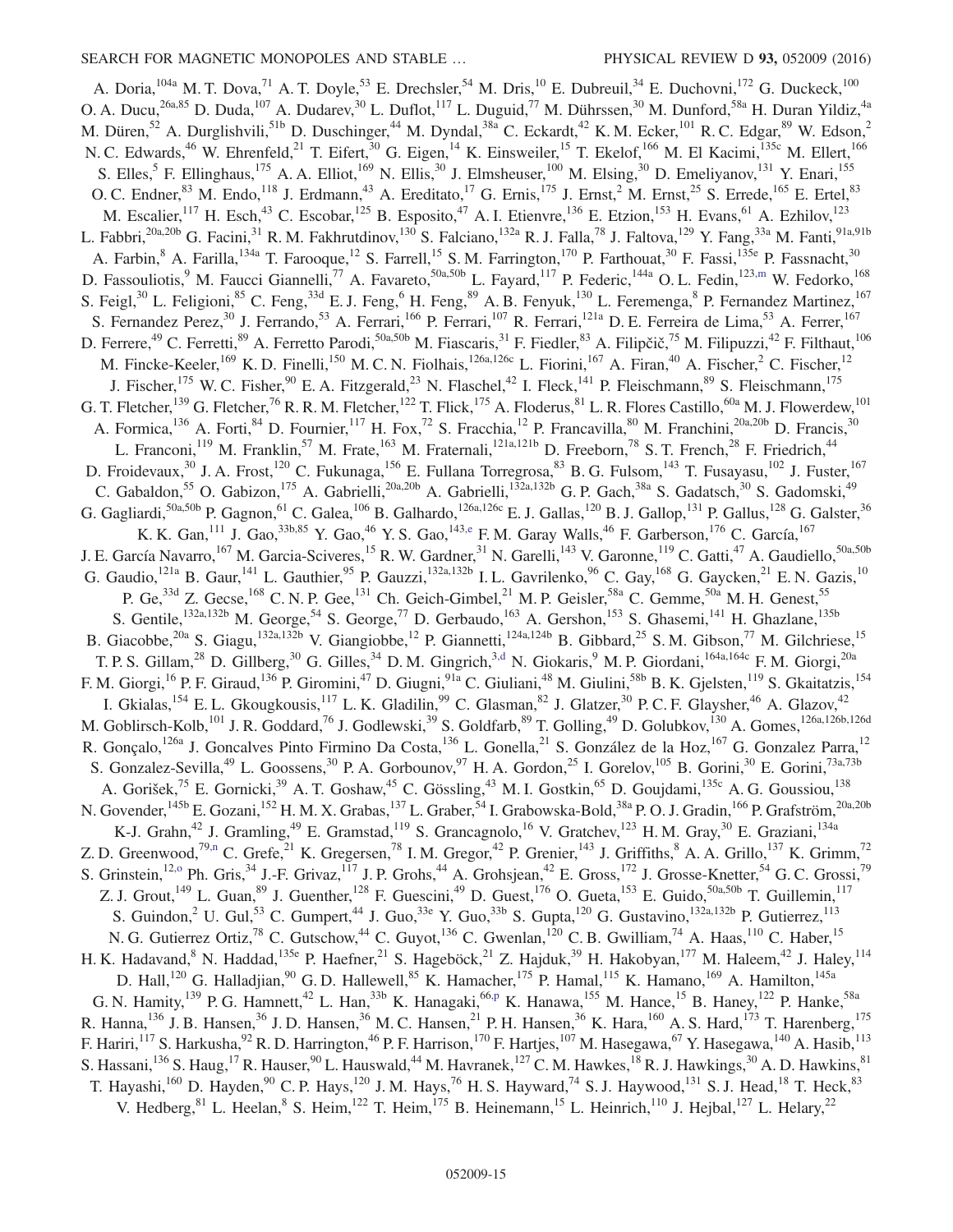A. Doria,[104a] M. T. Dova,[71] A. T. Doyle,[53] E. Drechsler,[54] M. Dris,[10] E. Dubreuil,[34] E. Duchovni,[172] G. Duckeck,[100] O. A. Ducu,[26a,85] D. Duda,[107] A. Dudarev,[30] L. Duflot,[117] L. Duguid,[77] M. Dührssen,[30] M. Dunford,[58a] H. Duran Yildiz,[4a] M. Düren,[52] A. Durglishvili,[51b] D. Duschinger,[44] M. Dyndal,[38a] C. Eckardt,[42] K. M. Ecker,[101] R. C. Edgar,[89] W. Edson,[2] N. C. Edwards,[46] W. Ehrenfeld,[21] T. Eifert,[30] G. Eigen,[14] K. Einsweiler,[15] T. Ekelof,[166] M. El Kacimi,[135c] M. Ellert,[166] S. Elles,[5] F. Ellinghaus,[175] A. A. Elliot,[169] N. Ellis,[30] J. Elmsheuser,[100] M. Elsing,[30] D. Emeliyanov,[131] Y. Enari,[155] O. C. Endner,[83] M. Endo,[118] J. Erdmann,[43] A. Ereditato,[17] G. Ernis,[175] J. Ernst,[2] M. Ernst,[25] S. Errede,[165] E. Ertel,[83] M. Escalier,[117] H. Esch,[43] C. Escobar,[125] B. Esposito,[47] A. I. Etienvre,[136] E. Etzion,[153] H. Evans,[61] A. Ezhilov,[123] L. Fabbri,[20a,20b] G. Facini,[31] R. M. Fakhrutdinov,[130] S. Falciano,[132a] R. J. Falla,[78] J. Faltova,[129] Y. Fang,[33a] M. Fanti,[91a,91b] A. Farbin,[8] A. Farilla,[134a] T. Farooque,[12] S. Farrell,[15] S. M. Farrington,[170] P. Farthouat,[30] F. Fassi,[135e] P. Fassnacht,[30] D. Fassouliotis,[9] M. Faucci Giannelli,[77] A. Favareto,[50a,50b] L. Fayard,[117] P. Federic,[144a] O. L. Fedin,[123,m] W. Fedorko,[168] S. Feigl,[30] L. Feligioni,[85] C. Feng,[33d] E. J. Feng,[6] H. Feng,[89] A. B. Fenyuk,[130] L. Feremenga,[8] P. Fernandez Martinez,[167] S. Fernandez Perez,[30] J. Ferrando,[53] A. Ferrari,[166] P. Ferrari,[107] R. Ferrari,[121a] D. E. Ferreira de Lima,[53] A. Ferrer,[167] D. Ferrere,[49] C. Ferretti,[89] A. Ferretto Parodi,[50a,50b] M. Fiascaris,[31] F. Fiedler,[83] A. Filipčič,[75] M. Filipuzzi,[42] F. Filthaut,[106] M. Fincke-Keeler,[169] K. D. Finelli,[150] M. C. N. Fiolhais,[126a,126c] L. Fiorini,[167] A. Firan,[40] A. Fischer,[2] C. Fischer,[12] J. Fischer,[175] W. C. Fisher,[90] E. A. Fitzgerald,[23] N. Flaschel,[42] I. Fleck,[141] P. Fleischmann,[89] S. Fleischmann,[175] G. T. Fletcher,[139] G. Fletcher,[76] R. R. M. Fletcher,[122] T. Flick,[175] A. Floderus,[81] L. R. Flores Castillo,[60a] M. J. Flowerdew,[101] A. Formica,[136] A. Forti,[84] D. Fournier,[117] H. Fox,[72] S. Fracchia,[12] P. Francavilla,[80] M. Franchini,[20a,20b] D. Francis,[30] L. Franconi,[119] M. Franklin,[57] M. Frate,[163] M. Fraternali,[121a,121b] D. Freeborn,[78] S. T. French,[28] F. Friedrich,[44] D. Froidevaux,[30] J. A. Frost,[120] C. Fukunaga,[156] E. Fullana Torregrosa,[83] B. G. Fulsom,[143] T. Fusayasu,[102] J. Fuster,[167] C. Gabaldon,[55] O. Gabizon,[175] A. Gabrielli,[20a,20b] A. Gabrielli,[132a,132b] G. P. Gach,[38a] S. Gadatsch,[30] S. Gadomski,[49] G. Gagliardi,[50a,50b] P. Gagnon,[61] C. Galea,[106] B. Galhardo,[126a,126c] E. J. Gallas,[120] B. J. Gallop,[131] P. Gallus,[128] G. Galster,[36] K. K. Gan,[111] J. Gao,[33b,85] Y. Gao,[46] Y. S. Gao,[143,e] F. M. Garay Walls,[46] F. Garberson,[176] C. García,[167] J. E. García Navarro,[167] M. Garcia-Sciveres,[15] R. W. Gardner,[31] N. Garelli,[143] V. Garonne,[119] C. Gatti,[47] A. Gaudiello,[50a,50b] G. Gaudio,[121a] B. Gaur,[141] L. Gauthier,[95] P. Gauzzi,[132a,132b] I. L. Gavrilenko,[96] C. Gay,[168] G. Gaycken,[21] E. N. Gazis,[10] P. Ge,[33d] Z. Gecse,[168] C. N. P. Gee,[131] Ch. Geich-Gimbel,[21] M. P. Geisler,[58a] C. Gemme,[50a] M. H. Genest,[55] S. Gentile,[132a,132b] M. George,[54] S. George,[77] D. Gerbaudo,[163] A. Gershon,[153] S. Ghasemi,[141] H. Ghazlane,[135b] B. Giacobbe,[20a] S. Giagu,[132a,132b] V. Giangiobbe,[12] P. Giannetti,[124a,124b] B. Gibbard,[25] S. M. Gibson,[77] M. Gilchriese,[15] T. P. S. Gillam,[28] D. Gillberg,[30] G. Gilles,[34] D. M. Gingrich,[3,d] N. Giokaris,[9] M. P. Giordani,[164a,164c] F. M. Giorgi,[20a] F. M. Giorgi,[16] P. F. Giraud,[136] P. Giromini,[47] D. Giugni,[91a] C. Giuliani,[48] M. Giulini,[58b] B. K. Gjelsten,[119] S. Gkaitatzis,[154] I. Gkialas,[154] E. L. Gkougkousis,[117] L. K. Gladilin,[99] C. Glasman,[82] J. Glatzer,[30] P. C. F. Glaysher,[46] A. Glazov,[42] M. Goblirsch-Kolb,[101] J. R. Goddard,[76] J. Godlewski,[39] S. Goldfarb,[89] T. Golling,[49] D. Golubkov,[130] A. Gomes,[126a,126b,126d] R. Gonçalo,[126a] J. Goncalves Pinto Firmino Da Costa,[136] L. Gonella,[21] S. González de la Hoz,[167] G. Gonzalez Parra,[12] S. Gonzalez-Sevilla,[49] L. Goossens,[30] P. A. Gorbounov,[97] H. A. Gordon,[25] I. Gorelov,[105] B. Gorini,[30] E. Gorini,[73a,73b] A. Gorišek,[75] E. Gornicki,[39] A. T. Goshaw,[45] C. Gössling,[43] M. I. Gostkin,[65] D. Goujdami,[135c] A. G. Goussiou,[138] N. Govender,[145b] E. Gozani,[152] H. M. X. Grabas,[137] L. Graber,[54] I. Grabowska-Bold,[38a] P. O. J. Gradin,[166] P. Grafström,[20a,20b] K-J. Grahn,[42] J. Gramling,[49] E. Gramstad,[119] S. Grancagnolo,[16] V. Gratchev,[123] H. M. Gray,[30] E. Graziani,[134a] Z. D. Greenwood,[79,n] C. Grefe,[21] K. Gregersen,[78] I. M. Gregor,[42] P. Grenier,[143] J. Griffiths,[8] A. A. Grillo,[137] K. Grimm,[72] S. Grinstein,[12,o] Ph. Gris,[34] J.-F. Grivaz,[117] J. P. Grohs,[44] A. Grohsjean,[42] E. Gross,[172] J. Grosse-Knetter,[54] G. C. Grossi,[79] Z. J. Grout,[149] L. Guan,[89] J. Guenther,[128] F. Guescini,[49] D. Guest,[176] O. Gueta,[153] E. Guido,[50a,50b] T. Guillemin,[117] S. Guindon,[2] U. Gul,[53] C. Gumpert,[44] J. Guo,[33e] Y. Guo,[33b] S. Gupta,[120] G. Gustavino,[132a,132b] P. Gutierrez,[113] N. G. Gutierrez Ortiz,[78] C. Gutschow,[44] C. Guyot,[136] C. Gwenlan,[120] C. B. Gwilliam,[74] A. Haas,[110] C. Haber,[15] H. K. Hadavand,[8] N. Haddad,[135e] P. Haefner,[21] S. Hageböck,[21] Z. Hajduk,[39] H. Hakobyan,[177] M. Haleem,[42] J. Haley,[114] D. Hall,[120] G. Halladjian,[90] G. D. Hallewell,[85] K. Hamacher,[175] P. Hamal,[115] K. Hamano,[169] A. Hamilton,[145a] G. N. Hamity,[139] P. G. Hamnett,[42] L. Han,[33b] K. Hanagaki,[66,p] K. Hanawa,[155] M. Hance,[15] B. Haney,[122] P. Hanke,[58a] R. Hanna,[136] J. B. Hansen,[36] J. D. Hansen,[36] M. C. Hansen,[21] P. H. Hansen,[36] K. Hara,[160] A. S. Hard,[173] T. Harenberg,[175] F. Hariri,[117] S. Harkusha,[92] R. D. Harrington,[46] P. F. Harrison,[170] F. Hartjes,[107] M. Hasegawa,[67] Y. Hasegawa,[140] A. Hasib,[113] S. Hassani,[136] S. Haug,[17] R. Hauser,[90] L. Hauswald,[44] M. Havranek,[127] C. M. Hawkes,[18] R. J. Hawkings,[30] A. D. Hawkins,[81] T. Hayashi,[160] D. Hayden,[90] C. P. Hays,[120] J. M. Hays,[76] H. S. Hayward,[74] S. J. Haywood,[131] S. J. Head,[18] T. Heck,[83] V. Hedberg,[81] L. Heelan,[8] S. Heim,[122] T. Heim,[175] B. Heinemann,[15] L. Heinrich,[110] J. Hejbal,[127] L. Helary,[22]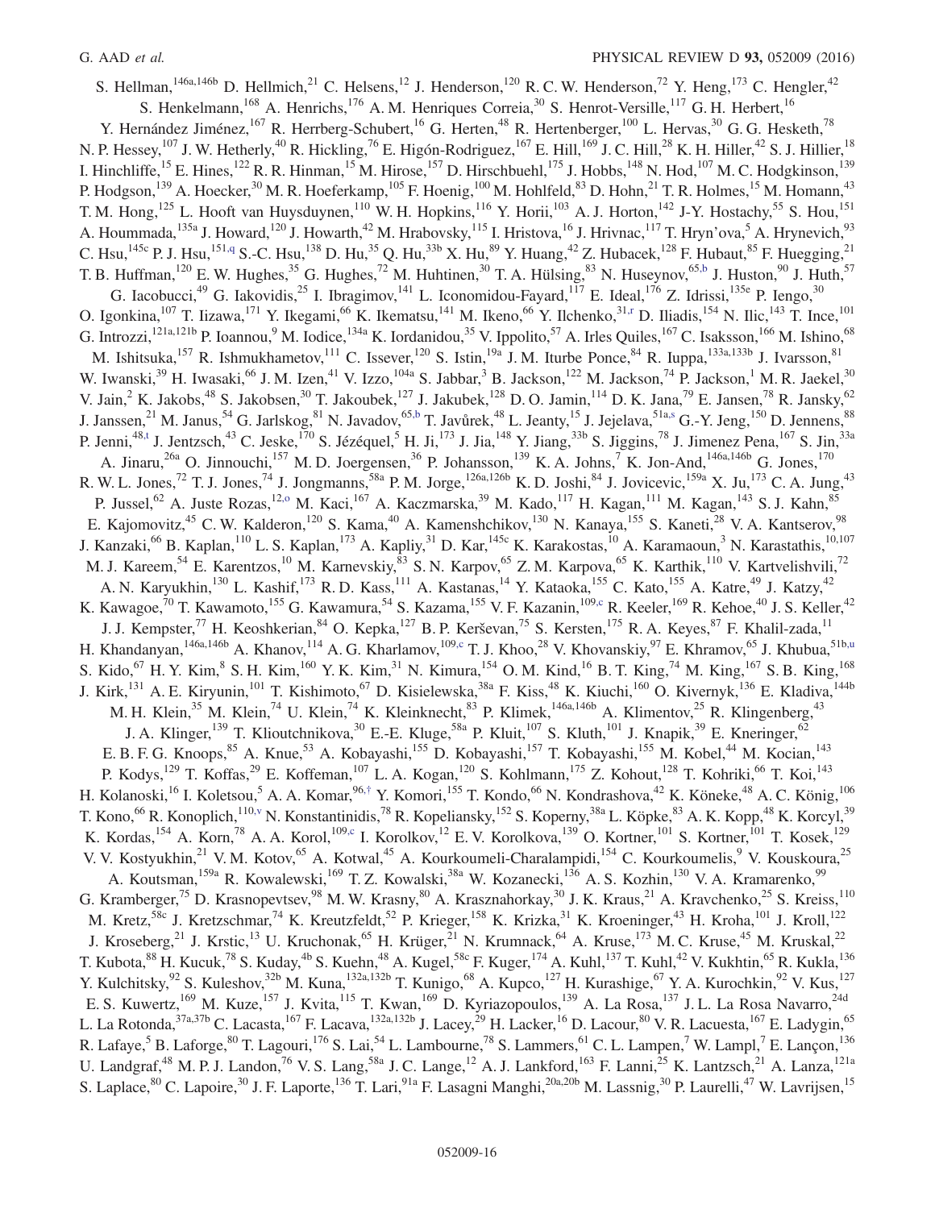S. Hellman,[146a,146b] D. Hellmich,[21] C. Helsens,[12] J. Henderson,[120] R. C. W. Henderson,[72] Y. Heng,[173] C. Hengler,[42] S. Henkelmann,[168] A. Henrichs,[176] A. M. Henriques Correia,[30] S. Henrot-Versille,[117] G. H. Herbert,[16] Y. Hernández Jiménez,[167] R. Herrberg-Schubert,[16] G. Herten,[48] R. Hertenberger,[100] L. Hervas,[30] G. G. Hesketh,[78] N. P. Hessey,[107] J. W. Hetherly,[40] R. Hickling,[76] E. Higón-Rodriguez,[167] E. Hill,[169] J. C. Hill,[28] K. H. Hiller,[42] S. J. Hillier,[18] I. Hinchliffe,[15] E. Hines,[122] R. R. Hinman,[15] M. Hirose,[157] D. Hirschbuehl,[175] J. Hobbs,[148] N. Hod,[107] M. C. Hodgkinson,[139] P. Hodgson,[139] A. Hoecker,[30] M. R. Hoeferkamp,[105] F. Hoenig,[100] M. Hohlfeld,[83] D. Hohn,[21] T. R. Holmes,[15] M. Homann,[43] T. M. Hong,[125] L. Hooft van Huysduynen,[110] W. H. Hopkins,[116] Y. Horii,[103] A. J. Horton,[142] J-Y. Hostachy,[55] S. Hou,[151] A. Hoummada,[135a] J. Howard,[120] J. Howarth,[42] M. Hrabovsky,[115] I. Hristova,[16] J. Hrivnac,[117] T. Hryn'ova,[5] A. Hrynevich,[93] C. Hsu,[145c] P. J. Hsu,[151,q] S.-C. Hsu,[138] D. Hu,[35] Q. Hu,[33b] X. Hu,[89] Y. Huang,[42] Z. Hubacek,[128] F. Hubaut,[85] F. Huegging,[21] T. B. Huffman,[120] E. W. Hughes,[35] G. Hughes,[72] M. Huhtinen,[30] T. A. Hülsing,[83] N. Huseynov,[65,b] J. Huston,[90] J. Huth,[57] G. Iacobucci,[49] G. Iakovidis,[25] I. Ibragimov,[141] L. Iconomidou-Fayard,[117] E. Ideal,[176] Z. Idrissi,[135e] P. Iengo,[30] O. Igonkina,[107] T. Iizawa,[171] Y. Ikegami,[66] K. Ikematsu,[141] M. Ikeno,[66] Y. Ilchenko,[31,r] D. Iliadis,[154] N. Ilic,[143] T. Ince,[101] G. Introzzi,[121a,121b] P. Ioannou,[9] M. Iodice,[134a] K. Iordanidou,[35] V. Ippolito,[57] A. Irles Quiles,[167] C. Isaksson,[166] M. Ishino,[68] M. Ishitsuka,[157] R. Ishmukhametov,[111] C. Issever,[120] S. Istin,[19a] J. M. Iturbe Ponce,[84] R. Iuppa,[133a,133b] J. Ivarsson,[81] W. Iwanski,[39] H. Iwasaki,[66] J. M. Izen,[41] V. Izzo,[104a] S. Jabbar,[3] B. Jackson,[122] M. Jackson,[74] P. Jackson,[1] M. R. Jaekel,[30] V. Jain,[2] K. Jakobs,[48] S. Jakobsen,[30] T. Jakoubek,[127] J. Jakubek,[128] D. O. Jamin,[114] D. K. Jana,[79] E. Jansen,[78] R. Jansky,[62] J. Janssen,[21] M. Janus,[54] G. Jarlskog,[81] N. Javadov,[65,b] T. Javůrek,[48] L. Jeanty,[15] J. Jejelava,[51a,s] G.-Y. Jeng,[150] D. Jennens,[88] P. Jenni,[48,t] J. Jentzsch,[43] C. Jeske,[170] S. Jézéquel,[5] H. Ji,[173] J. Jia,[148] Y. Jiang,[33b] S. Jiggins,[78] J. Jimenez Pena,[167] S. Jin,[33a] A. Jinaru,[26a] O. Jinnouchi,[157] M. D. Joergensen,[36] P. Johansson,[139] K. A. Johns,[7] K. Jon-And,[146a,146b] G. Jones,[170] R. W. L. Jones,[72] T. J. Jones,[74] J. Jongmanns,[58a] P. M. Jorge,[126a,126b] K. D. Joshi,[84] J. Jovicevic,[159a] X. Ju,[173] C. A. Jung,[43] P. Jussel,[62] A. Juste Rozas,[12,o] M. Kaci,[167] A. Kaczmarska,[39] M. Kado,[117] H. Kagan,[111] M. Kagan,[143] S. J. Kahn,[85] E. Kajomovitz,[45] C. W. Kalderon,[120] S. Kama,[40] A. Kamenshchikov,[130] N. Kanaya,[155] S. Kaneti,[28] V. A. Kantserov,[98] J. Kanzaki,[66] B. Kaplan,[110] L. S. Kaplan,[173] A. Kapliy,[31] D. Kar,[145c] K. Karakostas,[10] A. Karamaoun,[3] N. Karastathis,[10,107] M. J. Kareem,[54] E. Karentzos,[10] M. Karnevskiy,[83] S. N. Karpov,[65] Z. M. Karpova,[65] K. Karthik,[110] V. Kartvelishvili,[72] A. N. Karyukhin,[130] L. Kashif,[173] R. D. Kass,[111] A. Kastanas,[14] Y. Kataoka,[155] C. Kato,[155] A. Katre,[49] J. Katzy,[42] K. Kawagoe,[70] T. Kawamoto,[155] G. Kawamura,[54] S. Kazama,[155] V. F. Kazanin,[109,c] R. Keeler,[169] R. Kehoe,[40] J. S. Keller,[42] J. J. Kempster,[77] H. Keoshkerian,[84] O. Kepka,[127] B. P. Kerševan,[75] S. Kersten,[175] R. A. Keyes,[87] F. Khalil-zada,[11] H. Khandanyan,[146a,146b] A. Khanov,[114] A. G. Kharlamov,[109,c] T. J. Khoo,[28] V. Khovanskiy,[97] E. Khramov,[65] J. Khubua,[51b,u] S. Kido,[67] H. Y. Kim,[8] S. H. Kim,[160] Y. K. Kim,[31] N. Kimura,[154] O. M. Kind,[16] B. T. King,[74] M. King,[167] S. B. King,[168] J. Kirk,[131] A. E. Kiryunin,[101] T. Kishimoto,[67] D. Kisielewska,[38a] F. Kiss,[48] K. Kiuchi,[160] O. Kivernyk,[136] E. Kladiva,[144b] M. H. Klein,[35] M. Klein,[74] U. Klein,[74] K. Kleinknecht,[83] P. Klimek,[146a,146b] A. Klimentov,[25] R. Klingenberg,[43] J. A. Klinger,[139] T. Klioutchnikova,[30] E.-E. Kluge,[58a] P. Kluit,[107] S. Kluth,[101] J. Knapik,[39] E. Kneringer,[62] E. B. F. G. Knoops,[85] A. Knue,[53] A. Kobayashi,[155] D. Kobayashi,[157] T. Kobayashi,[155] M. Kobel,[44] M. Kocian,[143] P. Kodys,[129] T. Koffas,[29] E. Koffeman,[107] L. A. Kogan,[120] S. Kohlmann,[175] Z. Kohout,[128] T. Kohriki,[66] T. Koi,[143] H. Kolanoski,[16] I. Koletsou,[5] A. A. Komar,[96,†] Y. Komori,[155] T. Kondo,[66] N. Kondrashova,[42] K. Köneke,[48] A. C. König,[106] T. Kono,[66] R. Konoplich,[110,v] N. Konstantinidis,[78] R. Kopeliansky,[152] S. Koperny,[38a] L. Köpke,[83] A. K. Kopp,[48] K. Korcyl,[39] K. Kordas,[154] A. Korn,[78] A. A. Korol,[109,c] I. Korolkov,[12] E. V. Korolkova,[139] O. Kortner,[101] S. Kortner,[101] T. Kosek,[129] V. V. Kostyukhin,[21] V. M. Kotov,[65] A. Kotwal,[45] A. Kourkoumeli-Charalampidi,[154] C. Kourkoumelis,[9] V. Kouskoura,[25] A. Koutsman,[159a] R. Kowalewski,[169] T. Z. Kowalski,[38a] W. Kozanecki,[136] A. S. Kozhin,[130] V. A. Kramarenko,[99] G. Kramberger,[75] D. Krasnopevtsev,[98] M. W. Krasny,[80] A. Krasznahorkay,[30] J. K. Kraus,[21] A. Kravchenko,[25] S. Kreiss,[110] M. Kretz,[58c] J. Kretzschmar,[74] K. Kreutzfeldt,[52] P. Krieger,[158] K. Krizka,[31] K. Kroeninger,[43] H. Kroha,[101] J. Kroll,[122] J. Kroseberg,[21] J. Krstic,[13] U. Kruchonak,[65] H. Krüger,[21] N. Krumnack,[64] A. Kruse,[173] M. C. Kruse,[45] M. Kruskal,[22] T. Kubota,[88] H. Kucuk,[78] S. Kuday,[4b] S. Kuehn,[48] A. Kugel,[58c] F. Kuger,[174] A. Kuhl,[137] T. Kuhl,[42] V. Kukhtin,[65] R. Kukla,[136] Y. Kulchitsky,[92] S. Kuleshov,[32b] M. Kuna,[132a,132b] T. Kunigo,[68] A. Kupco,[127] H. Kurashige,[67] Y. A. Kurochkin,[92] V. Kus,[127] E. S. Kuwertz,[169] M. Kuze,[157] J. Kvita,[115] T. Kwan,[169] D. Kyriazopoulos,[139] A. La Rosa,[137] J. L. La Rosa Navarro,[24d] L. La Rotonda,[37a,37b] C. Lacasta,[167] F. Lacava,[132a,132b] J. Lacey,[29] H. Lacker,[16] D. Lacour,[80] V. R. Lacuesta,[167] E. Ladygin,[65] R. Lafaye,[5] B. Laforge,[80] T. Lagouri,[176] S. Lai,[54] L. Lambourne,[78] S. Lammers,[61] C. L. Lampen,[7] W. Lampl,[7] E. Lançon,[136] U. Landgraf,[48] M. P. J. Landon,[76] V. S. Lang,[58a] J. C. Lange,[12] A. J. Lankford,[163] F. Lanni,[25] K. Lantzsch,[21] A. Lanza,[121a] S. Laplace,[80] C. Lapoire,[30] J. F. Laporte,[136] T. Lari,[91a] F. Lasagni Manghi,[20a,20b] M. Lassnig,[30] P. Laurelli,[47] W. Lavrijsen,[15]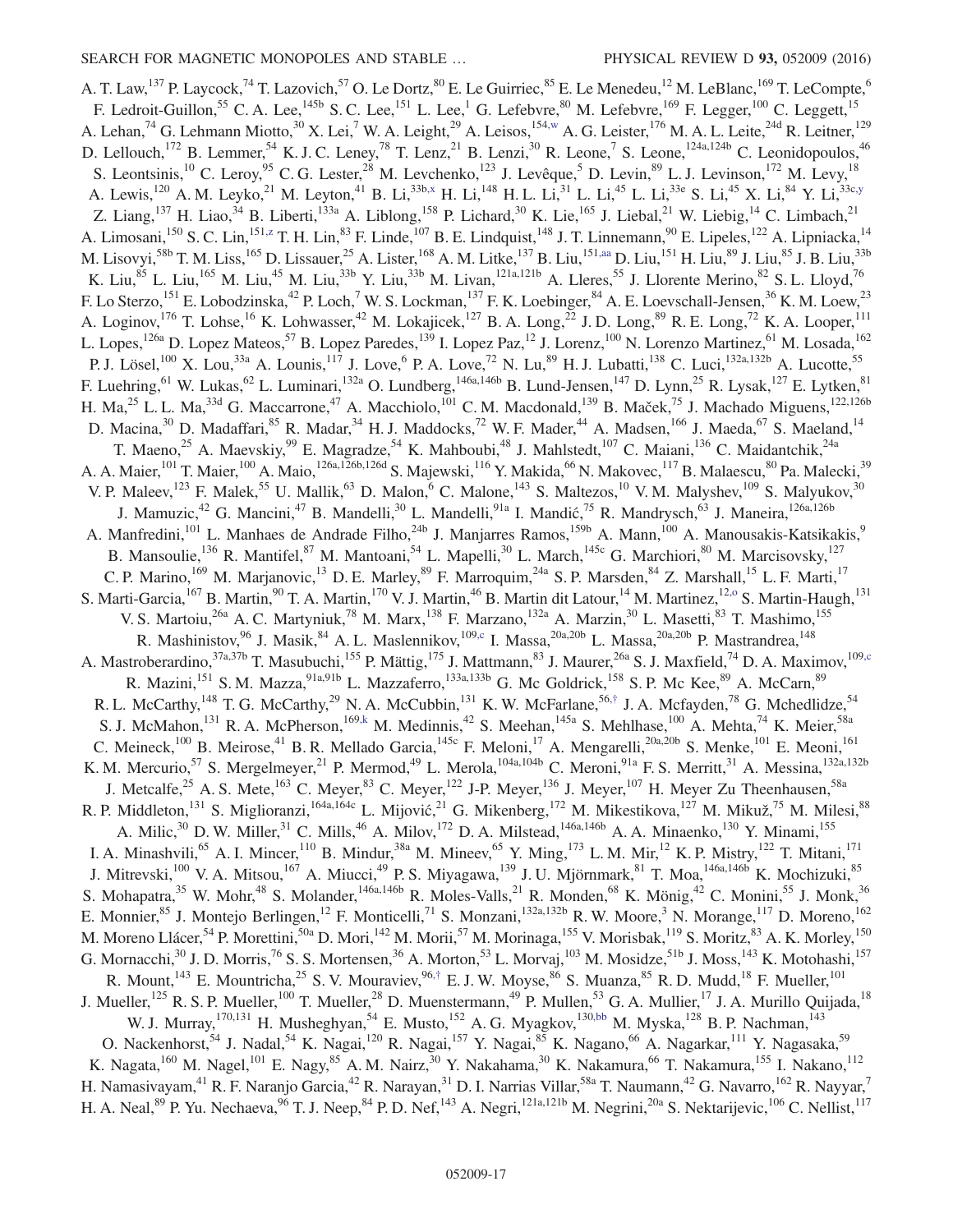A. T. Law,[137] P. Laycock,[74] T. Lazovich,[57] O. Le Dortz,[80] E. Le Guirriec,[85] E. Le Menedeu,[12] M. LeBlanc,[169] T. LeCompte,[6] F. Ledroit-Guillon,[55] C. A. Lee,[145b] S. C. Lee,[151] L. Lee,[1] G. Lefebvre,[80] M. Lefebvre,[169] F. Legger,[100] C. Leggett,[15] A. Lehan,[74] G. Lehmann Miotto,[30] X. Lei,[7] W. A. Leight,[29] A. Leisos,[154,w] A. G. Leister,[176] M. A. L. Leite,[24d] R. Leitner,[129] D. Lellouch,[172] B. Lemmer,[54] K. J. C. Leney,[78] T. Lenz,[21] B. Lenzi,[30] R. Leone,[7] S. Leone,[124a,124b] C. Leonidopoulos,[46] S. Leontsinis,[10] C. Leroy,[95] C. G. Lester,[28] M. Levchenko,[123] J. Levêque,[5] D. Levin,[89] L. J. Levinson,[172] M. Levy,[18] A. Lewis,[120] A. M. Leyko,[21] M. Leyton,[41] B. Li,[33b,x] H. Li,[148] H. L. Li,[31] L. Li,[45] L. Li,[33e] S. Li,[45] X. Li,[84] Y. Li,[33c,y] Z. Liang,[137] H. Liao,[34] B. Liberti,[133a] A. Liblong,[158] P. Lichard,[30] K. Lie,[165] J. Liebal,[21] W. Liebig,[14] C. Limbach,[21] A. Limosani,[150] S. C. Lin,[151,z] T. H. Lin,[83] F. Linde,[107] B. E. Lindquist,[148] J. T. Linnemann,[90] E. Lipeles,[122] A. Lipniacka,[14] M. Lisovyi,[58b] T. M. Liss,[165] D. Lissauer,[25] A. Lister,[168] A. M. Litke,[137] B. Liu,[151,aa] D. Liu,[151] H. Liu,[89] J. Liu,[85] J. B. Liu,[33b] K. Liu,[85] L. Liu,[165] M. Liu,[45] M. Liu,[33b] Y. Liu,[33b] M. Livan,[121a,121b] A. Lleres,[55] J. Llorente Merino,[82] S. L. Lloyd,[76] F. Lo Sterzo,[151] E. Lobodzinska,[42] P. Loch,[7] W. S. Lockman,[137] F. K. Loebinger,[84] A. E. Loevschall-Jensen,[36] K. M. Loew,[23] A. Loginov,[176] T. Lohse,[16] K. Lohwasser,[42] M. Lokajicek,[127] B. A. Long,[22] J. D. Long,[89] R. E. Long,[72] K. A. Looper,[111] L. Lopes,[126a] D. Lopez Mateos,[57] B. Lopez Paredes,[139] I. Lopez Paz,[12] J. Lorenz,[100] N. Lorenzo Martinez,[61] M. Losada,[162] P. J. Lösel,[100] X. Lou,[33a] A. Lounis,[117] J. Love,[6] P. A. Love,[72] N. Lu,[89] H. J. Lubatti,[138] C. Luci,[132a,132b] A. Lucotte,[55] F. Luehring,[61] W. Lukas,[62] L. Luminari,[132a] O. Lundberg,[146a,146b] B. Lund-Jensen,[147] D. Lynn,[25] R. Lysak,[127] E. Lytken,[81] H. Ma,[25] L. L. Ma,[33d] G. Maccarrone,[47] A. Macchiolo,[101] C. M. Macdonald,[139] B. Maček,[75] J. Machado Miguens,[122,126b] D. Macina,[30] D. Madaffari,[85] R. Madar,[34] H. J. Maddocks,[72] W. F. Mader,[44] A. Madsen,[166] J. Maeda,[67] S. Maeland,[14] T. Maeno,[25] A. Maevskiy,[99] E. Magradze,[54] K. Mahboubi,[48] J. Mahlstedt,[107] C. Maiani,[136] C. Maidantchik,[24a] A. A. Maier,[101] T. Maier,[100] A. Maio,[126a,126b,126d] S. Majewski,[116] Y. Makida,[66] N. Makovec,[117] B. Malaescu,[80] Pa. Malecki,[39] V. P. Maleev,[123] F. Malek,[55] U. Mallik,[63] D. Malon,[6] C. Malone,[143] S. Maltezos,[10] V. M. Malyshev,[109] S. Malyukov,[30] J. Mamuzic,[42] G. Mancini,[47] B. Mandelli,[30] L. Mandelli,[91a] I. Mandić,[75] R. Mandrysch,[63] J. Maneira,[126a,126b] A. Manfredini,[101] L. Manhaes de Andrade Filho,[24b] J. Manjarres Ramos,[159b] A. Mann,[100] A. Manousakis-Katsikakis,[9] B. Mansoulie,[136] R. Mantifel,[87] M. Mantoani,[54] L. Mapelli,[30] L. March,[145c] G. Marchiori,[80] M. Marcisovsky,[127] C. P. Marino,[169] M. Marjanovic,[13] D. E. Marley,[89] F. Marroquim,[24a] S. P. Marsden,[84] Z. Marshall,[15] L. F. Marti,[17] S. Marti-Garcia,[167] B. Martin,[90] T. A. Martin,[170] V. J. Martin,[46] B. Martin dit Latour,[14] M. Martinez,[12,o] S. Martin-Haugh,[131] V. S. Martoiu,[26a] A. C. Martyniuk,[78] M. Marx,[138] F. Marzano,[132a] A. Marzin,[30] L. Masetti,[83] T. Mashimo,[155] R. Mashinistov,[96] J. Masik,[84] A. L. Maslennikov,[109,c] I. Massa,[20a,20b] L. Massa,[20a,20b] P. Mastrandrea,[148] A. Mastroberardino,[37a,37b] T. Masubuchi,[155] P. Mättig,[175] J. Mattmann,[83] J. Maurer,[26a] S. J. Maxfield,[74] D. A. Maximov,[109,c] R. Mazini,[151] S. M. Mazza,[91a,91b] L. Mazzaferro,[133a,133b] G. Mc Goldrick,[158] S. P. Mc Kee,[89] A. McCarn,[89] R. L. McCarthy,[148] T. G. McCarthy,[29] N. A. McCubbin,[131] K. W. McFarlane,[56,†] J. A. Mcfayden,[78] G. Mchedlidze,[54] S. J. McMahon,[131] R. A. McPherson,[169,k] M. Medinnis,[42] S. Meehan,[145a] S. Mehlhase,[100] A. Mehta,[74] K. Meier,[58a] C. Meineck,[100] B. Meirose,[41] B. R. Mellado Garcia,[145c] F. Meloni,[17] A. Mengarelli,[20a,20b] S. Menke,[101] E. Meoni,[161] K. M. Mercurio,[57] S. Mergelmeyer,[21] P. Mermod,[49] L. Merola,[104a,104b] C. Meroni,[91a] F. S. Merritt,[31] A. Messina,[132a,132b] J. Metcalfe,[25] A. S. Mete,[163] C. Meyer,[83] C. Meyer,[122] J-P. Meyer,[136] J. Meyer,[107] H. Meyer Zu Theenhausen,[58a] R. P. Middleton,[131] S. Miglioranzi,[164a,164c] L. Mijović,[21] G. Mikenberg,[172] M. Mikestikova,[127] M. Mikuž,[75] M. Milesi,[88] A. Milic,[30] D. W. Miller,[31] C. Mills,[46] A. Milov,[172] D. A. Milstead,[146a,146b] A. A. Minaenko,[130] Y. Minami,[155] I. A. Minashvili,[65] A. I. Mincer,[110] B. Mindur,[38a] M. Mineev,[65] Y. Ming,[173] L. M. Mir,[12] K. P. Mistry,[122] T. Mitani,[171] J. Mitrevski,[100] V. A. Mitsou,[167] A. Miucci,[49] P. S. Miyagawa,[139] J. U. Mjörnmark,[81] T. Moa,[146a,146b] K. Mochizuki,[85] S. Mohapatra,[35] W. Mohr,[48] S. Molander,[146a,146b] R. Moles-Valls,[21] R. Monden,[68] K. Mönig,[42] C. Monini,[55] J. Monk,[36] E. Monnier,[85] J. Montejo Berlingen,[12] F. Monticelli,[71] S. Monzani,[132a,132b] R. W. Moore,[3] N. Morange,[117] D. Moreno,[162] M. Moreno Llácer,[54] P. Morettini,[50a] D. Mori,[142] M. Morii,[57] M. Morinaga,[155] V. Morisbak,[119] S. Moritz,[83] A. K. Morley,[150] G. Mornacchi,[30] J. D. Morris,[76] S. S. Mortensen,[36] A. Morton,[53] L. Morvaj,[103] M. Mosidze,[51b] J. Moss,[143] K. Motohashi,[157] R. Mount,[143] E. Mountricha,[25] S. V. Mouraviev,[96,†] E. J. W. Moyse,[86] S. Muanza,[85] R. D. Mudd,[18] F. Mueller,[101] J. Mueller,[125] R. S. P. Mueller,[100] T. Mueller,[28] D. Muenstermann,[49] P. Mullen,[53] G. A. Mullier,[17] J. A. Murillo Quijada,[18] W. J. Murray,[170,131] H. Musheghyan,[54] E. Musto,[152] A. G. Myagkov,[130,bb] M. Myska,[128] B. P. Nachman,[143] O. Nackenhorst,[54] J. Nadal,[54] K. Nagai,[120] R. Nagai,[157] Y. Nagai,[85] K. Nagano,[66] A. Nagarkar,[111] Y. Nagasaka,[59] K. Nagata,[160] M. Nagel,[101] E. Nagy,[85] A. M. Nairz,[30] Y. Nakahama,[30] K. Nakamura,[66] T. Nakamura,[155] I. Nakano,[112] H. Namasivayam,[41] R. F. Naranjo Garcia,[42] R. Narayan,[31] D. I. Narrias Villar,[58a] T. Naumann,[42] G. Navarro,[162] R. Nayyar,[7] H. A. Neal,[89] P. Yu. Nechaeva,[96] T. J. Neep,[84] P. D. Nef,[143] A. Negri,[121a,121b] M. Negrini,[20a] S. Nektarijevic,[106] C. Nellist,[117]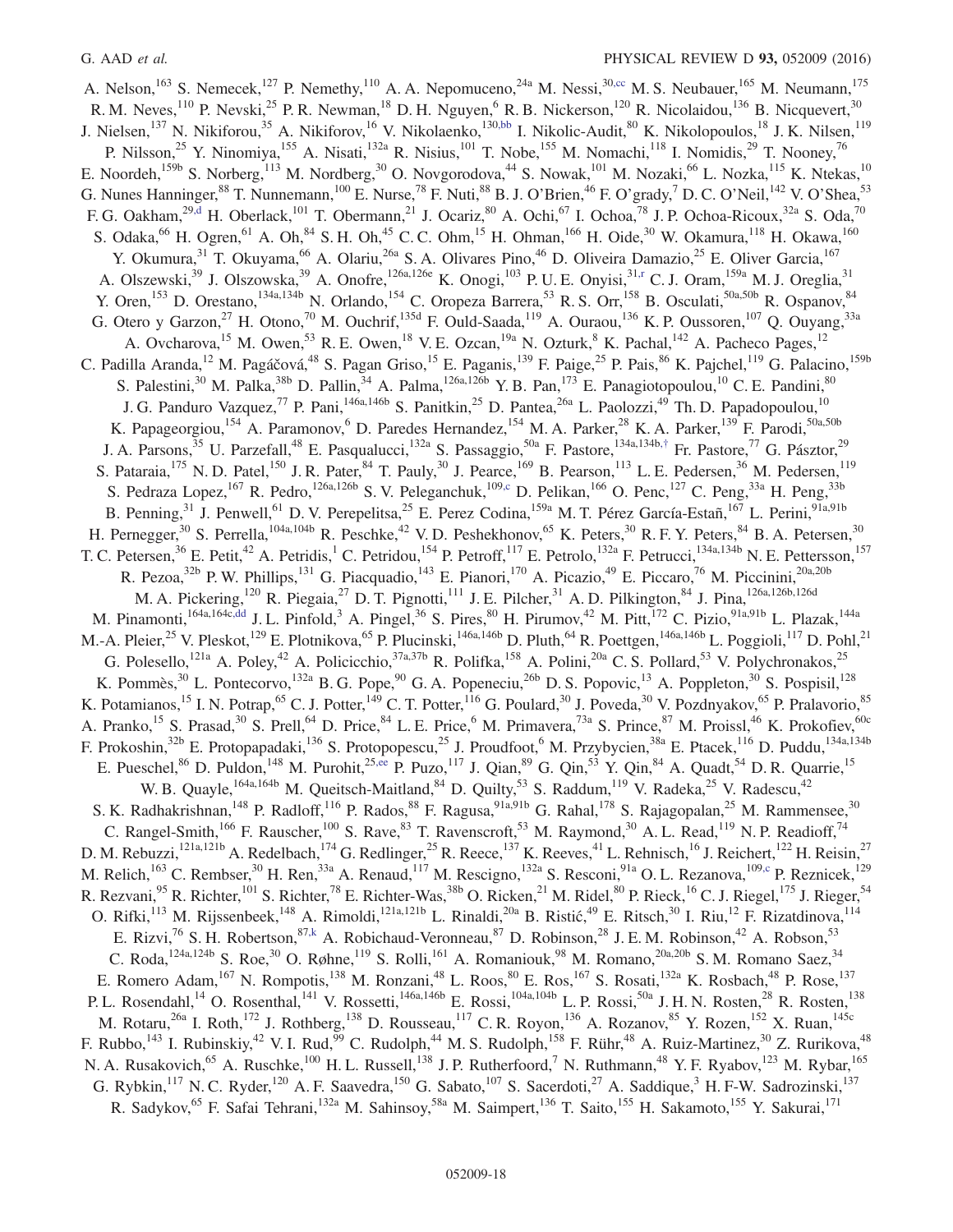A. Nelson,[163] S. Nemecek,[127] P. Nemethy,[110] A. A. Nepomuceno,[24a] M. Nessi,[30,cc] M. S. Neubauer,[165] M. Neumann,[175] R. M. Neves,[110] P. Nevski,[25] P. R. Newman,[18] D. H. Nguyen,[6] R. B. Nickerson,[120] R. Nicolaidou,[136] B. Nicquevert,[30] J. Nielsen,[137] N. Nikiforou,[35] A. Nikiforov,[16] V. Nikolaenko,[130,bb] I. Nikolic-Audit,[80] K. Nikolopoulos,[18] J. K. Nilsen,[119] P. Nilsson,[25] Y. Ninomiya,[155] A. Nisati,[132a] R. Nisius,[101] T. Nobe,[155] M. Nomachi,[118] I. Nomidis,[29] T. Nooney,[76] E. Noordeh,[159b] S. Norberg,[113] M. Nordberg,[30] O. Novgorodova,[44] S. Nowak,[101] M. Nozaki,[66] L. Nozka,[115] K. Ntekas,[10] G. Nunes Hanninger,[88] T. Nunnemann,[100] E. Nurse,[78] F. Nuti,[88] B. J. O'Brien,[46] F. O'grady,[7] D. C. O'Neil,[142] V. O'Shea,[53] F. G. Oakham,[29,d] H. Oberlack,[101] T. Obermann,[21] J. Ocariz,[80] A. Ochi,[67] I. Ochoa,[78] J. P. Ochoa-Ricoux,[32a] S. Oda,[70] S. Odaka,[66] H. Ogren,[61] A. Oh,[84] S. H. Oh,[45] C. C. Ohm,[15] H. Ohman,[166] H. Oide,[30] W. Okamura,[118] H. Okawa,[160] Y. Okumura,[31] T. Okuyama,[66] A. Olariu,[26a] S. A. Olivares Pino,[46] D. Oliveira Damazio,[25] E. Oliver Garcia,[167] A. Olszewski,[39] J. Olszowska,[39] A. Onofre,[126a,126e] K. Onogi,[103] P. U. E. Onyisi,[31,r] C. J. Oram,[159a] M. J. Oreglia,[31] Y. Oren,[153] D. Orestano,[134a,134b] N. Orlando,[154] C. Oropeza Barrera,[53] R. S. Orr,[158] B. Osculati,[50a,50b] R. Ospanov,[84] G. Otero y Garzon,[27] H. Otono,[70] M. Ouchrif,[135d] F. Ould-Saada,[119] A. Ouraou,[136] K. P. Oussoren,[107] Q. Ouyang,[33a] A. Ovcharova,[15] M. Owen,[53] R. E. Owen,[18] V. E. Ozcan,[19a] N. Ozturk,[8] K. Pachal,[142] A. Pacheco Pages,[12] C. Padilla Aranda,[12] M. Pagáčová,[48] S. Pagan Griso,[15] E. Paganis,[139] F. Paige,[25] P. Pais,[86] K. Pajchel,[119] G. Palacino,[159b] S. Palestini,[30] M. Palka,[38b] D. Pallin,[34] A. Palma,[126a,126b] Y. B. Pan,[173] E. Panagiotopoulou,[10] C. E. Pandini,[80] J. G. Panduro Vazquez,[77] P. Pani,[146a,146b] S. Panitkin,[25] D. Pantea,[26a] L. Paolozzi,[49] Th. D. Papadopoulou,[10] K. Papageorgiou,[154] A. Paramonov,[6] D. Paredes Hernandez,[154] M. A. Parker,[28] K. A. Parker,[139] F. Parodi,[50a,50b] J. A. Parsons,[35] U. Parzefall,[48] E. Pasqualucci,[132a] S. Passaggio,[50a] F. Pastore,[134a,134b,†] Fr. Pastore,[77] G. Pásztor,[29] S. Pataraia,[175] N. D. Patel,[150] J. R. Pater,[84] T. Pauly,[30] J. Pearce,[169] B. Pearson,[113] L. E. Pedersen,[36] M. Pedersen,[119] S. Pedraza Lopez,[167] R. Pedro,[126a,126b] S. V. Peleganchuk,[109,c] D. Pelikan,[166] O. Penc,[127] C. Peng,[33a] H. Peng,[33b] B. Penning,[31] J. Penwell,[61] D. V. Perepelitsa,[25] E. Perez Codina,[159a] M. T. Pérez García-Estañ,[167] L. Perini,[91a,91b] H. Pernegger,[30] S. Perrella,[104a,104b] R. Peschke,[42] V. D. Peshekhonov,[65] K. Peters,[30] R. F. Y. Peters,[84] B. A. Petersen,[30] T. C. Petersen,[36] E. Petit,[42] A. Petridis,[1] C. Petridou,[154] P. Petroff,[117] E. Petrolo,[132a] F. Petrucci,[134a,134b] N. E. Pettersson,[157] R. Pezoa,[32b] P. W. Phillips,[131] G. Piacquadio,[143] E. Pianori,[170] A. Picazio,[49] E. Piccaro,[76] M. Piccinini,[20a,20b] M. A. Pickering,[120] R. Piegaia,[27] D. T. Pignotti,[111] J. E. Pilcher,[31] A. D. Pilkington,[84] J. Pina,[126a,126b,126d] M. Pinamonti,[164a,164c,dd] J. L. Pinfold,[3] A. Pingel,[36] S. Pires,[80] H. Pirumov,[42] M. Pitt,[172] C. Pizio,[91a,91b] L. Plazak,[144a] M.-A. Pleier,[25] V. Pleskot,[129] E. Plotnikova,[65] P. Plucinski,[146a,146b] D. Pluth,[64] R. Poettgen,[146a,146b] L. Poggioli,[117] D. Pohl,[21] G. Polesello,[121a] A. Poley,[42] A. Policicchio,[37a,37b] R. Polifka,[158] A. Polini,[20a] C. S. Pollard,[53] V. Polychronakos,[25] K. Pommès,[30] L. Pontecorvo,[132a] B. G. Pope,[90] G. A. Popeneciu,[26b] D. S. Popovic,[13] A. Poppleton,[30] S. Pospisil,[128] K. Potamianos,[15] I. N. Potrap,[65] C. J. Potter,[149] C. T. Potter,[116] G. Poulard,[30] J. Poveda,[30] V. Pozdnyakov,[65] P. Pralavorio,[85] A. Pranko,[15] S. Prasad,[30] S. Prell,[64] D. Price,[84] L. E. Price,[6] M. Primavera,[73a] S. Prince,[87] M. Proissl,[46] K. Prokofiev,[60c] F. Prokoshin,[32b] E. Protopapadaki,[136] S. Protopopescu,[25] J. Proudfoot,[6] M. Przybycien,[38a] E. Ptacek,[116] D. Puddu,[134a,134b] E. Pueschel,[86] D. Puldon,[148] M. Purohit,[25,ee] P. Puzo,[117] J. Qian,[89] G. Qin,[53] Y. Qin,[84] A. Quadt,[54] D. R. Quarrie,[15] W. B. Quayle,[164a,164b] M. Queitsch-Maitland,[84] D. Quilty,[53] S. Raddum,[119] V. Radeka,[25] V. Radescu,[42] S. K. Radhakrishnan,[148] P. Radloff,[116] P. Rados,[88] F. Ragusa,[91a,91b] G. Rahal,[178] S. Rajagopalan,[25] M. Rammensee,[30] C. Rangel-Smith,[166] F. Rauscher,[100] S. Rave,[83] T. Ravenscroft,[53] M. Raymond,[30] A. L. Read,[119] N. P. Readioff,[74] D. M. Rebuzzi,[121a,121b] A. Redelbach,[174] G. Redlinger,[25] R. Reece,[137] K. Reeves,[41] L. Rehnisch,[16] J. Reichert,[122] H. Reisin,[27] M. Relich,[163] C. Rembser,[30] H. Ren,[33a] A. Renaud,[117] M. Rescigno,[132a] S. Resconi,[91a] O. L. Rezanova,[109,c] P. Reznicek,[129] R. Rezvani,[95] R. Richter,[101] S. Richter,[78] E. Richter-Was,[38b] O. Ricken,[21] M. Ridel,[80] P. Rieck,[16] C. J. Riegel,[175] J. Rieger,[54] O. Rifki,[113] M. Rijssenbeek,[148] A. Rimoldi,[121a,121b] L. Rinaldi,[20a] B. Ristić,[49] E. Ritsch,[30] I. Riu,[12] F. Rizatdinova,[114] E. Rizvi,[76] S. H. Robertson,[87,k] A. Robichaud-Veronneau,[87] D. Robinson,[28] J. E. M. Robinson,[42] A. Robson,[53] C. Roda,[124a,124b] S. Roe,[30] O. Røhne,[119] S. Rolli,[161] A. Romaniouk,[98] M. Romano,[20a,20b] S. M. Romano Saez,[34] E. Romero Adam,[167] N. Rompotis,[138] M. Ronzani,[48] L. Roos,[80] E. Ros,[167] S. Rosati,[132a] K. Rosbach,[48] P. Rose,[137] P. L. Rosendahl,[14] O. Rosenthal,[141] V. Rossetti,[146a,146b] E. Rossi,[104a,104b] L. P. Rossi,[50a] J. H. N. Rosten,[28] R. Rosten,[138] M. Rotaru,[26a] I. Roth,[172] J. Rothberg,[138] D. Rousseau,[117] C. R. Royon,[136] A. Rozanov,[85] Y. Rozen,[152] X. Ruan,[145c] F. Rubbo,[143] I. Rubinskiy,[42] V. I. Rud,[99] C. Rudolph,[44] M. S. Rudolph,[158] F. Rühr,[48] A. Ruiz-Martinez,[30] Z. Rurikova,[48] N. A. Rusakovich,[65] A. Ruschke,[100] H. L. Russell,[138] J. P. Rutherfoord,[7] N. Ruthmann,[48] Y. F. Ryabov,[123] M. Rybar,[165] G. Rybkin,[117] N. C. Ryder,[120] A. F. Saavedra,[150] G. Sabato,[107] S. Sacerdoti,[27] A. Saddique,[3] H. F-W. Sadrozinski,[137] R. Sadykov,[65] F. Safai Tehrani,[132a] M. Sahinsoy,[58a] M. Saimpert,[136] T. Saito,[155] H. Sakamoto,[155] Y. Sakurai,[171]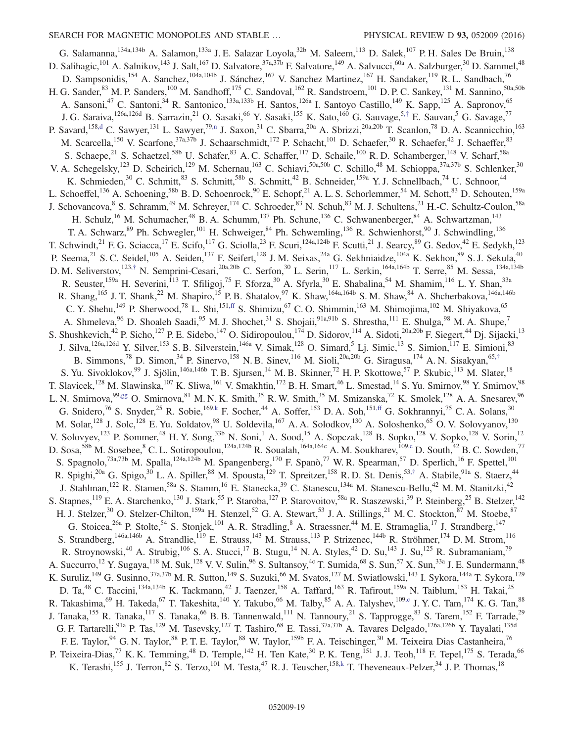G. Salamanna,[134a,134b] A. Salamon,[133a] J. E. Salazar Loyola,[32b] M. Saleem,[113] D. Salek,[107] P. H. Sales De Bruin,[138] D. Salihagic,[101] A. Salnikov,[143] J. Salt,[167] D. Salvatore,[37a,37b] F. Salvatore,[149] A. Salvucci,[60a] A. Salzburger,[30] D. Sammel,[48] D. Sampsonidis,[154] A. Sanchez,[104a,104b] J. Sánchez,[167] V. Sanchez Martinez,[167] H. Sandaker,[119] R. L. Sandbach,[76] H. G. Sander,[83] M. P. Sanders,[100] M. Sandhoff,[175] C. Sandoval,[162] R. Sandstroem,[101] D. P. C. Sankey,[131] M. Sannino,[50a,50b] A. Sansoni,[47] C. Santoni,[34] R. Santonico,[133a,133b] H. Santos,[126a] I. Santoyo Castillo,[149] K. Sapp,[125] A. Sapronov,[65] J. G. Saraiva,[126a,126d] B. Sarrazin,[21] O. Sasaki,[66] Y. Sasaki,[155] K. Sato,[160] G. Sauvage,[5,†] E. Sauvan,[5] G. Savage,[77] P. Savard,[158,d] C. Sawyer,[131] L. Sawyer,[79,n] J. Saxon,[31] C. Sbarra,[20a] A. Sbrizzi,[20a,20b] T. Scanlon,[78] D. A. Scannicchio,[163] M. Scarcella,[150] V. Scarfone,[37a,37b] J. Schaarschmidt,[172] P. Schacht,[101] D. Schaefer,[30] R. Schaefer,[42] J. Schaeffer,[83] S. Schaepe,[21] S. Schaetzel,[58b] U. Schäfer,[83] A. C. Schaffer,[117] D. Schaile,[100] R. D. Schamberger,[148] V. Scharf,[58a] V. A. Schegelsky,[123] D. Scheirich,[129] M. Schernau,[163] C. Schiavi,[50a,50b] C. Schillo,[48] M. Schioppa,[37a,37b] S. Schlenker,[30] K. Schmieden,[30] C. Schmitt,[83] S. Schmitt,[58b] S. Schmitt,[42] B. Schneider,[159a] Y. J. Schnellbach,[74] U. Schnoor,[44] L. Schoeffel,[136] A. Schoening,[58b] B. D. Schoenrock,[90] E. Schopf,[21] A. L. S. Schorlemmer,[54] M. Schott,[83] D. Schouten,[159a] J. Schovancova,[8] S. Schramm,[49] M. Schreyer,[174] C. Schroeder,[83] N. Schuh,[83] M. J. Schultens,[21] H.-C. Schultz-Coulon,[58a] H. Schulz,[16] M. Schumacher,[48] B. A. Schumm,[137] Ph. Schune,[136] C. Schwanenberger,[84] A. Schwartzman,[143] T. A. Schwarz,[89] Ph. Schwegler,[101] H. Schweiger,[84] Ph. Schwemling,[136] R. Schwienhorst,[90] J. Schwindling,[136] T. Schwindt,[21] F. G. Sciacca,[17] E. Scifo,[117] G. Sciolla,[23] F. Scuri,[124a,124b] F. Scutti,[21] J. Searcy,[89] G. Sedov,[42] E. Sedykh,[123] P. Seema,[21] S. C. Seidel,[105] A. Seiden,[137] F. Seifert,[128] J. M. Seixas,[24a] G. Sekhniaidze,[104a] K. Sekhon,[89] S. J. Sekula,[40] D. M. Seliverstov,[123,†] N. Semprini-Cesari,[20a,20b] C. Serfon,[30] L. Serin,[117] L. Serkin,[164a,164b] T. Serre,[85] M. Sessa,[134a,134b] R. Seuster,[159a] H. Severini,[113] T. Sfiligoj,[75] F. Sforza,[30] A. Sfyrla,[30] E. Shabalina,[54] M. Shamim,[116] L. Y. Shan,[33a] R. Shang,[165] J. T. Shank,[22] M. Shapiro,[15] P. B. Shatalov,[97] K. Shaw,[164a,164b] S. M. Shaw,[84] A. Shcherbakova,[146a,146b] C. Y. Shehu,[149] P. Sherwood,[78] L. Shi,[151,ff] S. Shimizu,[67] C. O. Shimmin,[163] M. Shimojima,[102] M. Shiyakova,[65] A. Shmeleva,[96] D. Shoaleh Saadi,[95] M. J. Shochet,[31] S. Shojaii,[91a,91b] S. Shrestha,[111] E. Shulga,[98] M. A. Shupe,[7] S. Shushkevich,[42] P. Sicho,[127] P. E. Sidebo,[147] O. Sidiropoulou,[174] D. Sidorov,[114] A. Sidoti,[20a,20b] F. Siegert,[44] Dj. Sijacki,[13] J. Silva,[126a,126d] Y. Silver,[153] S. B. Silverstein,[146a] V. Simak,[128] O. Simard,[5] Lj. Simic,[13] S. Simion,[117] E. Simioni,[83] B. Simmons,[78] D. Simon,[34] P. Sinervo,[158] N. B. Sinev,[116] M. Sioli,[20a,20b] G. Siragusa,[174] A. N. Sisakyan,[65,†] S. Yu. Sivoklokov,[99] J. Sjölin,[146a,146b] T. B. Sjursen,[14] M. B. Skinner,[72] H. P. Skottowe,[57] P. Skubic,[113] M. Slater,[18] T. Slavicek,[128] M. Slawinska,[107] K. Sliwa,[161] V. Smakhtin,[172] B. H. Smart,[46] L. Smestad,[14] S. Yu. Smirnov,[98] Y. Smirnov,[98] L. N. Smirnova,[99,gg] O. Smirnova,[81] M. N. K. Smith,[35] R. W. Smith,[35] M. Smizanska,[72] K. Smolek,[128] A. A. Snesarev,[96] G. Snidero,[76] S. Snyder,[25] R. Sobie,[169,k] F. Socher,[44] A. Soffer,[153] D. A. Soh,[151,ff] G. Sokhrannyi,[75] C. A. Solans,[30] M. Solar,[128] J. Solc,[128] E. Yu. Soldatov,[98] U. Soldevila,[167] A. A. Solodkov,[130] A. Soloshenko,[65] O. V. Solovyanov,[130] V. Solovyev,[123] P. Sommer,[48] H. Y. Song,[33b] N. Soni,[1] A. Sood,[15] A. Sopczak,[128] B. Sopko,[128] V. Sopko,[128] V. Sorin,[12] D. Sosa,[58b] M. Sosebee,[8] C. L. Sotiropoulou,[124a,124b] R. Soualah,[164a,164c] A. M. Soukharev,[109,c] D. South,[42] B. C. Sowden,[77] S. Spagnolo,[73a,73b] M. Spalla,[124a,124b] M. Spangenberg,[170] F. Spanò,[77] W. R. Spearman,[57] D. Sperlich,[16] F. Spettel,[101] R. Spighi,[20a] G. Spigo,[30] L. A. Spiller,[88] M. Spousta,[129] T. Spreitzer,[158] R. D. St. Denis,[53,†] A. Stabile,[91a] S. Staerz,[44] J. Stahlman,[122] R. Stamen,[58a] S. Stamm,[16] E. Stanecka,[39] C. Stanescu,[134a] M. Stanescu-Bellu,[42] M. M. Stanitzki,[42] S. Stapnes,[119] E. A. Starchenko,[130] J. Stark,[55] P. Staroba,[127] P. Starovoitov,[58a] R. Staszewski,[39] P. Steinberg,[25] B. Stelzer,[142] H. J. Stelzer,[30] O. Stelzer-Chilton,[159a] H. Stenzel,[52] G. A. Stewart,[53] J. A. Stillings,[21] M. C. Stockton,[87] M. Stoebe,[87] G. Stoicea,[26a] P. Stolte,[54] S. Stonjek,[101] A. R. Stradling,[8] A. Straessner,[44] M. E. Stramaglia,[17] J. Strandberg,[147] S. Strandberg,[146a,146b] A. Strandlie,[119] E. Strauss,[143] M. Strauss,[113] P. Strizenec,[144b] R. Ströhmer,[174] D. M. Strom,[116] R. Stroynowski,[40] A. Strubig,[106] S. A. Stucci,[17] B. Stugu,[14] N. A. Styles,[42] D. Su,[143] J. Su,[125] R. Subramaniam,[79] A. Succurro,[12] Y. Sugaya,[118] M. Suk,[128] V. V. Sulin,[96] S. Sultansoy,[4c] T. Sumida,[68] S. Sun,[57] X. Sun,[33a] J. E. Sundermann,[48] K. Suruliz,[149] G. Susinno,[37a,37b] M. R. Sutton,[149] S. Suzuki,[66] M. Svatos,[127] M. Swiatlowski,[143] I. Sykora,[144a] T. Sykora,[129] D. Ta,[48] C. Taccini,[134a,134b] K. Tackmann,[42] J. Taenzer,[158] A. Taffard,[163] R. Tafirout,[159a] N. Taiblum,[153] H. Takai,[25] R. Takashima,[69] H. Takeda,[67] T. Takeshita,[140] Y. Takubo,[66] M. Talby,[85] A. A. Talyshev,[109,c] J. Y. C. Tam,[174] K. G. Tan,[88] J. Tanaka,[155] R. Tanaka,[117] S. Tanaka,[66] B. B. Tannenwald,[111] N. Tannoury,[21] S. Tapprogge,[83] S. Tarem,[152] F. Tarrade,[29] G. F. Tartarelli,[91a] P. Tas,[129] M. Tasevsky,[127] T. Tashiro,[68] E. Tassi,[37a,37b] A. Tavares Delgado,[126a,126b] Y. Tayalati,[135d] F. E. Taylor,[94] G. N. Taylor,[88] P. T. E. Taylor,[88] W. Taylor,[159b] F. A. Teischinger,[30] M. Teixeira Dias Castanheira,[76] P. Teixeira-Dias,[77] K. K. Temming,[48] D. Temple,[142] H. Ten Kate,[30] P. K. Teng,[151] J. J. Teoh,[118] F. Tepel,[175] S. Terada,[66] K. Terashi,[155] J. Terron,[82] S. Terzo,[101] M. Testa,[47] R. J. Teuscher,[158,k] T. Theveneaux-Pelzer,[34] J. P. Thomas,[18]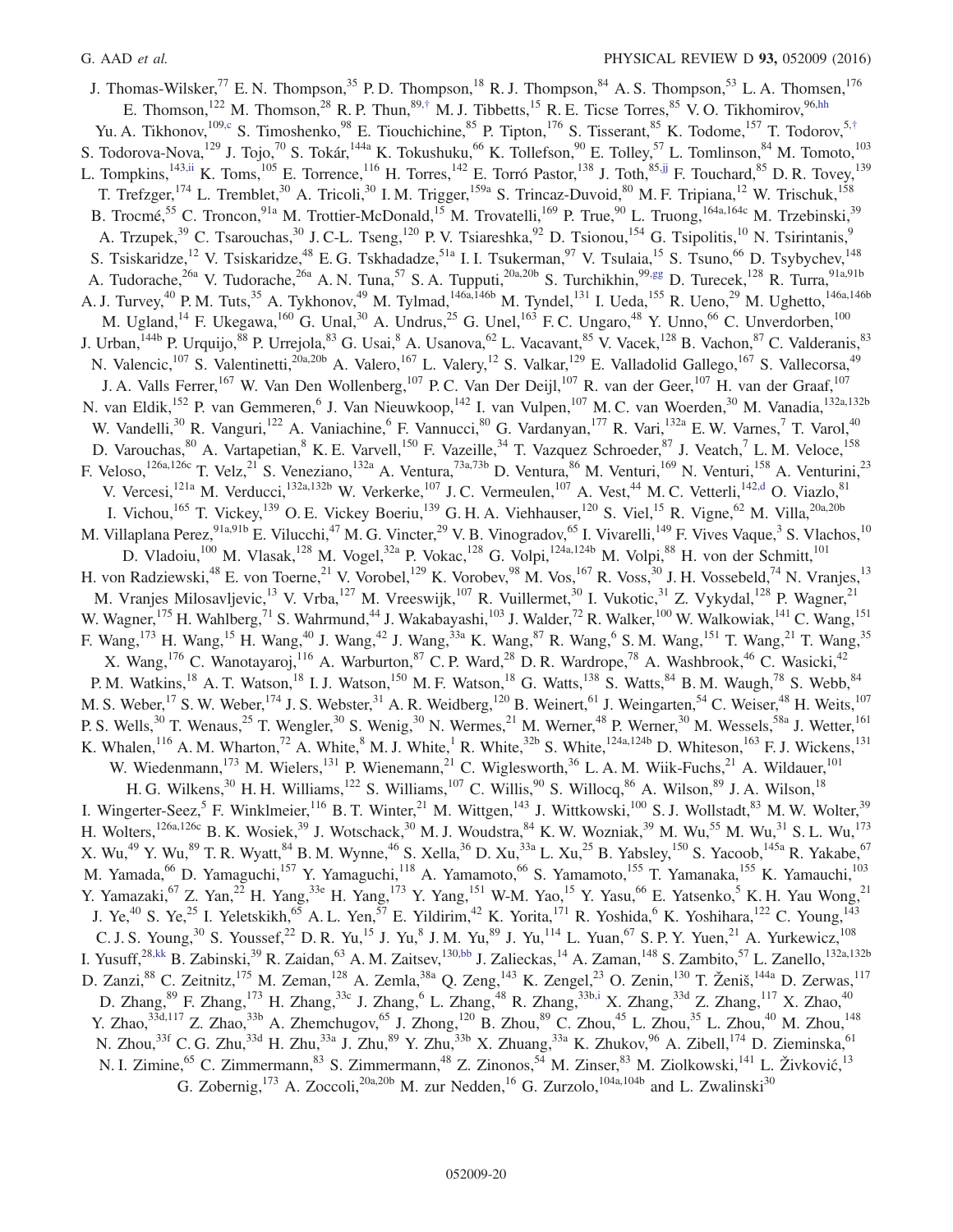J. Thomas-Wilsker,[77] E. N. Thompson,[35] P. D. Thompson,[18] R. J. Thompson,[84] A. S. Thompson,[53] L. A. Thomsen,[176] E. Thomson,[122] M. Thomson,[28] R. P. Thun,[89,†] M. J. Tibbetts,[15] R. E. Ticse Torres,[85] V. O. Tikhomirov,[96,hh] Yu. A. Tikhonov,[109,c] S. Timoshenko,[98] E. Tiouchichine,[85] P. Tipton,[176] S. Tisserant,[85] K. Todome,[157] T. Todorov,[5,†] S. Todorova-Nova,[129] J. Tojo,[70] S. Tokár,[144a] K. Tokushuku,[66] K. Tollefson,[90] E. Tolley,[57] L. Tomlinson,[84] M. Tomoto,[103] L. Tompkins,[143,ii] K. Toms,[105] E. Torrence,[116] H. Torres,[142] E. Torró Pastor,[138] J. Toth,[85,jj] F. Touchard,[85] D. R. Tovey,[139] T. Trefzger,[174] L. Tremblet,[30] A. Tricoli,[30] I. M. Trigger,[159a] S. Trincaz-Duvoid,[80] M. F. Tripiana,[12] W. Trischuk,[158] B. Trocmé,[55] C. Troncon,[91a] M. Trottier-McDonald,[15] M. Trovatelli,[169] P. True,[90] L. Truong,[164a,164c] M. Trzebinski,[39] A. Trzupek,[39] C. Tsarouchas,[30] J. C-L. Tseng,[120] P. V. Tsiareshka,[92] D. Tsionou,[154] G. Tsipolitis,[10] N. Tsirintanis,[9] S. Tsiskaridze,[12] V. Tsiskaridze,[48] E. G. Tskhadadze,[51a] I. I. Tsukerman,[97] V. Tsulaia,[15] S. Tsuno,[66] D. Tsybychev,[148] A. Tudorache,[26a] V. Tudorache,[26a] A. N. Tuna,[57] S. A. Tupputi,[20a,20b] S. Turchikhin,[99,gg] D. Turecek,[128] R. Turra,[91a,91b] A. J. Turvey,[40] P. M. Tuts,[35] A. Tykhonov,[49] M. Tylmad,[146a,146b] M. Tyndel,[131] I. Ueda,[155] R. Ueno,[29] M. Ughetto,[146a,146b] M. Ugland,[14] F. Ukegawa,[160] G. Unal,[30] A. Undrus,[25] G. Unel,[163] F. C. Ungaro,[48] Y. Unno,[66] C. Unverdorben,[100] J. Urban,[144b] P. Urquijo,[88] P. Urrejola,[83] G. Usai,[8] A. Usanova,[62] L. Vacavant,[85] V. Vacek,[128] B. Vachon,[87] C. Valderanis,[83] N. Valencic,[107] S. Valentinetti,[20a,20b] A. Valero,[167] L. Valery,[12] S. Valkar,[129] E. Valladolid Gallego,[167] S. Vallecorsa,[49] J. A. Valls Ferrer,[167] W. Van Den Wollenberg,[107] P. C. Van Der Deijl,[107] R. van der Geer,[107] H. van der Graaf,[107] N. van Eldik,[152] P. van Gemmeren,[6] J. Van Nieuwkoop,[142] I. van Vulpen,[107] M. C. van Woerden,[30] M. Vanadia,[132a,132b] W. Vandelli,[30] R. Vanguri,[122] A. Vaniachine,[6] F. Vannucci,[80] G. Vardanyan,[177] R. Vari,[132a] E. W. Varnes,[7] T. Varol,[40] D. Varouchas,[80] A. Vartapetian,[8] K. E. Varvell,[150] F. Vazeille,[34] T. Vazquez Schroeder,[87] J. Veatch,[7] L. M. Veloce,[158] F. Veloso,[126a,126c] T. Velz,[21] S. Veneziano,[132a] A. Ventura,[73a,73b] D. Ventura,[86] M. Venturi,[169] N. Venturi,[158] A. Venturini,[23] V. Vercesi,[121a] M. Verducci,[132a,132b] W. Verkerke,[107] J. C. Vermeulen,[107] A. Vest,[44] M. C. Vetterli,[142,d] O. Viazlo,[81] I. Vichou,[165] T. Vickey,[139] O. E. Vickey Boeriu,[139] G. H. A. Viehhauser,[120] S. Viel,[15] R. Vigne,[62] M. Villa,[20a,20b] M. Villaplana Perez,[91a,91b] E. Vilucchi,[47] M. G. Vincter,[29] V. B. Vinogradov,[65] I. Vivarelli,[149] F. Vives Vaque,[3] S. Vlachos,[10] D. Vladoiu,[100] M. Vlasak,[128] M. Vogel,[32a] P. Vokac,[128] G. Volpi,[124a,124b] M. Volpi,[88] H. von der Schmitt,[101] H. von Radziewski,[48] E. von Toerne,[21] V. Vorobel,[129] K. Vorobev,[98] M. Vos,[167] R. Voss,[30] J. H. Vossebeld,[74] N. Vranjes,[13] M. Vranjes Milosavljevic,[13] V. Vrba,[127] M. Vreeswijk,[107] R. Vuillermet,[30] I. Vukotic,[31] Z. Vykydal,[128] P. Wagner,[21] W. Wagner,[175] H. Wahlberg,[71] S. Wahrmund,[44] J. Wakabayashi,[103] J. Walder,[72] R. Walker,[100] W. Walkowiak,[141] C. Wang,[151] F. Wang,[173] H. Wang,[15] H. Wang,[40] J. Wang,[42] J. Wang,[33a] K. Wang,[87] R. Wang,[6] S. M. Wang,[151] T. Wang,[21] T. Wang,[35] X. Wang,[176] C. Wanotayaroj,[116] A. Warburton,[87] C. P. Ward,[28] D. R. Wardrope,[78] A. Washbrook,[46] C. Wasicki,[42] P. M. Watkins,[18] A. T. Watson,[18] I. J. Watson,[150] M. F. Watson,[18] G. Watts,[138] S. Watts,[84] B. M. Waugh,[78] S. Webb,[84] M. S. Weber,[17] S. W. Weber,[174] J. S. Webster,[31] A. R. Weidberg,[120] B. Weinert,[61] J. Weingarten,[54] C. Weiser,[48] H. Weits,[107] P. S. Wells,[30] T. Wenaus,[25] T. Wengler,[30] S. Wenig,[30] N. Wermes,[21] M. Werner,[48] P. Werner,[30] M. Wessels,[58a] J. Wetter,[161] K. Whalen,[116] A. M. Wharton,[72] A. White,[8] M. J. White,[1] R. White,[32b] S. White,[124a,124b] D. Whiteson,[163] F. J. Wickens,[131] W. Wiedenmann,[173] M. Wielers,[131] P. Wienemann,[21] C. Wiglesworth,[36] L. A. M. Wiik-Fuchs,[21] A. Wildauer,[101] H. G. Wilkens,[30] H. H. Williams,[122] S. Williams,[107] C. Willis,[90] S. Willocq,[86] A. Wilson,[89] J. A. Wilson,[18] I. Wingerter-Seez,[5] F. Winklmeier,[116] B. T. Winter,[21] M. Wittgen,[143] J. Wittkowski,[100] S. J. Wollstadt,[83] M. W. Wolter,[39] H. Wolters,[126a,126c] B. K. Wosiek,[39] J. Wotschack,[30] M. J. Woudstra,[84] K. W. Wozniak,[39] M. Wu,[55] M. Wu,[31] S. L. Wu,[173] X. Wu,[49] Y. Wu,[89] T. R. Wyatt,[84] B. M. Wynne,[46] S. Xella,[36] D. Xu,[33a] L. Xu,[25] B. Yabsley,[150] S. Yacoob,[145a] R. Yakabe,[67] M. Yamada,[66] D. Yamaguchi,[157] Y. Yamaguchi,[118] A. Yamamoto,[66] S. Yamamoto,[155] T. Yamanaka,[155] K. Yamauchi,[103] Y. Yamazaki,[67] Z. Yan,[22] H. Yang,[33e] H. Yang,[173] Y. Yang,[151] W-M. Yao,[15] Y. Yasu,[66] E. Yatsenko,[5] K. H. Yau Wong,[21] J. Ye,[40] S. Ye,[25] I. Yeletskikh,[65] A. L. Yen,[57] E. Yildirim,[42] K. Yorita,[171] R. Yoshida,[6] K. Yoshihara,[122] C. Young,[143] C. J. S. Young,[30] S. Youssef,[22] D. R. Yu,[15] J. Yu,[8] J. M. Yu,[89] J. Yu,[114] L. Yuan,[67] S. P. Y. Yuen,[21] A. Yurkewicz,[108] I. Yusuff,[28,kk] B. Zabinski,[39] R. Zaidan,[63] A. M. Zaitsev,[130,bb] J. Zalieckas,[14] A. Zaman,[148] S. Zambito,[57] L. Zanello,[132a,132b] D. Zanzi,[88] C. Zeitnitz,[175] M. Zeman,[128] A. Zemla,[38a] Q. Zeng,[143] K. Zengel,[23] O. Zenin,[130] T. Ženiš,[144a] D. Zerwas,[117] D. Zhang,[89] F. Zhang,[173] H. Zhang,[33c] J. Zhang,[6] L. Zhang,[48] R. Zhang,[33b,i] X. Zhang,[33d] Z. Zhang,[117] X. Zhao,[40] Y. Zhao,[33d,117] Z. Zhao,[33b] A. Zhemchugov,[65] J. Zhong,[120] B. Zhou,[89] C. Zhou,[45] L. Zhou,[35] L. Zhou,[40] M. Zhou,[148] N. Zhou,[33f] C. G. Zhu,[33d] H. Zhu,[33a] J. Zhu,[89] Y. Zhu,[33b] X. Zhuang,[33a] K. Zhukov,[96] A. Zibell,[174] D. Zieminska,[61] N. I. Zimine,[65] C. Zimmermann,[83] S. Zimmermann,[48] Z. Zinonos,[54] M. Zinser,[83] M. Ziolkowski,[141] L. Živković,[13] G. Zobernig,[173] A. Zoccoli,[20a,20b] M. zur Nedden,[16] G. Zurzolo,[104a,104b] and L. Zwalinski[30]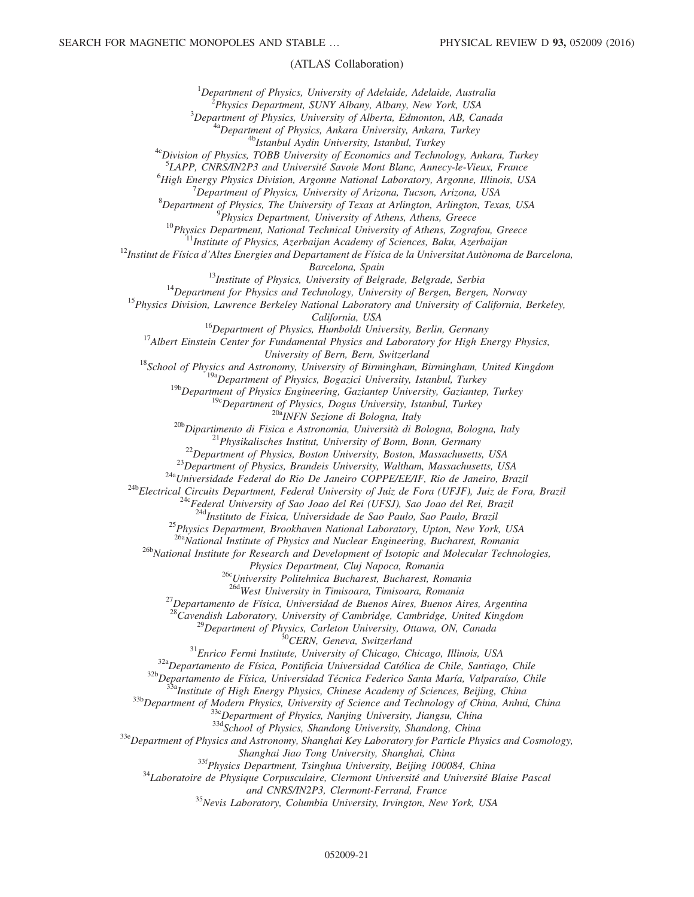(ATLAS Collaboration)

[1] *Department of Physics, University of Adelaide, Adelaide, Australia*
[2] *Physics Department, SUNY Albany, Albany, New York, USA*
[3] *Department of Physics, University of Alberta, Edmonton, AB, Canada*
[4a] *Department of Physics, Ankara University, Ankara, Turkey*
[4b] *Istanbul Aydin University, Istanbul, Turkey*
[4c] *Division of Physics, TOBB University of Economics and Technology, Ankara, Turkey*
[5] *LAPP, CNRS/IN2P3 and Université Savoie Mont Blanc, Annecy-le-Vieux, France*
[6] *High Energy Physics Division, Argonne National Laboratory, Argonne, Illinois, USA*
[7] *Department of Physics, University of Arizona, Tucson, Arizona, USA*
[8] *Department of Physics, The University of Texas at Arlington, Arlington, Texas, USA*
[9] *Physics Department, University of Athens, Athens, Greece*
[10] *Physics Department, National Technical University of Athens, Zografou, Greece*
[11] *Institute of Physics, Azerbaijan Academy of Sciences, Baku, Azerbaijan*
[12] *Institut de Física d'Altes Energies and Departament de Física de la Universitat Autònoma de Barcelona, Barcelona, Spain*
[13] *Institute of Physics, University of Belgrade, Belgrade, Serbia*
[14] *Department for Physics and Technology, University of Bergen, Bergen, Norway*
[15] *Physics Division, Lawrence Berkeley National Laboratory and University of California, Berkeley, California, USA*
[16] *Department of Physics, Humboldt University, Berlin, Germany*
[17] *Albert Einstein Center for Fundamental Physics and Laboratory for High Energy Physics, University of Bern, Bern, Switzerland*
[18] *School of Physics and Astronomy, University of Birmingham, Birmingham, United Kingdom*
[19a] *Department of Physics, Bogazici University, Istanbul, Turkey*
[19b] *Department of Physics Engineering, Gaziantep University, Gaziantep, Turkey*
[19c] *Department of Physics, Dogus University, Istanbul, Turkey*
[20a] *INFN Sezione di Bologna, Italy*
[20b] *Dipartimento di Fisica e Astronomia, Università di Bologna, Bologna, Italy*
[21] *Physikalisches Institut, University of Bonn, Bonn, Germany*
[22] *Department of Physics, Boston University, Boston, Massachusetts, USA*
[23] *Department of Physics, Brandeis University, Waltham, Massachusetts, USA*
[24a] *Universidade Federal do Rio De Janeiro COPPE/EE/IF, Rio de Janeiro, Brazil*
[24b] *Electrical Circuits Department, Federal University of Juiz de Fora (UFJF), Juiz de Fora, Brazil*
[24c] *Federal University of Sao Joao del Rei (UFSJ), Sao Joao del Rei, Brazil*
[24d] *Instituto de Fisica, Universidade de Sao Paulo, Sao Paulo, Brazil*
[25] *Physics Department, Brookhaven National Laboratory, Upton, New York, USA*
[26a] *National Institute of Physics and Nuclear Engineering, Bucharest, Romania*
[26b] *National Institute for Research and Development of Isotopic and Molecular Technologies, Physics Department, Cluj Napoca, Romania*
[26c] *University Politehnica Bucharest, Bucharest, Romania*
[26d] *West University in Timisoara, Timisoara, Romania*
[27] *Departamento de Física, Universidad de Buenos Aires, Buenos Aires, Argentina*
[28] *Cavendish Laboratory, University of Cambridge, Cambridge, United Kingdom*
[29] *Department of Physics, Carleton University, Ottawa, ON, Canada*
[30] *CERN, Geneva, Switzerland*
[31] *Enrico Fermi Institute, University of Chicago, Chicago, Illinois, USA*
[32a] *Departamento de Física, Pontificia Universidad Católica de Chile, Santiago, Chile*
[32b] *Departamento de Física, Universidad Técnica Federico Santa María, Valparaíso, Chile*
[33a] *Institute of High Energy Physics, Chinese Academy of Sciences, Beijing, China*
[33b] *Department of Modern Physics, University of Science and Technology of China, Anhui, China*
[33c] *Department of Physics, Nanjing University, Jiangsu, China*
[33d] *School of Physics, Shandong University, Shandong, China*
[33e] *Department of Physics and Astronomy, Shanghai Key Laboratory for Particle Physics and Cosmology, Shanghai Jiao Tong University, Shanghai, China*
[33f] *Physics Department, Tsinghua University, Beijing 100084, China*
[34] *Laboratoire de Physique Corpusculaire, Clermont Université and Université Blaise Pascal and CNRS/IN2P3, Clermont-Ferrand, France*
[35] *Nevis Laboratory, Columbia University, Irvington, New York, USA*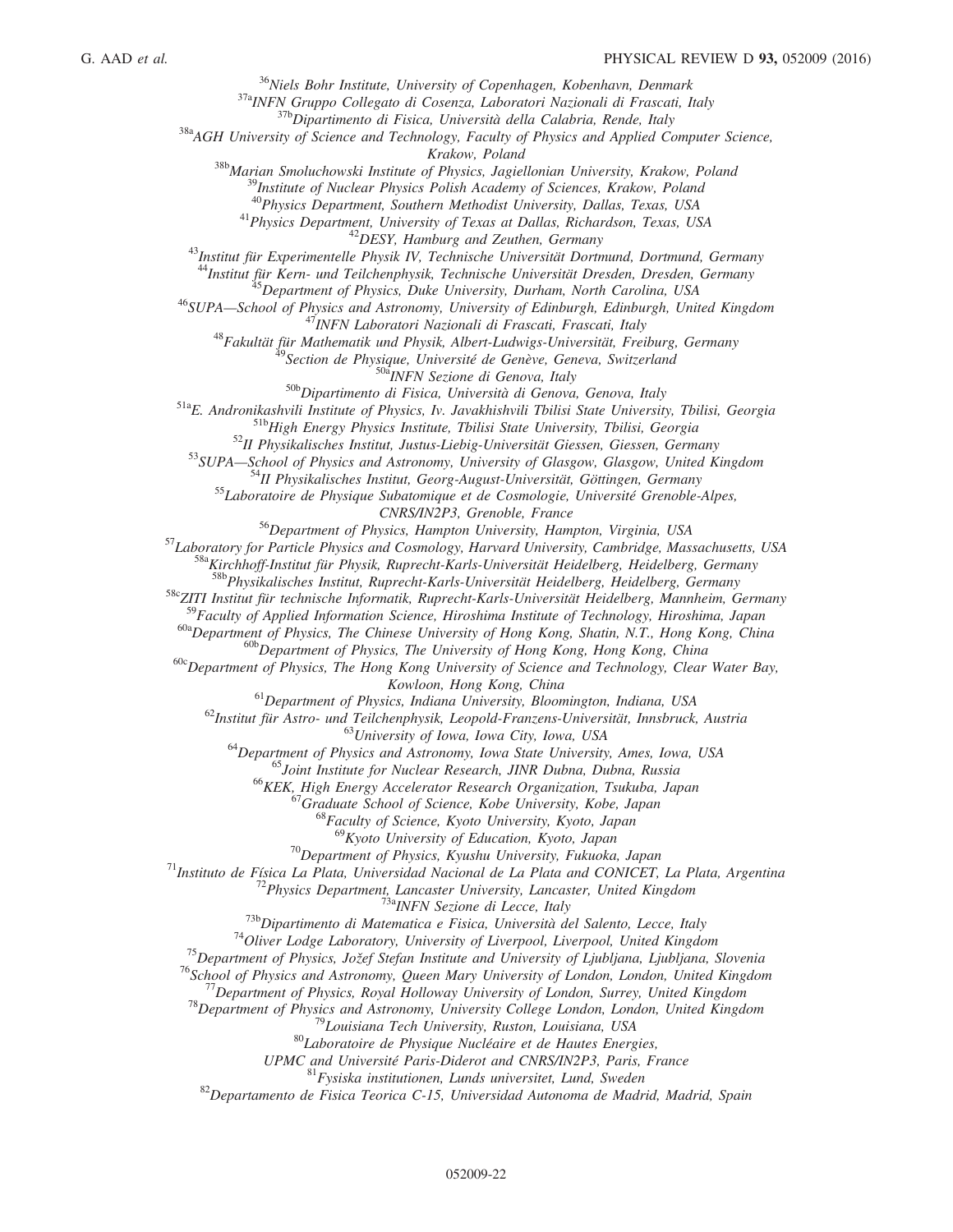[36] Niels Bohr Institute, University of Copenhagen, Kobenhavn, Denmark

[37a] INFN Gruppo Collegato di Cosenza, Laboratori Nazionali di Frascati, Italy

[37b] Dipartimento di Fisica, Università della Calabria, Rende, Italy

[38a] AGH University of Science and Technology, Faculty of Physics and Applied Computer Science, Krakow, Poland

[38b] Marian Smoluchowski Institute of Physics, Jagiellonian University, Krakow, Poland

[39] Institute of Nuclear Physics Polish Academy of Sciences, Krakow, Poland

[40] Physics Department, Southern Methodist University, Dallas, Texas, USA

[41] Physics Department, University of Texas at Dallas, Richardson, Texas, USA

[42] DESY, Hamburg and Zeuthen, Germany

[43] Institut für Experimentelle Physik IV, Technische Universität Dortmund, Dortmund, Germany

[44] Institut für Kern- und Teilchenphysik, Technische Universität Dresden, Dresden, Germany

[45] Department of Physics, Duke University, Durham, North Carolina, USA

[46] SUPA—School of Physics and Astronomy, University of Edinburgh, Edinburgh, United Kingdom

[47] INFN Laboratori Nazionali di Frascati, Frascati, Italy

[48] Fakultät für Mathematik und Physik, Albert-Ludwigs-Universität, Freiburg, Germany

[49] Section de Physique, Université de Genève, Geneva, Switzerland

[50a] INFN Sezione di Genova, Italy

[50b] Dipartimento di Fisica, Università di Genova, Genova, Italy

[51a] E. Andronikashvili Institute of Physics, Iv. Javakhishvili Tbilisi State University, Tbilisi, Georgia

[51b] High Energy Physics Institute, Tbilisi State University, Tbilisi, Georgia

[52] II Physikalisches Institut, Justus-Liebig-Universität Giessen, Giessen, Germany

[53] SUPA—School of Physics and Astronomy, University of Glasgow, Glasgow, United Kingdom

[54] II Physikalisches Institut, Georg-August-Universität, Göttingen, Germany

[55] Laboratoire de Physique Subatomique et de Cosmologie, Université Grenoble-Alpes, CNRS/IN2P3, Grenoble, France

[56] Department of Physics, Hampton University, Hampton, Virginia, USA

[57] Laboratory for Particle Physics and Cosmology, Harvard University, Cambridge, Massachusetts, USA

[58a] Kirchhoff-Institut für Physik, Ruprecht-Karls-Universität Heidelberg, Heidelberg, Germany

[58b] Physikalisches Institut, Ruprecht-Karls-Universität Heidelberg, Heidelberg, Germany

[58c] ZITI Institut für technische Informatik, Ruprecht-Karls-Universität Heidelberg, Mannheim, Germany

[59] Faculty of Applied Information Science, Hiroshima Institute of Technology, Hiroshima, Japan

[60a] Department of Physics, The Chinese University of Hong Kong, Shatin, N.T., Hong Kong, China

[60b] Department of Physics, The University of Hong Kong, Hong Kong, China

[60c] Department of Physics, The Hong Kong University of Science and Technology, Clear Water Bay, Kowloon, Hong Kong, China

[61] Department of Physics, Indiana University, Bloomington, Indiana, USA

[62] Institut für Astro- und Teilchenphysik, Leopold-Franzens-Universität, Innsbruck, Austria

[63] University of Iowa, Iowa City, Iowa, USA

[64] Department of Physics and Astronomy, Iowa State University, Ames, Iowa, USA

[65] Joint Institute for Nuclear Research, JINR Dubna, Dubna, Russia

[66] KEK, High Energy Accelerator Research Organization, Tsukuba, Japan

[67] Graduate School of Science, Kobe University, Kobe, Japan

[68] Faculty of Science, Kyoto University, Kyoto, Japan

[69] Kyoto University of Education, Kyoto, Japan

[70] Department of Physics, Kyushu University, Fukuoka, Japan

[71] Instituto de Física La Plata, Universidad Nacional de La Plata and CONICET, La Plata, Argentina

[72] Physics Department, Lancaster University, Lancaster, United Kingdom

[73a] INFN Sezione di Lecce, Italy

[73b] Dipartimento di Matematica e Fisica, Università del Salento, Lecce, Italy

[74] Oliver Lodge Laboratory, University of Liverpool, Liverpool, United Kingdom

[75] Department of Physics, Jožef Stefan Institute and University of Ljubljana, Ljubljana, Slovenia

[76] School of Physics and Astronomy, Queen Mary University of London, London, United Kingdom

[77] Department of Physics, Royal Holloway University of London, Surrey, United Kingdom

[78] Department of Physics and Astronomy, University College London, London, United Kingdom

[79] Louisiana Tech University, Ruston, Louisiana, USA

[80] Laboratoire de Physique Nucléaire et de Hautes Energies, UPMC and Université Paris-Diderot and CNRS/IN2P3, Paris, France

[81] Fysiska institutionen, Lunds universitet, Lund, Sweden

[82] Departamento de Fisica Teorica C-15, Universidad Autonoma de Madrid, Madrid, Spain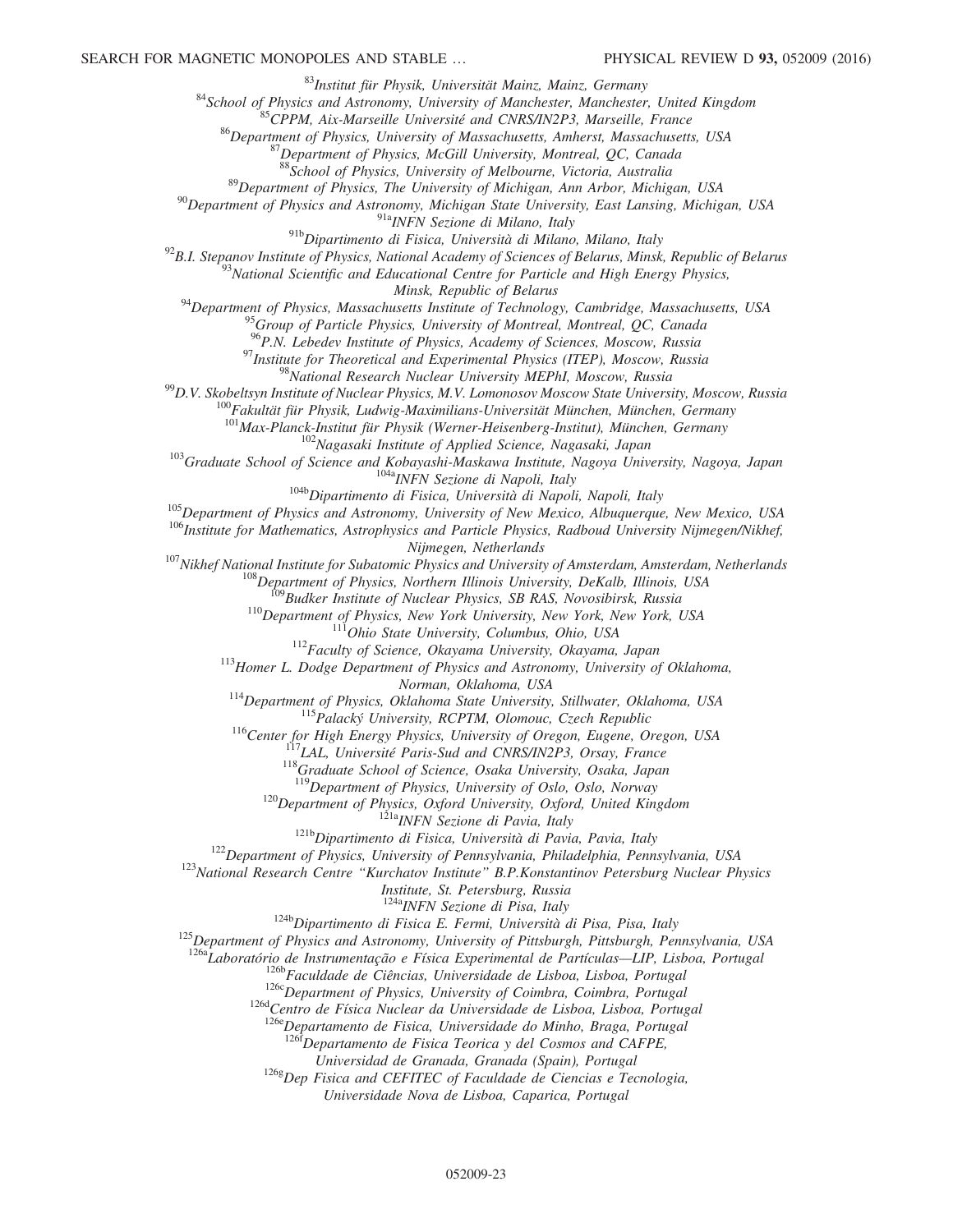[83]Institut für Physik, Universität Mainz, Mainz, Germany
[84]School of Physics and Astronomy, University of Manchester, Manchester, United Kingdom
[85]CPPM, Aix-Marseille Université and CNRS/IN2P3, Marseille, France
[86]Department of Physics, University of Massachusetts, Amherst, Massachusetts, USA
[87]Department of Physics, McGill University, Montreal, QC, Canada
[88]School of Physics, University of Melbourne, Victoria, Australia
[89]Department of Physics, The University of Michigan, Ann Arbor, Michigan, USA
[90]Department of Physics and Astronomy, Michigan State University, East Lansing, Michigan, USA
[91a]INFN Sezione di Milano, Italy
[91b]Dipartimento di Fisica, Università di Milano, Milano, Italy
[92]B.I. Stepanov Institute of Physics, National Academy of Sciences of Belarus, Minsk, Republic of Belarus
[93]National Scientific and Educational Centre for Particle and High Energy Physics, Minsk, Republic of Belarus
[94]Department of Physics, Massachusetts Institute of Technology, Cambridge, Massachusetts, USA
[95]Group of Particle Physics, University of Montreal, Montreal, QC, Canada
[96]P.N. Lebedev Institute of Physics, Academy of Sciences, Moscow, Russia
[97]Institute for Theoretical and Experimental Physics (ITEP), Moscow, Russia
[98]National Research Nuclear University MEPhI, Moscow, Russia
[99]D.V. Skobeltsyn Institute of Nuclear Physics, M.V. Lomonosov Moscow State University, Moscow, Russia
[100]Fakultät für Physik, Ludwig-Maximilians-Universität München, München, Germany
[101]Max-Planck-Institut für Physik (Werner-Heisenberg-Institut), München, Germany
[102]Nagasaki Institute of Applied Science, Nagasaki, Japan
[103]Graduate School of Science and Kobayashi-Maskawa Institute, Nagoya University, Nagoya, Japan
[104a]INFN Sezione di Napoli, Italy
[104b]Dipartimento di Fisica, Università di Napoli, Napoli, Italy
[105]Department of Physics and Astronomy, University of New Mexico, Albuquerque, New Mexico, USA
[106]Institute for Mathematics, Astrophysics and Particle Physics, Radboud University Nijmegen/Nikhef, Nijmegen, Netherlands
[107]Nikhef National Institute for Subatomic Physics and University of Amsterdam, Amsterdam, Netherlands
[108]Department of Physics, Northern Illinois University, DeKalb, Illinois, USA
[109]Budker Institute of Nuclear Physics, SB RAS, Novosibirsk, Russia
[110]Department of Physics, New York University, New York, New York, USA
[111]Ohio State University, Columbus, Ohio, USA
[112]Faculty of Science, Okayama University, Okayama, Japan
[113]Homer L. Dodge Department of Physics and Astronomy, University of Oklahoma, Norman, Oklahoma, USA
[114]Department of Physics, Oklahoma State University, Stillwater, Oklahoma, USA
[115]Palacký University, RCPTM, Olomouc, Czech Republic
[116]Center for High Energy Physics, University of Oregon, Eugene, Oregon, USA
[117]LAL, Université Paris-Sud and CNRS/IN2P3, Orsay, France
[118]Graduate School of Science, Osaka University, Osaka, Japan
[119]Department of Physics, University of Oslo, Oslo, Norway
[120]Department of Physics, Oxford University, Oxford, United Kingdom
[121a]INFN Sezione di Pavia, Italy
[121b]Dipartimento di Fisica, Università di Pavia, Pavia, Italy
[122]Department of Physics, University of Pennsylvania, Philadelphia, Pennsylvania, USA
[123]National Research Centre "Kurchatov Institute" B.P.Konstantinov Petersburg Nuclear Physics Institute, St. Petersburg, Russia
[124a]INFN Sezione di Pisa, Italy
[124b]Dipartimento di Fisica E. Fermi, Università di Pisa, Pisa, Italy
[125]Department of Physics and Astronomy, University of Pittsburgh, Pittsburgh, Pennsylvania, USA
[126a]Laboratório de Instrumentação e Física Experimental de Partículas—LIP, Lisboa, Portugal
[126b]Faculdade de Ciências, Universidade de Lisboa, Lisboa, Portugal
[126c]Department of Physics, University of Coimbra, Coimbra, Portugal
[126d]Centro de Física Nuclear da Universidade de Lisboa, Lisboa, Portugal
[126e]Departamento de Fisica, Universidade do Minho, Braga, Portugal
[126f]Departamento de Fisica Teorica y del Cosmos and CAFPE, Universidad de Granada, Granada (Spain), Portugal
[126g]Dep Fisica and CEFITEC of Faculdade de Ciencias e Tecnologia, Universidade Nova de Lisboa, Caparica, Portugal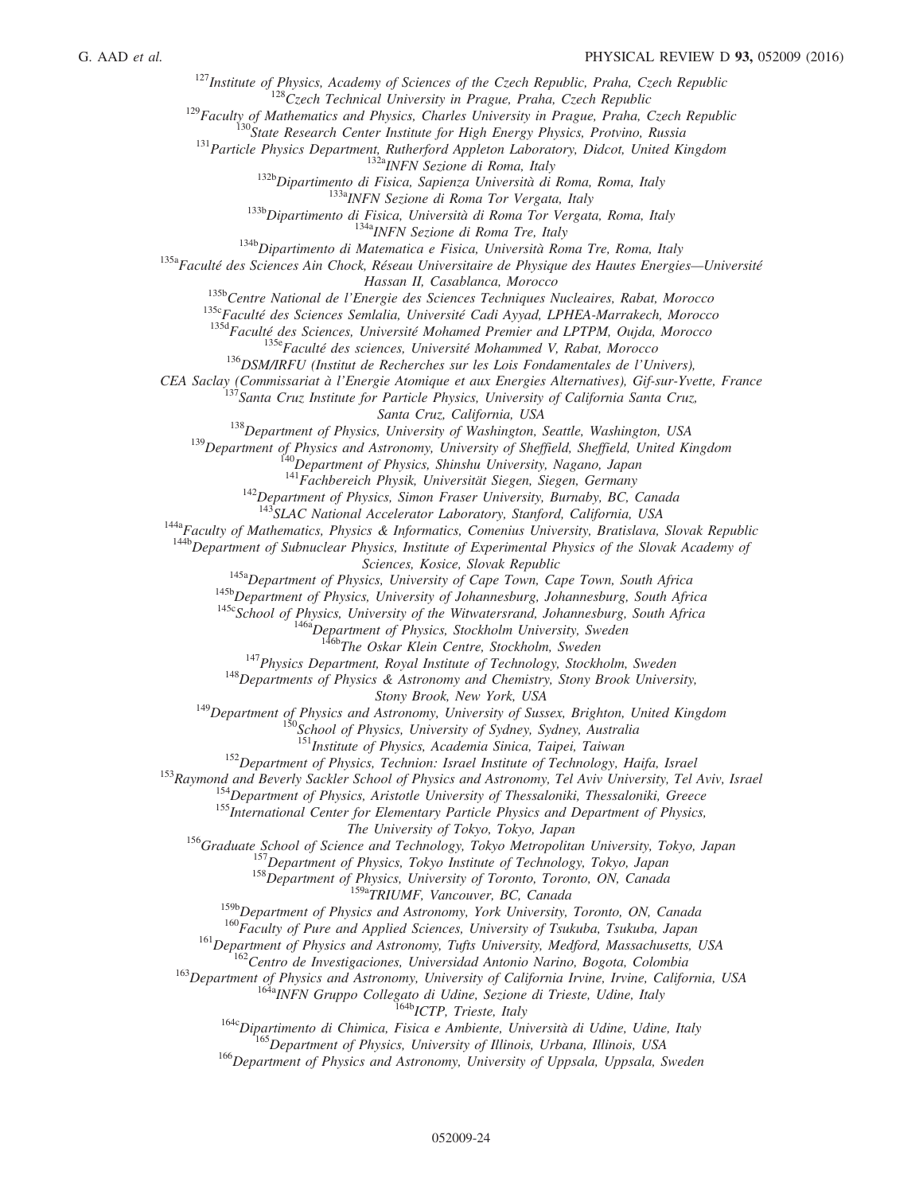[127]Institute of Physics, Academy of Sciences of the Czech Republic, Praha, Czech Republic
[128]Czech Technical University in Prague, Praha, Czech Republic
[129]Faculty of Mathematics and Physics, Charles University in Prague, Praha, Czech Republic
[130]State Research Center Institute for High Energy Physics, Protvino, Russia
[131]Particle Physics Department, Rutherford Appleton Laboratory, Didcot, United Kingdom
[132a]INFN Sezione di Roma, Italy
[132b]Dipartimento di Fisica, Sapienza Università di Roma, Roma, Italy
[133a]INFN Sezione di Roma Tor Vergata, Italy
[133b]Dipartimento di Fisica, Università di Roma Tor Vergata, Roma, Italy
[134a]INFN Sezione di Roma Tre, Italy
[134b]Dipartimento di Matematica e Fisica, Università Roma Tre, Roma, Italy
[135a]Faculté des Sciences Ain Chock, Réseau Universitaire de Physique des Hautes Energies—Université Hassan II, Casablanca, Morocco
[135b]Centre National de l'Energie des Sciences Techniques Nucleaires, Rabat, Morocco
[135c]Faculté des Sciences Semlalia, Université Cadi Ayyad, LPHEA-Marrakech, Morocco
[135d]Faculté des Sciences, Université Mohamed Premier and LPTPM, Oujda, Morocco
[135e]Faculté des sciences, Université Mohammed V, Rabat, Morocco
[136]DSM/IRFU (Institut de Recherches sur les Lois Fondamentales de l'Univers), CEA Saclay (Commissariat à l'Energie Atomique et aux Energies Alternatives), Gif-sur-Yvette, France
[137]Santa Cruz Institute for Particle Physics, University of California Santa Cruz, Santa Cruz, California, USA
[138]Department of Physics, University of Washington, Seattle, Washington, USA
[139]Department of Physics and Astronomy, University of Sheffield, Sheffield, United Kingdom
[140]Department of Physics, Shinshu University, Nagano, Japan
[141]Fachbereich Physik, Universität Siegen, Siegen, Germany
[142]Department of Physics, Simon Fraser University, Burnaby, BC, Canada
[143]SLAC National Accelerator Laboratory, Stanford, California, USA
[144a]Faculty of Mathematics, Physics & Informatics, Comenius University, Bratislava, Slovak Republic
[144b]Department of Subnuclear Physics, Institute of Experimental Physics of the Slovak Academy of Sciences, Kosice, Slovak Republic
[145a]Department of Physics, University of Cape Town, Cape Town, South Africa
[145b]Department of Physics, University of Johannesburg, Johannesburg, South Africa
[145c]School of Physics, University of the Witwatersrand, Johannesburg, South Africa
[146a]Department of Physics, Stockholm University, Sweden
[146b]The Oskar Klein Centre, Stockholm, Sweden
[147]Physics Department, Royal Institute of Technology, Stockholm, Sweden
[148]Departments of Physics & Astronomy and Chemistry, Stony Brook University, Stony Brook, New York, USA
[149]Department of Physics and Astronomy, University of Sussex, Brighton, United Kingdom
[150]School of Physics, University of Sydney, Sydney, Australia
[151]Institute of Physics, Academia Sinica, Taipei, Taiwan
[152]Department of Physics, Technion: Israel Institute of Technology, Haifa, Israel
[153]Raymond and Beverly Sackler School of Physics and Astronomy, Tel Aviv University, Tel Aviv, Israel
[154]Department of Physics, Aristotle University of Thessaloniki, Thessaloniki, Greece
[155]International Center for Elementary Particle Physics and Department of Physics, The University of Tokyo, Tokyo, Japan
[156]Graduate School of Science and Technology, Tokyo Metropolitan University, Tokyo, Japan
[157]Department of Physics, Tokyo Institute of Technology, Tokyo, Japan
[158]Department of Physics, University of Toronto, Toronto, ON, Canada
[159a]TRIUMF, Vancouver, BC, Canada
[159b]Department of Physics and Astronomy, York University, Toronto, ON, Canada
[160]Faculty of Pure and Applied Sciences, University of Tsukuba, Tsukuba, Japan
[161]Department of Physics and Astronomy, Tufts University, Medford, Massachusetts, USA
[162]Centro de Investigaciones, Universidad Antonio Narino, Bogota, Colombia
[163]Department of Physics and Astronomy, University of California Irvine, Irvine, California, USA
[164a]INFN Gruppo Collegato di Udine, Sezione di Trieste, Udine, Italy
[164b]ICTP, Trieste, Italy
[164c]Dipartimento di Chimica, Fisica e Ambiente, Università di Udine, Udine, Italy
[165]Department of Physics, University of Illinois, Urbana, Illinois, USA
[166]Department of Physics and Astronomy, University of Uppsala, Uppsala, Sweden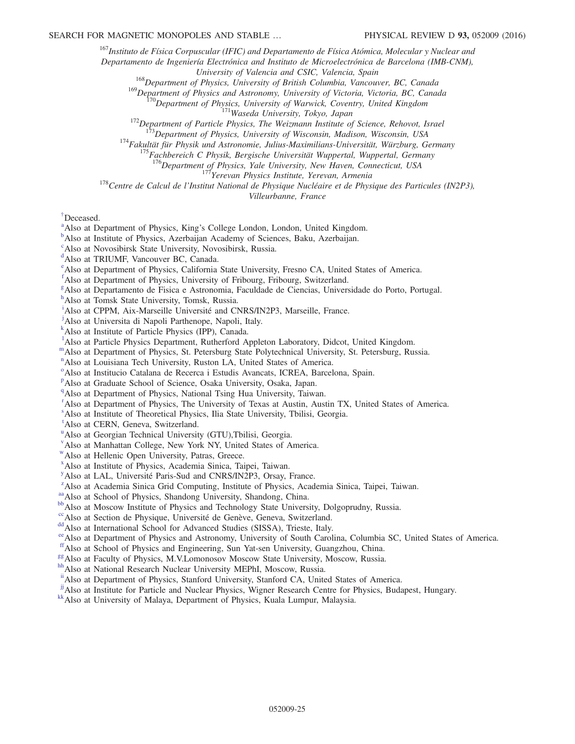[167]*Instituto de Física Corpuscular (IFIC) and Departamento de Física Atómica, Molecular y Nuclear and Departamento de Ingeniería Electrónica and Instituto de Microelectrónica de Barcelona (IMB-CNM), University of Valencia and CSIC, Valencia, Spain*

[168]*Department of Physics, University of British Columbia, Vancouver, BC, Canada*

[169]*Department of Physics and Astronomy, University of Victoria, Victoria, BC, Canada*

[170]*Department of Physics, University of Warwick, Coventry, United Kingdom*

[171]*Waseda University, Tokyo, Japan*

[172]*Department of Particle Physics, The Weizmann Institute of Science, Rehovot, Israel*

[173]*Department of Physics, University of Wisconsin, Madison, Wisconsin, USA*

[174]*Fakultät für Physik und Astronomie, Julius-Maximilians-Universität, Würzburg, Germany*

[175]*Fachbereich C Physik, Bergische Universität Wuppertal, Wuppertal, Germany*

[176]*Department of Physics, Yale University, New Haven, Connecticut, USA*

[177]*Yerevan Physics Institute, Yerevan, Armenia*

[178]*Centre de Calcul de l'Institut National de Physique Nucléaire et de Physique des Particules (IN2P3), Villeurbanne, France*

[†]Deceased.

[a]Also at Department of Physics, King's College London, London, United Kingdom.

[b]Also at Institute of Physics, Azerbaijan Academy of Sciences, Baku, Azerbaijan.

[c]Also at Novosibirsk State University, Novosibirsk, Russia.

[d]Also at TRIUMF, Vancouver BC, Canada.

[e]Also at Department of Physics, California State University, Fresno CA, United States of America.

[f]Also at Department of Physics, University of Fribourg, Fribourg, Switzerland.

[g]Also at Departamento de Fisica e Astronomia, Faculdade de Ciencias, Universidade do Porto, Portugal.

[h]Also at Tomsk State University, Tomsk, Russia.

[i]Also at CPPM, Aix-Marseille Université and CNRS/IN2P3, Marseille, France.

[j]Also at Universita di Napoli Parthenope, Napoli, Italy.

[k]Also at Institute of Particle Physics (IPP), Canada.

[l]Also at Particle Physics Department, Rutherford Appleton Laboratory, Didcot, United Kingdom.

[m]Also at Department of Physics, St. Petersburg State Polytechnical University, St. Petersburg, Russia.

[n]Also at Louisiana Tech University, Ruston LA, United States of America.

[o]Also at Institucio Catalana de Recerca i Estudis Avancats, ICREA, Barcelona, Spain.

[p]Also at Graduate School of Science, Osaka University, Osaka, Japan.

[q]Also at Department of Physics, National Tsing Hua University, Taiwan.

[r]Also at Department of Physics, The University of Texas at Austin, Austin TX, United States of America.

[s]Also at Institute of Theoretical Physics, Ilia State University, Tbilisi, Georgia.

[t]Also at CERN, Geneva, Switzerland.

[u]Also at Georgian Technical University (GTU),Tbilisi, Georgia.

[v]Also at Manhattan College, New York NY, United States of America.

[w]Also at Hellenic Open University, Patras, Greece.

[x]Also at Institute of Physics, Academia Sinica, Taipei, Taiwan.

[y]Also at LAL, Université Paris-Sud and CNRS/IN2P3, Orsay, France.

[z]Also at Academia Sinica Grid Computing, Institute of Physics, Academia Sinica, Taipei, Taiwan.

[aa]Also at School of Physics, Shandong University, Shandong, China.

[bb]Also at Moscow Institute of Physics and Technology State University, Dolgoprudny, Russia.

[cc]Also at Section de Physique, Université de Genève, Geneva, Switzerland.

[dd]Also at International School for Advanced Studies (SISSA), Trieste, Italy.

[ee]Also at Department of Physics and Astronomy, University of South Carolina, Columbia SC, United States of America.

[ff]Also at School of Physics and Engineering, Sun Yat-sen University, Guangzhou, China.

[gg]Also at Faculty of Physics, M.V.Lomonosov Moscow State University, Moscow, Russia.

[hh]Also at National Research Nuclear University MEPhI, Moscow, Russia.

[ii]Also at Department of Physics, Stanford University, Stanford CA, United States of America.

[jj]Also at Institute for Particle and Nuclear Physics, Wigner Research Centre for Physics, Budapest, Hungary.

[kk]Also at University of Malaya, Department of Physics, Kuala Lumpur, Malaysia.